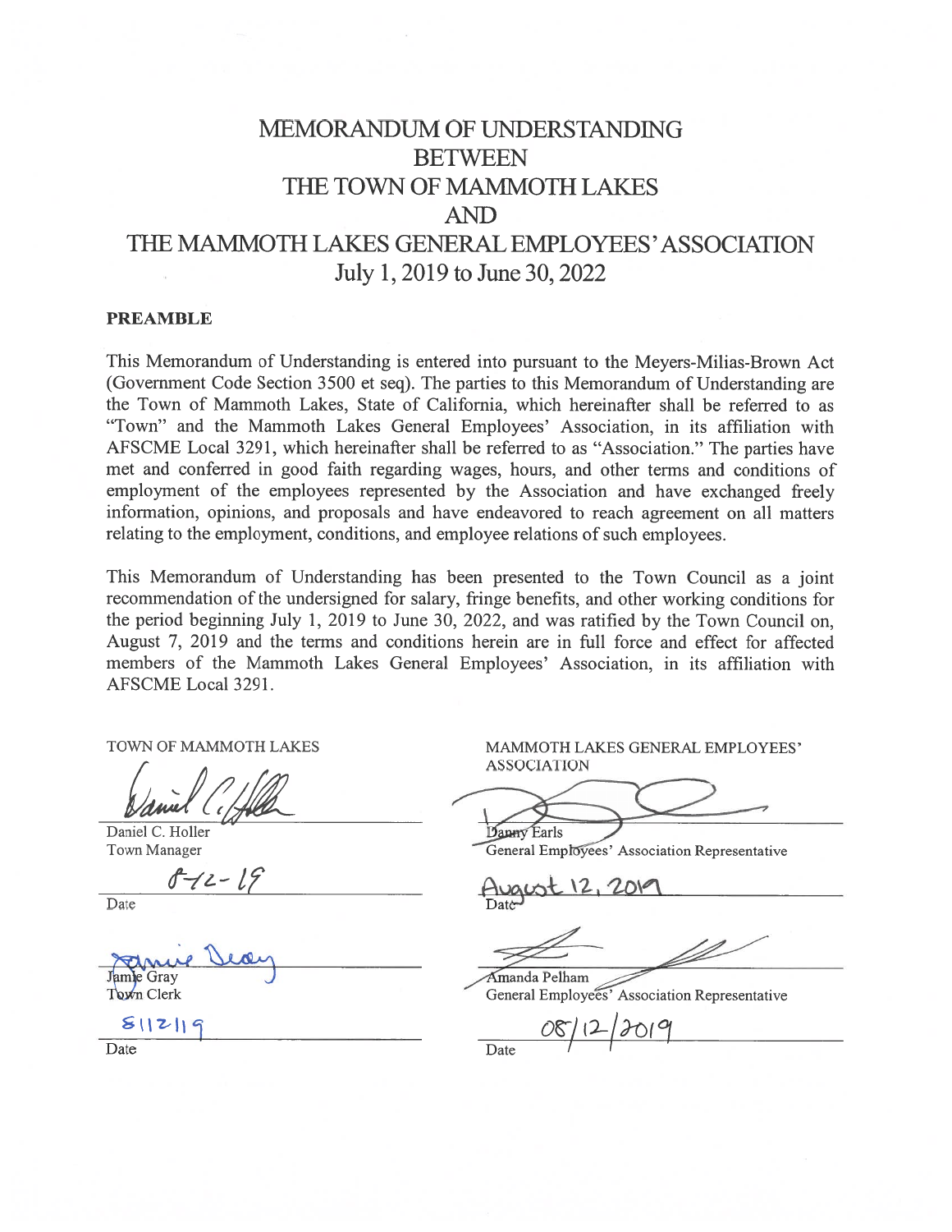# MEMORANDUM OF UNDERSTANDING
# BETWEEN
# THE TOWN OF MAMMOTH LAKES
# AND
# THE MAMMOTH LAKES GENERAL EMPLOYEES' ASSOCIATION
# July 1, 2019 to June 30, 2022

**PREAMBLE**

This Memorandum of Understanding is entered into pursuant to the Meyers-Milias-Brown Act (Government Code Section 3500 et seq). The parties to this Memorandum of Understanding are the Town of Mammoth Lakes, State of California, which hereinafter shall be referred to as "Town" and the Mammoth Lakes General Employees' Association, in its affiliation with AFSCME Local 3291, which hereinafter shall be referred to as "Association." The parties have met and conferred in good faith regarding wages, hours, and other terms and conditions of employment of the employees represented by the Association and have exchanged freely information, opinions, and proposals and have endeavored to reach agreement on all matters relating to the employment, conditions, and employee relations of such employees.

This Memorandum of Understanding has been presented to the Town Council as a joint recommendation of the undersigned for salary, fringe benefits, and other working conditions for the period beginning July 1, 2019 to June 30, 2022, and was ratified by the Town Council on, August 7, 2019 and the terms and conditions herein are in full force and effect for affected members of the Mammoth Lakes General Employees' Association, in its affiliation with AFSCME Local 3291.

| TOWN OF MAMMOTH LAKES | MAMMOTH LAKES GENERAL EMPLOYEES' ASSOCIATION |
|---|---|
| Daniel C. Holler<br>Town Manager | Danny Earls<br>General Employees' Association Representative |
| 8-12-19<br>Date | August 12, 2019<br>Date |
| Jamie Gray<br>Town Clerk | Amanda Pelham<br>General Employees' Association Representative |
| 8/12/19<br>Date | 08/12/2019<br>Date |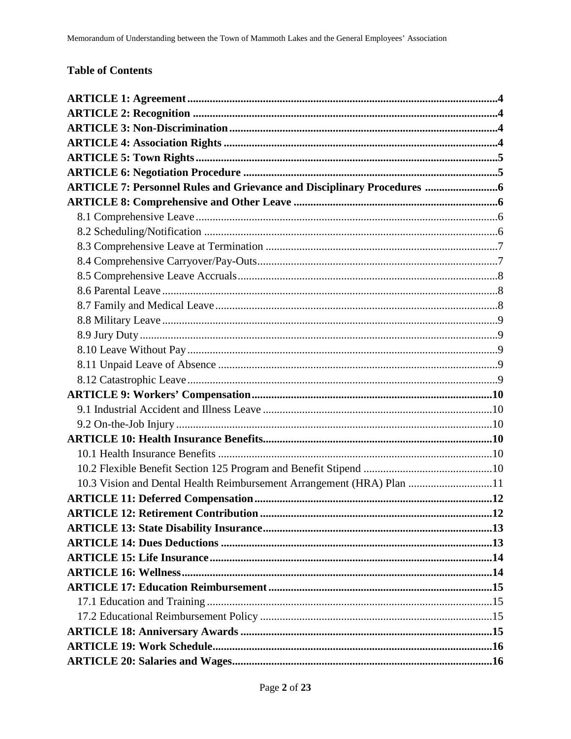## Table of Contents

**ARTICLE 1: Agreement** .......... **4**
**ARTICLE 2: Recognition** .......... **4**
**ARTICLE 3: Non-Discrimination** .......... **4**
**ARTICLE 4: Association Rights** .......... **4**
**ARTICLE 5: Town Rights** .......... **5**
**ARTICLE 6: Negotiation Procedure** .......... **5**
**ARTICLE 7: Personnel Rules and Grievance and Disciplinary Procedures** .......... **6**
**ARTICLE 8: Comprehensive and Other Leave** .......... **6**
- 8.1 Comprehensive Leave .......... 6
- 8.2 Scheduling/Notification .......... 6
- 8.3 Comprehensive Leave at Termination .......... 7
- 8.4 Comprehensive Carryover/Pay-Outs .......... 7
- 8.5 Comprehensive Leave Accruals .......... 8
- 8.6 Parental Leave .......... 8
- 8.7 Family and Medical Leave .......... 8
- 8.8 Military Leave .......... 9
- 8.9 Jury Duty .......... 9
- 8.10 Leave Without Pay .......... 9
- 8.11 Unpaid Leave of Absence .......... 9
- 8.12 Catastrophic Leave .......... 9

**ARTICLE 9: Workers' Compensation** .......... **10**
- 9.1 Industrial Accident and Illness Leave .......... 10
- 9.2 On-the-Job Injury .......... 10

**ARTICLE 10: Health Insurance Benefits** .......... **10**
- 10.1 Health Insurance Benefits .......... 10
- 10.2 Flexible Benefit Section 125 Program and Benefit Stipend .......... 10
- 10.3 Vision and Dental Health Reimbursement Arrangement (HRA) Plan .......... 11

**ARTICLE 11: Deferred Compensation** .......... **12**
**ARTICLE 12: Retirement Contribution** .......... **12**
**ARTICLE 13: State Disability Insurance** .......... **13**
**ARTICLE 14: Dues Deductions** .......... **13**
**ARTICLE 15: Life Insurance** .......... **14**
**ARTICLE 16: Wellness** .......... **14**
**ARTICLE 17: Education Reimbursement** .......... **15**
- 17.1 Education and Training .......... 15
- 17.2 Educational Reimbursement Policy .......... 15

**ARTICLE 18: Anniversary Awards** .......... **15**
**ARTICLE 19: Work Schedule** .......... **16**
**ARTICLE 20: Salaries and Wages** .......... **16**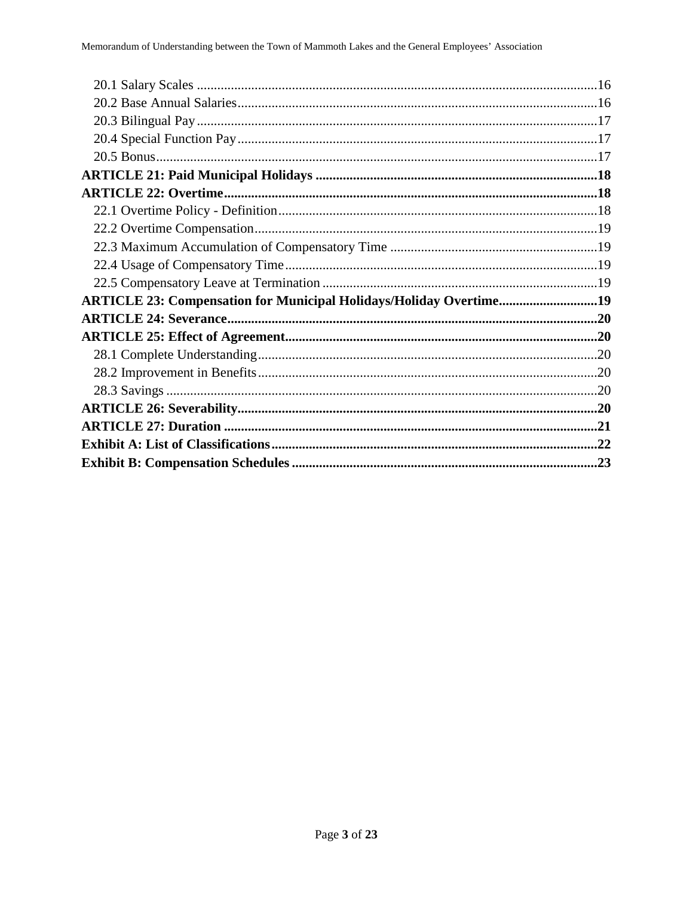20.1 Salary Scales ....................................................................................................................16
20.2 Base Annual Salaries.........................................................................................................16
20.3 Bilingual Pay.....................................................................................................................17
20.4 Special Function Pay.........................................................................................................17
20.5 Bonus.................................................................................................................................17

**ARTICLE 21: Paid Municipal Holidays ..................................................................................18**

**ARTICLE 22: Overtime............................................................................................................18**

22.1 Overtime Policy - Definition.............................................................................................18
22.2 Overtime Compensation....................................................................................................19
22.3 Maximum Accumulation of Compensatory Time .............................................................19
22.4 Usage of Compensatory Time...........................................................................................19
22.5 Compensatory Leave at Termination ................................................................................19

**ARTICLE 23: Compensation for Municipal Holidays/Holiday Overtime.............................19**

**ARTICLE 24: Severance...........................................................................................................20**

**ARTICLE 25: Effect of Agreement...........................................................................................20**

28.1 Complete Understanding...................................................................................................20
28.2 Improvement in Benefits...................................................................................................20
28.3 Savings .............................................................................................................................20

**ARTICLE 26: Severability........................................................................................................20**

**ARTICLE 27: Duration ............................................................................................................21**

**Exhibit A: List of Classifications..............................................................................................22**

**Exhibit B: Compensation Schedules ........................................................................................23**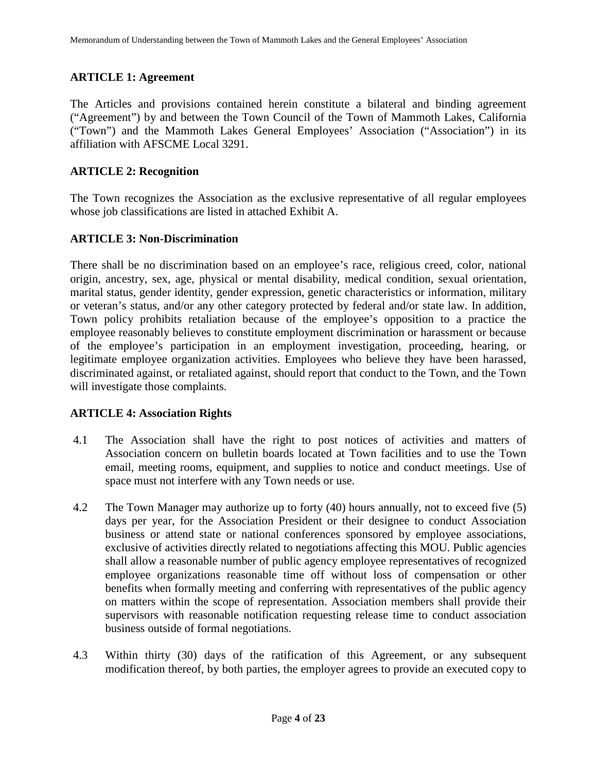## ARTICLE 1: Agreement

The Articles and provisions contained herein constitute a bilateral and binding agreement ("Agreement") by and between the Town Council of the Town of Mammoth Lakes, California ("Town") and the Mammoth Lakes General Employees' Association ("Association") in its affiliation with AFSCME Local 3291.

## ARTICLE 2: Recognition

The Town recognizes the Association as the exclusive representative of all regular employees whose job classifications are listed in attached Exhibit A.

## ARTICLE 3: Non-Discrimination

There shall be no discrimination based on an employee's race, religious creed, color, national origin, ancestry, sex, age, physical or mental disability, medical condition, sexual orientation, marital status, gender identity, gender expression, genetic characteristics or information, military or veteran's status, and/or any other category protected by federal and/or state law. In addition, Town policy prohibits retaliation because of the employee's opposition to a practice the employee reasonably believes to constitute employment discrimination or harassment or because of the employee's participation in an employment investigation, proceeding, hearing, or legitimate employee organization activities. Employees who believe they have been harassed, discriminated against, or retaliated against, should report that conduct to the Town, and the Town will investigate those complaints.

## ARTICLE 4: Association Rights

4.1 The Association shall have the right to post notices of activities and matters of Association concern on bulletin boards located at Town facilities and to use the Town email, meeting rooms, equipment, and supplies to notice and conduct meetings. Use of space must not interfere with any Town needs or use.

4.2 The Town Manager may authorize up to forty (40) hours annually, not to exceed five (5) days per year, for the Association President or their designee to conduct Association business or attend state or national conferences sponsored by employee associations, exclusive of activities directly related to negotiations affecting this MOU. Public agencies shall allow a reasonable number of public agency employee representatives of recognized employee organizations reasonable time off without loss of compensation or other benefits when formally meeting and conferring with representatives of the public agency on matters within the scope of representation. Association members shall provide their supervisors with reasonable notification requesting release time to conduct association business outside of formal negotiations.

4.3 Within thirty (30) days of the ratification of this Agreement, or any subsequent modification thereof, by both parties, the employer agrees to provide an executed copy to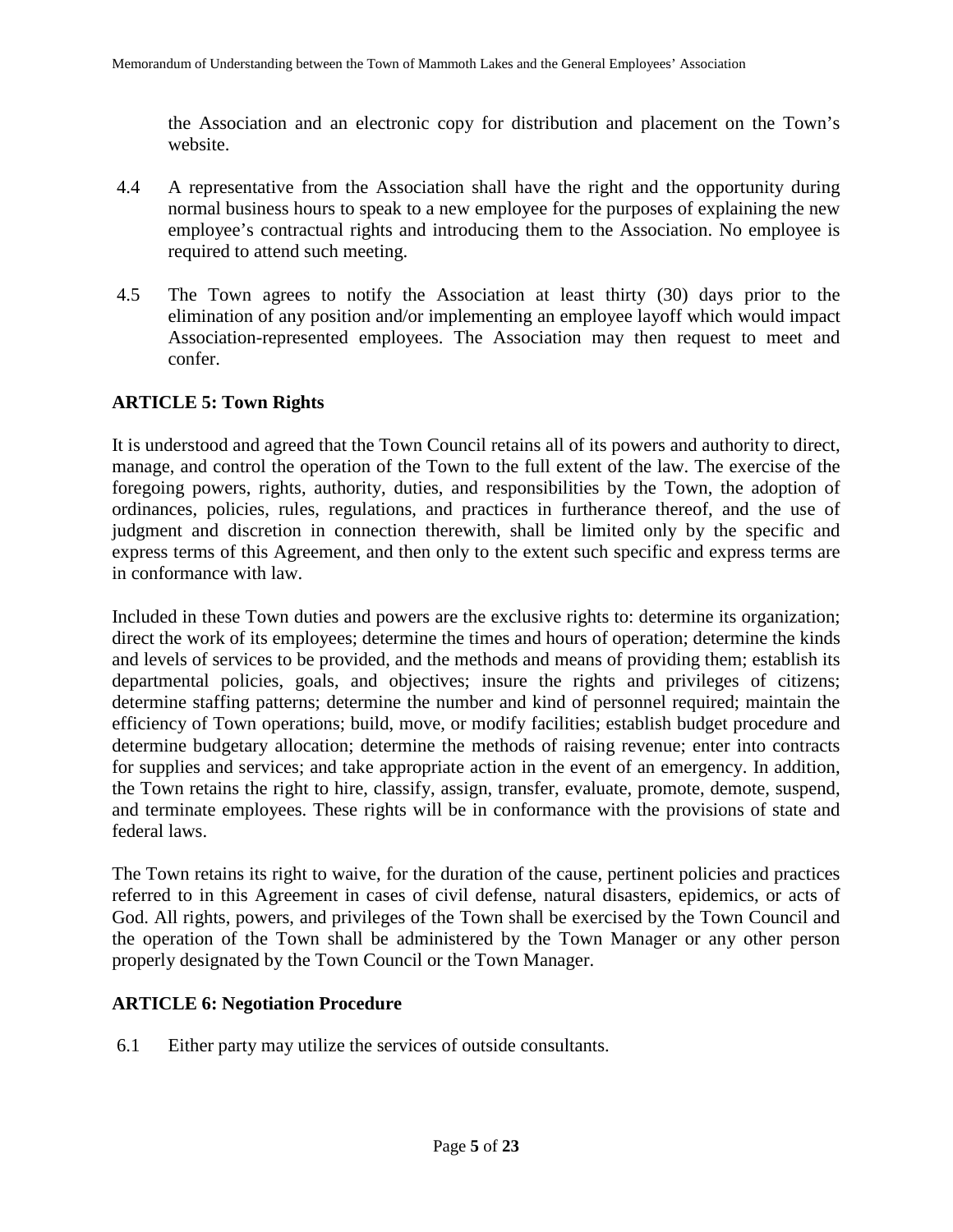the Association and an electronic copy for distribution and placement on the Town's website.

4.4 A representative from the Association shall have the right and the opportunity during normal business hours to speak to a new employee for the purposes of explaining the new employee's contractual rights and introducing them to the Association. No employee is required to attend such meeting.

4.5 The Town agrees to notify the Association at least thirty (30) days prior to the elimination of any position and/or implementing an employee layoff which would impact Association-represented employees. The Association may then request to meet and confer.

## ARTICLE 5: Town Rights

It is understood and agreed that the Town Council retains all of its powers and authority to direct, manage, and control the operation of the Town to the full extent of the law. The exercise of the foregoing powers, rights, authority, duties, and responsibilities by the Town, the adoption of ordinances, policies, rules, regulations, and practices in furtherance thereof, and the use of judgment and discretion in connection therewith, shall be limited only by the specific and express terms of this Agreement, and then only to the extent such specific and express terms are in conformance with law.

Included in these Town duties and powers are the exclusive rights to: determine its organization; direct the work of its employees; determine the times and hours of operation; determine the kinds and levels of services to be provided, and the methods and means of providing them; establish its departmental policies, goals, and objectives; insure the rights and privileges of citizens; determine staffing patterns; determine the number and kind of personnel required; maintain the efficiency of Town operations; build, move, or modify facilities; establish budget procedure and determine budgetary allocation; determine the methods of raising revenue; enter into contracts for supplies and services; and take appropriate action in the event of an emergency. In addition, the Town retains the right to hire, classify, assign, transfer, evaluate, promote, demote, suspend, and terminate employees. These rights will be in conformance with the provisions of state and federal laws.

The Town retains its right to waive, for the duration of the cause, pertinent policies and practices referred to in this Agreement in cases of civil defense, natural disasters, epidemics, or acts of God. All rights, powers, and privileges of the Town shall be exercised by the Town Council and the operation of the Town shall be administered by the Town Manager or any other person properly designated by the Town Council or the Town Manager.

## ARTICLE 6: Negotiation Procedure

6.1 Either party may utilize the services of outside consultants.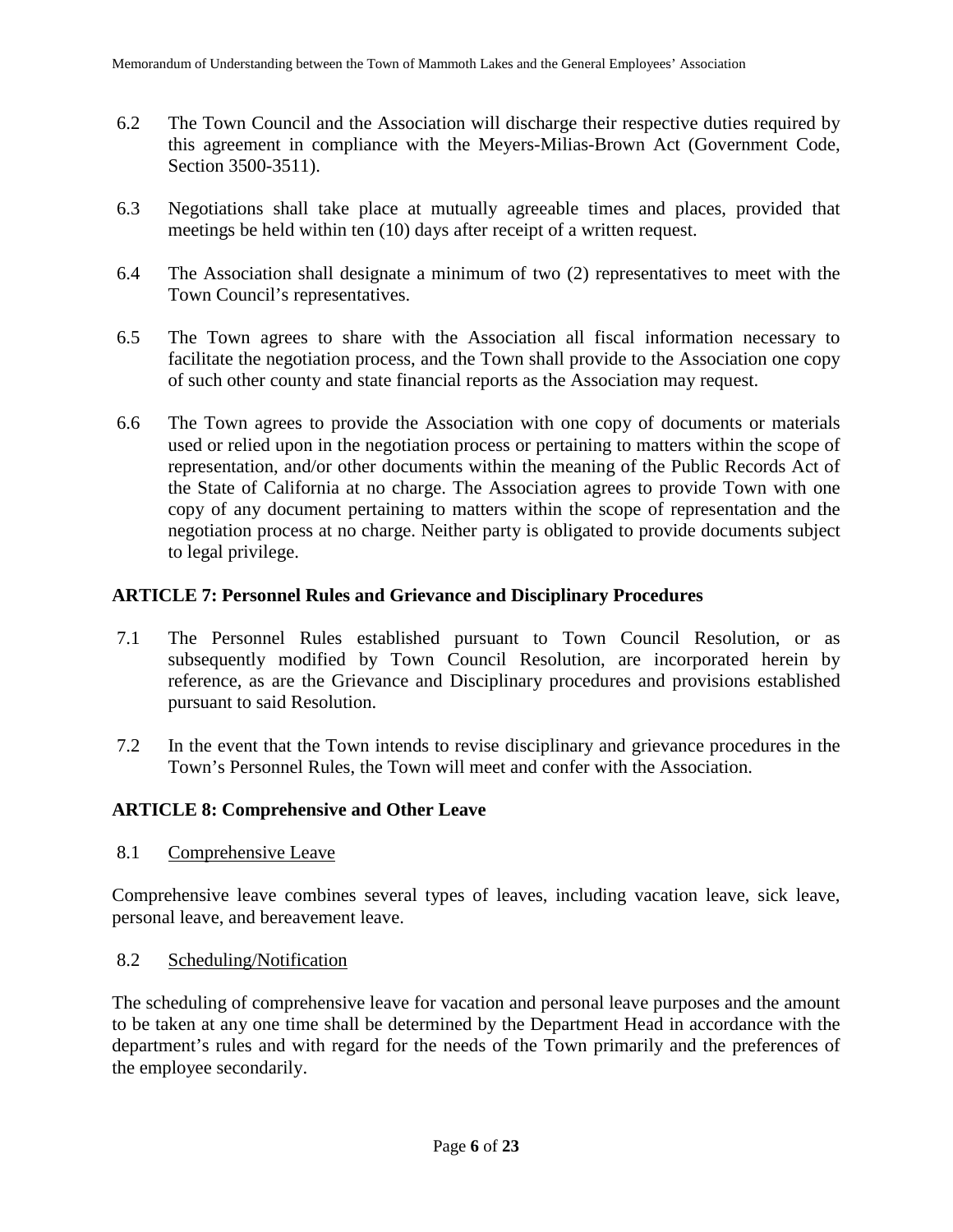6.2 The Town Council and the Association will discharge their respective duties required by this agreement in compliance with the Meyers-Milias-Brown Act (Government Code, Section 3500-3511).

6.3 Negotiations shall take place at mutually agreeable times and places, provided that meetings be held within ten (10) days after receipt of a written request.

6.4 The Association shall designate a minimum of two (2) representatives to meet with the Town Council's representatives.

6.5 The Town agrees to share with the Association all fiscal information necessary to facilitate the negotiation process, and the Town shall provide to the Association one copy of such other county and state financial reports as the Association may request.

6.6 The Town agrees to provide the Association with one copy of documents or materials used or relied upon in the negotiation process or pertaining to matters within the scope of representation, and/or other documents within the meaning of the Public Records Act of the State of California at no charge. The Association agrees to provide Town with one copy of any document pertaining to matters within the scope of representation and the negotiation process at no charge. Neither party is obligated to provide documents subject to legal privilege.

## ARTICLE 7: Personnel Rules and Grievance and Disciplinary Procedures

7.1 The Personnel Rules established pursuant to Town Council Resolution, or as subsequently modified by Town Council Resolution, are incorporated herein by reference, as are the Grievance and Disciplinary procedures and provisions established pursuant to said Resolution.

7.2 In the event that the Town intends to revise disciplinary and grievance procedures in the Town's Personnel Rules, the Town will meet and confer with the Association.

## ARTICLE 8: Comprehensive and Other Leave

8.1 Comprehensive Leave

Comprehensive leave combines several types of leaves, including vacation leave, sick leave, personal leave, and bereavement leave.

8.2 Scheduling/Notification

The scheduling of comprehensive leave for vacation and personal leave purposes and the amount to be taken at any one time shall be determined by the Department Head in accordance with the department's rules and with regard for the needs of the Town primarily and the preferences of the employee secondarily.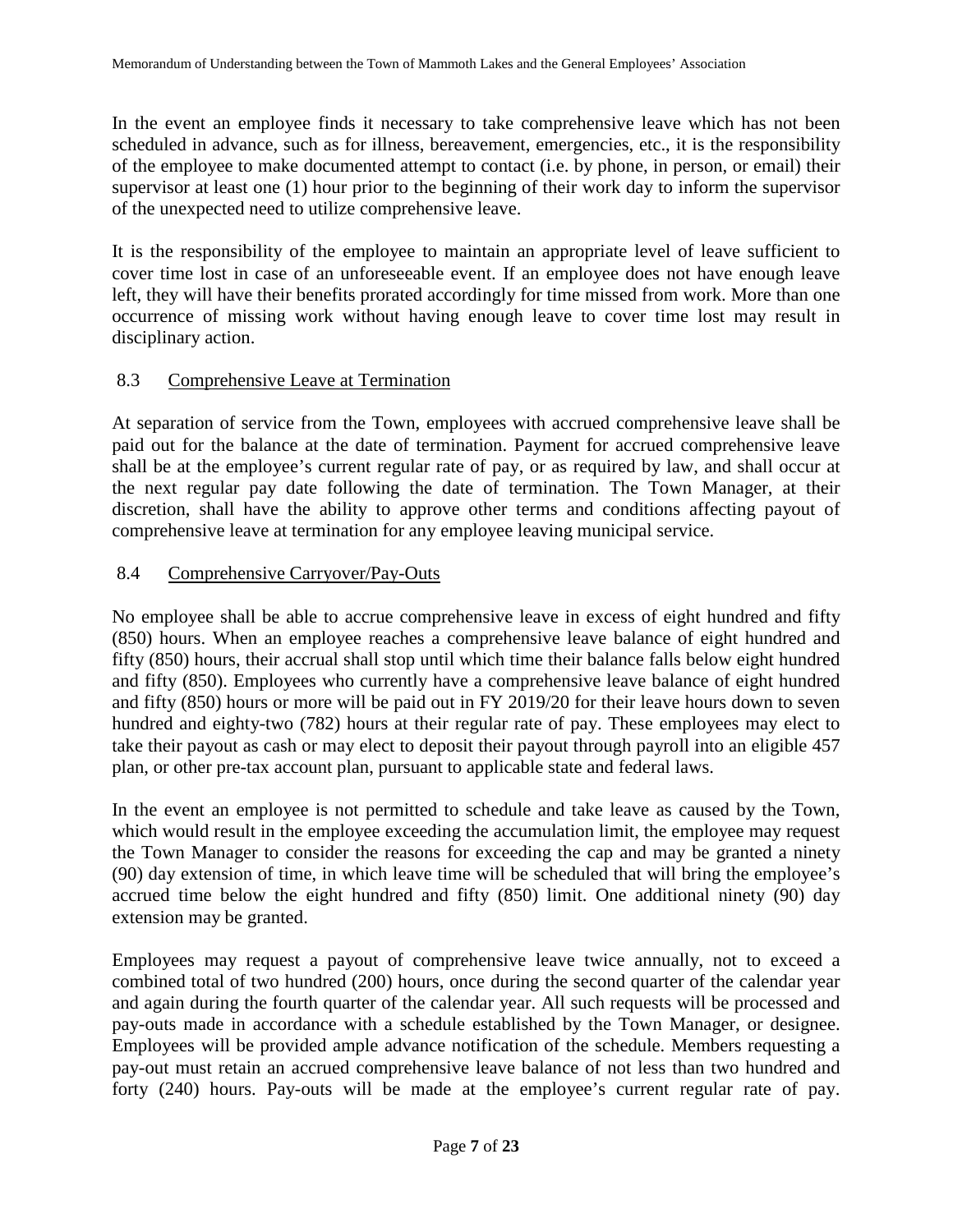In the event an employee finds it necessary to take comprehensive leave which has not been scheduled in advance, such as for illness, bereavement, emergencies, etc., it is the responsibility of the employee to make documented attempt to contact (i.e. by phone, in person, or email) their supervisor at least one (1) hour prior to the beginning of their work day to inform the supervisor of the unexpected need to utilize comprehensive leave.

It is the responsibility of the employee to maintain an appropriate level of leave sufficient to cover time lost in case of an unforeseeable event. If an employee does not have enough leave left, they will have their benefits prorated accordingly for time missed from work. More than one occurrence of missing work without having enough leave to cover time lost may result in disciplinary action.

### 8.3 Comprehensive Leave at Termination

At separation of service from the Town, employees with accrued comprehensive leave shall be paid out for the balance at the date of termination. Payment for accrued comprehensive leave shall be at the employee's current regular rate of pay, or as required by law, and shall occur at the next regular pay date following the date of termination. The Town Manager, at their discretion, shall have the ability to approve other terms and conditions affecting payout of comprehensive leave at termination for any employee leaving municipal service.

### 8.4 Comprehensive Carryover/Pay-Outs

No employee shall be able to accrue comprehensive leave in excess of eight hundred and fifty (850) hours. When an employee reaches a comprehensive leave balance of eight hundred and fifty (850) hours, their accrual shall stop until which time their balance falls below eight hundred and fifty (850). Employees who currently have a comprehensive leave balance of eight hundred and fifty (850) hours or more will be paid out in FY 2019/20 for their leave hours down to seven hundred and eighty-two (782) hours at their regular rate of pay. These employees may elect to take their payout as cash or may elect to deposit their payout through payroll into an eligible 457 plan, or other pre-tax account plan, pursuant to applicable state and federal laws.

In the event an employee is not permitted to schedule and take leave as caused by the Town, which would result in the employee exceeding the accumulation limit, the employee may request the Town Manager to consider the reasons for exceeding the cap and may be granted a ninety (90) day extension of time, in which leave time will be scheduled that will bring the employee's accrued time below the eight hundred and fifty (850) limit. One additional ninety (90) day extension may be granted.

Employees may request a payout of comprehensive leave twice annually, not to exceed a combined total of two hundred (200) hours, once during the second quarter of the calendar year and again during the fourth quarter of the calendar year. All such requests will be processed and pay-outs made in accordance with a schedule established by the Town Manager, or designee. Employees will be provided ample advance notification of the schedule. Members requesting a pay-out must retain an accrued comprehensive leave balance of not less than two hundred and forty (240) hours. Pay-outs will be made at the employee's current regular rate of pay.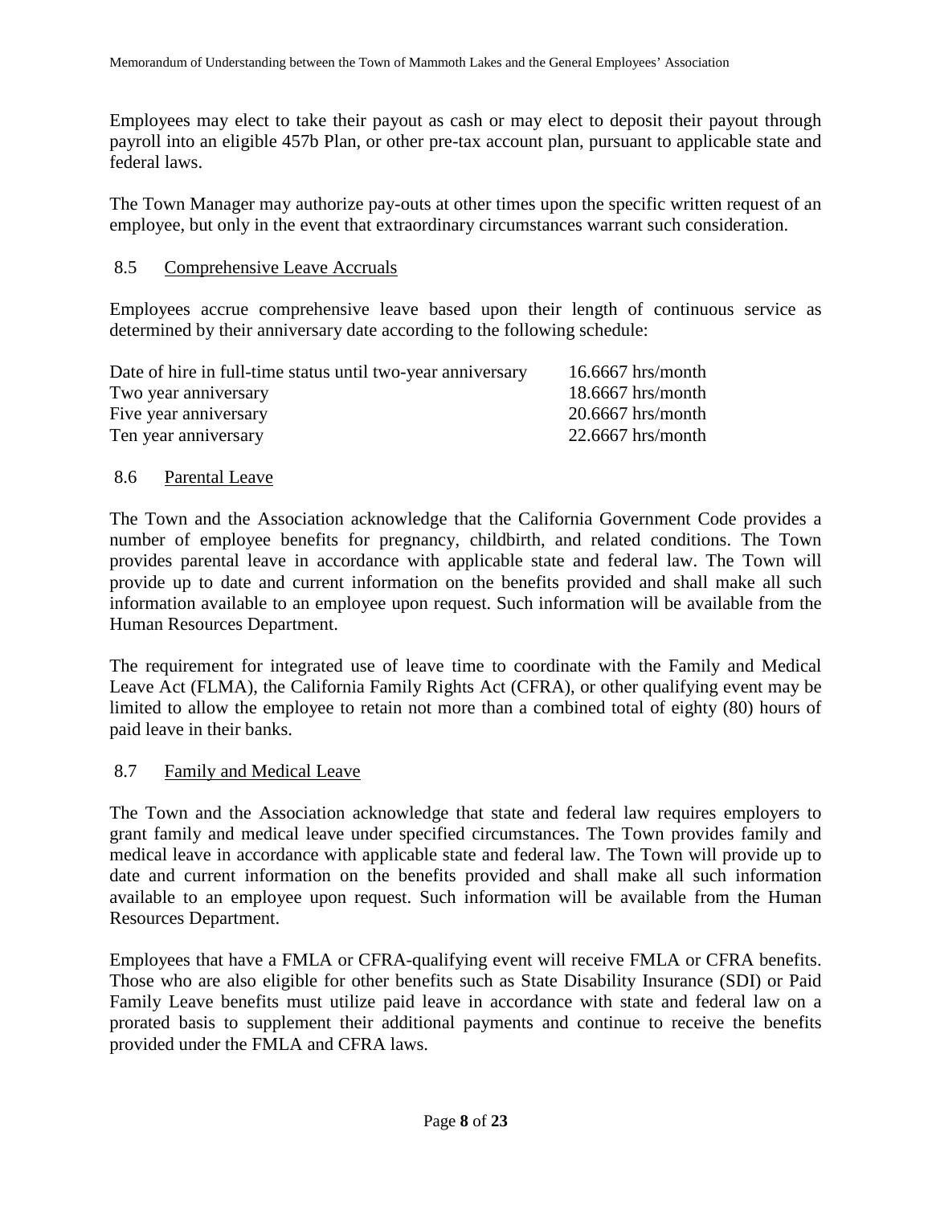Employees may elect to take their payout as cash or may elect to deposit their payout through payroll into an eligible 457b Plan, or other pre-tax account plan, pursuant to applicable state and federal laws.

The Town Manager may authorize pay-outs at other times upon the specific written request of an employee, but only in the event that extraordinary circumstances warrant such consideration.

### 8.5 Comprehensive Leave Accruals

Employees accrue comprehensive leave based upon their length of continuous service as determined by their anniversary date according to the following schedule:

| | |
|---|---|
| Date of hire in full-time status until two-year anniversary | 16.6667 hrs/month |
| Two year anniversary | 18.6667 hrs/month |
| Five year anniversary | 20.6667 hrs/month |
| Ten year anniversary | 22.6667 hrs/month |

### 8.6 Parental Leave

The Town and the Association acknowledge that the California Government Code provides a number of employee benefits for pregnancy, childbirth, and related conditions. The Town provides parental leave in accordance with applicable state and federal law. The Town will provide up to date and current information on the benefits provided and shall make all such information available to an employee upon request. Such information will be available from the Human Resources Department.

The requirement for integrated use of leave time to coordinate with the Family and Medical Leave Act (FLMA), the California Family Rights Act (CFRA), or other qualifying event may be limited to allow the employee to retain not more than a combined total of eighty (80) hours of paid leave in their banks.

### 8.7 Family and Medical Leave

The Town and the Association acknowledge that state and federal law requires employers to grant family and medical leave under specified circumstances. The Town provides family and medical leave in accordance with applicable state and federal law. The Town will provide up to date and current information on the benefits provided and shall make all such information available to an employee upon request. Such information will be available from the Human Resources Department.

Employees that have a FMLA or CFRA-qualifying event will receive FMLA or CFRA benefits. Those who are also eligible for other benefits such as State Disability Insurance (SDI) or Paid Family Leave benefits must utilize paid leave in accordance with state and federal law on a prorated basis to supplement their additional payments and continue to receive the benefits provided under the FMLA and CFRA laws.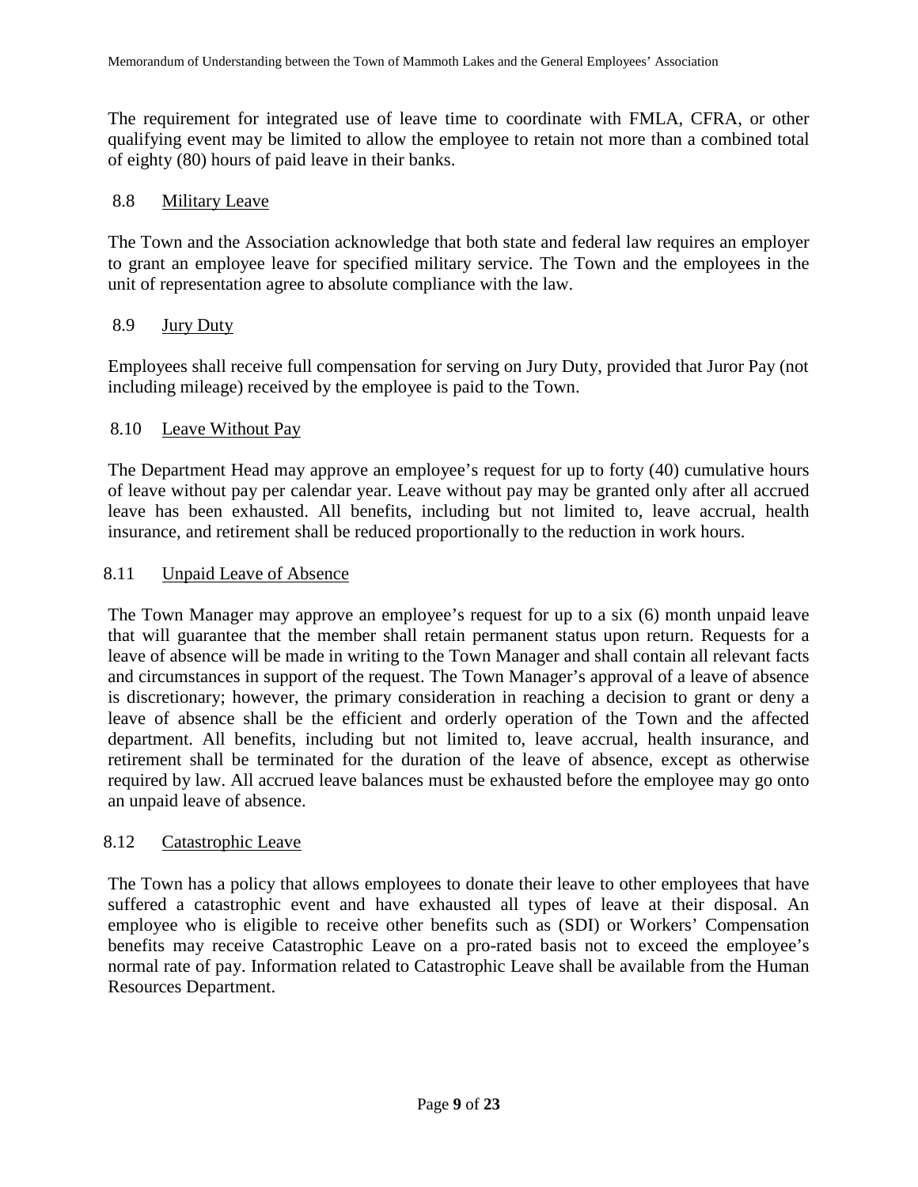The requirement for integrated use of leave time to coordinate with FMLA, CFRA, or other qualifying event may be limited to allow the employee to retain not more than a combined total of eighty (80) hours of paid leave in their banks.

### 8.8 Military Leave

The Town and the Association acknowledge that both state and federal law requires an employer to grant an employee leave for specified military service. The Town and the employees in the unit of representation agree to absolute compliance with the law.

### 8.9 Jury Duty

Employees shall receive full compensation for serving on Jury Duty, provided that Juror Pay (not including mileage) received by the employee is paid to the Town.

### 8.10 Leave Without Pay

The Department Head may approve an employee's request for up to forty (40) cumulative hours of leave without pay per calendar year. Leave without pay may be granted only after all accrued leave has been exhausted. All benefits, including but not limited to, leave accrual, health insurance, and retirement shall be reduced proportionally to the reduction in work hours.

### 8.11 Unpaid Leave of Absence

The Town Manager may approve an employee's request for up to a six (6) month unpaid leave that will guarantee that the member shall retain permanent status upon return. Requests for a leave of absence will be made in writing to the Town Manager and shall contain all relevant facts and circumstances in support of the request. The Town Manager's approval of a leave of absence is discretionary; however, the primary consideration in reaching a decision to grant or deny a leave of absence shall be the efficient and orderly operation of the Town and the affected department. All benefits, including but not limited to, leave accrual, health insurance, and retirement shall be terminated for the duration of the leave of absence, except as otherwise required by law. All accrued leave balances must be exhausted before the employee may go onto an unpaid leave of absence.

### 8.12 Catastrophic Leave

The Town has a policy that allows employees to donate their leave to other employees that have suffered a catastrophic event and have exhausted all types of leave at their disposal. An employee who is eligible to receive other benefits such as (SDI) or Workers' Compensation benefits may receive Catastrophic Leave on a pro-rated basis not to exceed the employee's normal rate of pay. Information related to Catastrophic Leave shall be available from the Human Resources Department.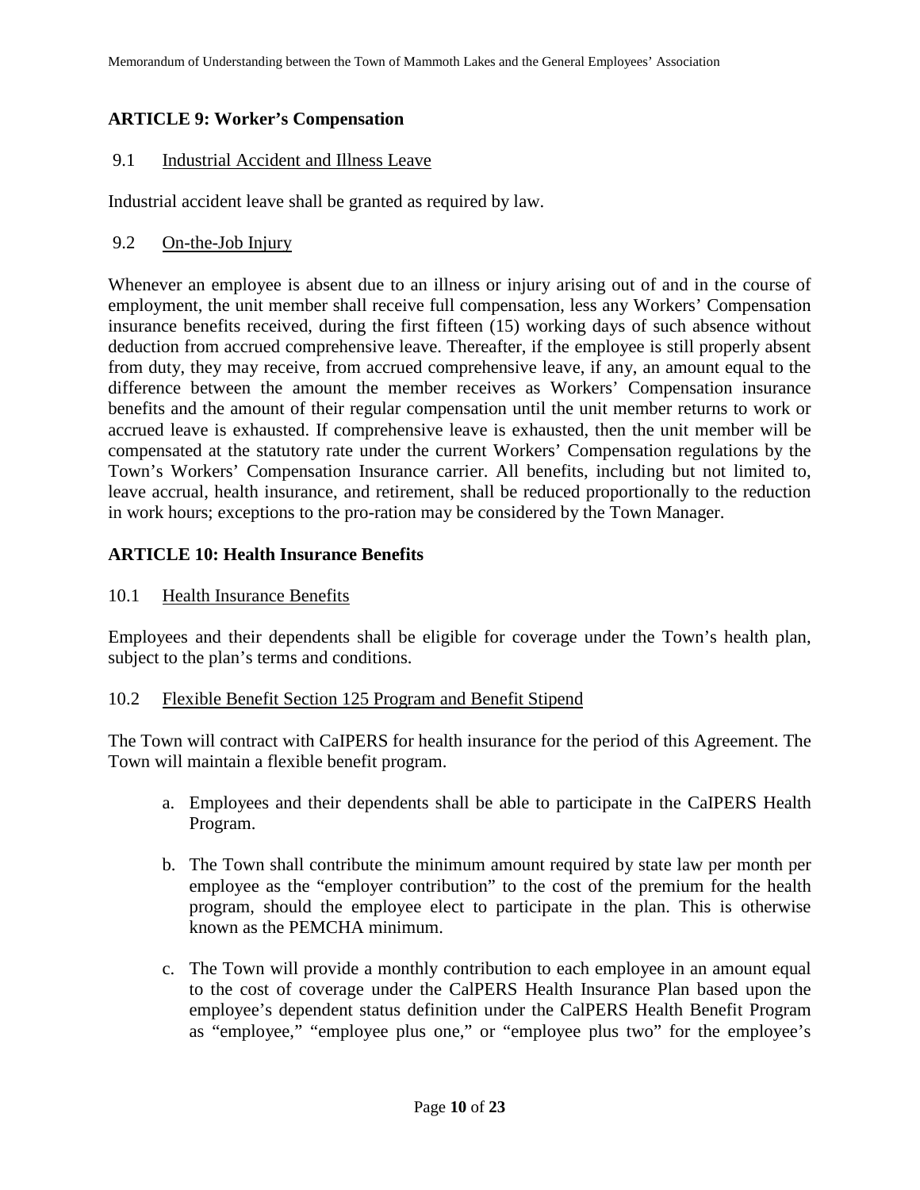## ARTICLE 9: Worker's Compensation

9.1 Industrial Accident and Illness Leave

Industrial accident leave shall be granted as required by law.

9.2 On-the-Job Injury

Whenever an employee is absent due to an illness or injury arising out of and in the course of employment, the unit member shall receive full compensation, less any Workers' Compensation insurance benefits received, during the first fifteen (15) working days of such absence without deduction from accrued comprehensive leave. Thereafter, if the employee is still properly absent from duty, they may receive, from accrued comprehensive leave, if any, an amount equal to the difference between the amount the member receives as Workers' Compensation insurance benefits and the amount of their regular compensation until the unit member returns to work or accrued leave is exhausted. If comprehensive leave is exhausted, then the unit member will be compensated at the statutory rate under the current Workers' Compensation regulations by the Town's Workers' Compensation Insurance carrier. All benefits, including but not limited to, leave accrual, health insurance, and retirement, shall be reduced proportionally to the reduction in work hours; exceptions to the pro-ration may be considered by the Town Manager.

## ARTICLE 10: Health Insurance Benefits

10.1 Health Insurance Benefits

Employees and their dependents shall be eligible for coverage under the Town's health plan, subject to the plan's terms and conditions.

10.2 Flexible Benefit Section 125 Program and Benefit Stipend

The Town will contract with CaIPERS for health insurance for the period of this Agreement. The Town will maintain a flexible benefit program.

a. Employees and their dependents shall be able to participate in the CaIPERS Health Program.

b. The Town shall contribute the minimum amount required by state law per month per employee as the "employer contribution" to the cost of the premium for the health program, should the employee elect to participate in the plan. This is otherwise known as the PEMCHA minimum.

c. The Town will provide a monthly contribution to each employee in an amount equal to the cost of coverage under the CalPERS Health Insurance Plan based upon the employee's dependent status definition under the CalPERS Health Benefit Program as "employee," "employee plus one," or "employee plus two" for the employee's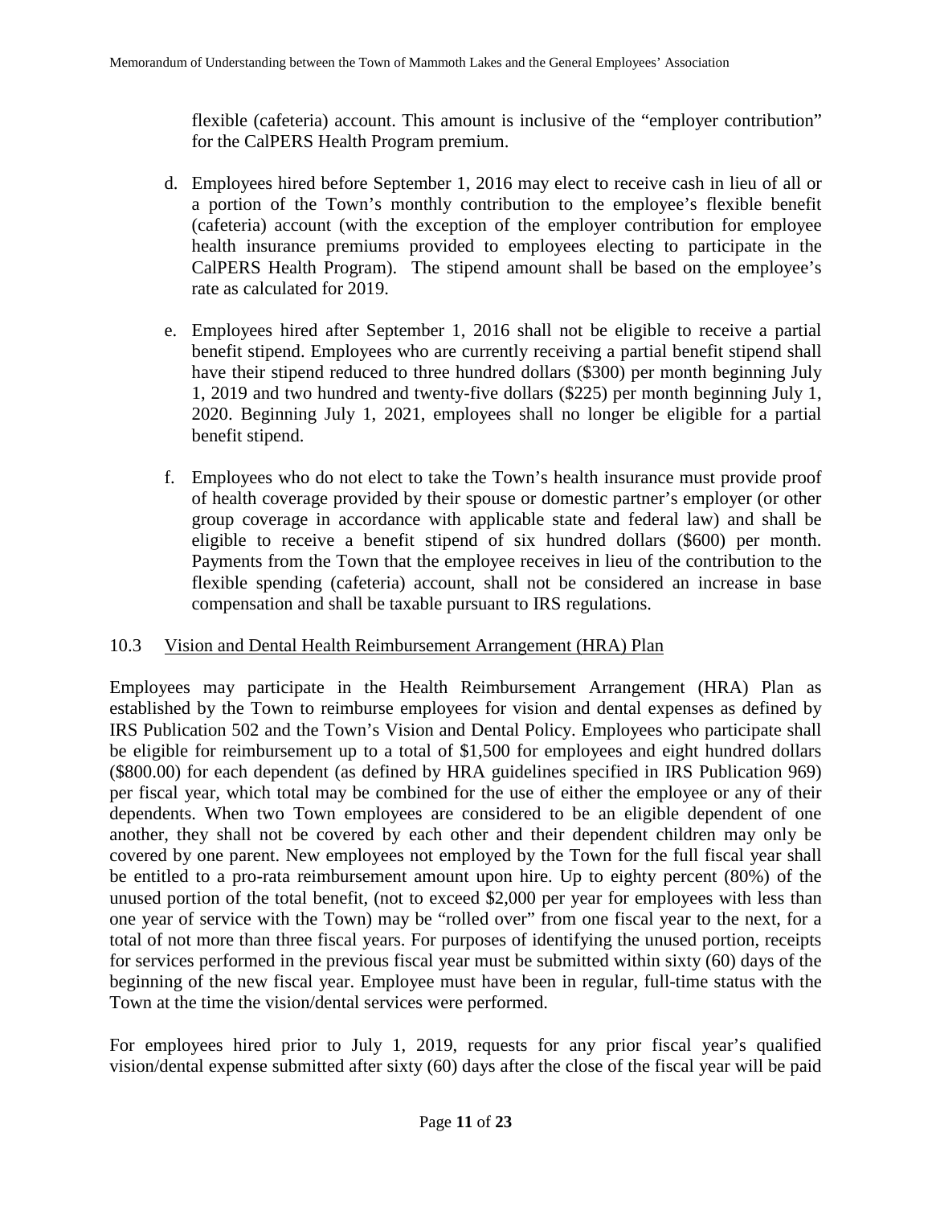flexible (cafeteria) account. This amount is inclusive of the "employer contribution" for the CalPERS Health Program premium.

d. Employees hired before September 1, 2016 may elect to receive cash in lieu of all or a portion of the Town's monthly contribution to the employee's flexible benefit (cafeteria) account (with the exception of the employer contribution for employee health insurance premiums provided to employees electing to participate in the CalPERS Health Program). The stipend amount shall be based on the employee's rate as calculated for 2019.

e. Employees hired after September 1, 2016 shall not be eligible to receive a partial benefit stipend. Employees who are currently receiving a partial benefit stipend shall have their stipend reduced to three hundred dollars ($300) per month beginning July 1, 2019 and two hundred and twenty-five dollars ($225) per month beginning July 1, 2020. Beginning July 1, 2021, employees shall no longer be eligible for a partial benefit stipend.

f. Employees who do not elect to take the Town's health insurance must provide proof of health coverage provided by their spouse or domestic partner's employer (or other group coverage in accordance with applicable state and federal law) and shall be eligible to receive a benefit stipend of six hundred dollars ($600) per month. Payments from the Town that the employee receives in lieu of the contribution to the flexible spending (cafeteria) account, shall not be considered an increase in base compensation and shall be taxable pursuant to IRS regulations.

10.3 Vision and Dental Health Reimbursement Arrangement (HRA) Plan

Employees may participate in the Health Reimbursement Arrangement (HRA) Plan as established by the Town to reimburse employees for vision and dental expenses as defined by IRS Publication 502 and the Town's Vision and Dental Policy. Employees who participate shall be eligible for reimbursement up to a total of $1,500 for employees and eight hundred dollars ($800.00) for each dependent (as defined by HRA guidelines specified in IRS Publication 969) per fiscal year, which total may be combined for the use of either the employee or any of their dependents. When two Town employees are considered to be an eligible dependent of one another, they shall not be covered by each other and their dependent children may only be covered by one parent. New employees not employed by the Town for the full fiscal year shall be entitled to a pro-rata reimbursement amount upon hire. Up to eighty percent (80%) of the unused portion of the total benefit, (not to exceed $2,000 per year for employees with less than one year of service with the Town) may be "rolled over" from one fiscal year to the next, for a total of not more than three fiscal years. For purposes of identifying the unused portion, receipts for services performed in the previous fiscal year must be submitted within sixty (60) days of the beginning of the new fiscal year. Employee must have been in regular, full-time status with the Town at the time the vision/dental services were performed.

For employees hired prior to July 1, 2019, requests for any prior fiscal year's qualified vision/dental expense submitted after sixty (60) days after the close of the fiscal year will be paid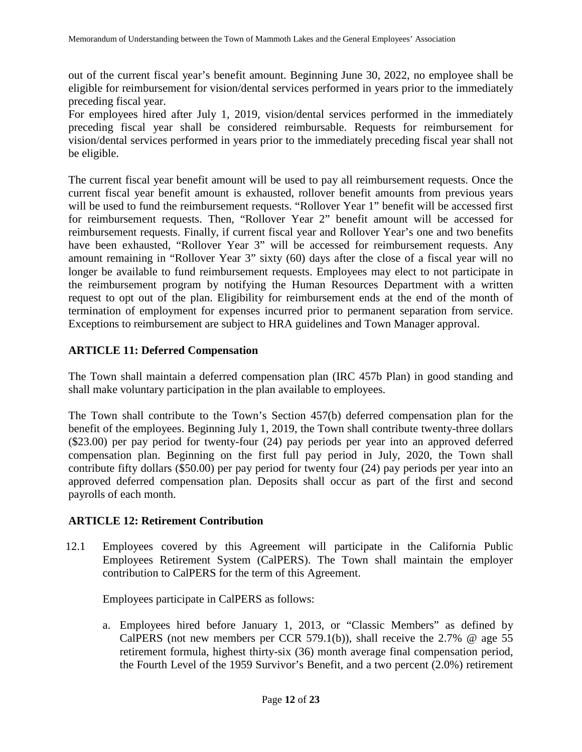out of the current fiscal year's benefit amount. Beginning June 30, 2022, no employee shall be eligible for reimbursement for vision/dental services performed in years prior to the immediately preceding fiscal year.
For employees hired after July 1, 2019, vision/dental services performed in the immediately preceding fiscal year shall be considered reimbursable. Requests for reimbursement for vision/dental services performed in years prior to the immediately preceding fiscal year shall not be eligible.

The current fiscal year benefit amount will be used to pay all reimbursement requests. Once the current fiscal year benefit amount is exhausted, rollover benefit amounts from previous years will be used to fund the reimbursement requests. "Rollover Year 1" benefit will be accessed first for reimbursement requests. Then, "Rollover Year 2" benefit amount will be accessed for reimbursement requests. Finally, if current fiscal year and Rollover Year's one and two benefits have been exhausted, "Rollover Year 3" will be accessed for reimbursement requests. Any amount remaining in "Rollover Year 3" sixty (60) days after the close of a fiscal year will no longer be available to fund reimbursement requests. Employees may elect to not participate in the reimbursement program by notifying the Human Resources Department with a written request to opt out of the plan. Eligibility for reimbursement ends at the end of the month of termination of employment for expenses incurred prior to permanent separation from service. Exceptions to reimbursement are subject to HRA guidelines and Town Manager approval.

## ARTICLE 11: Deferred Compensation

The Town shall maintain a deferred compensation plan (IRC 457b Plan) in good standing and shall make voluntary participation in the plan available to employees.

The Town shall contribute to the Town's Section 457(b) deferred compensation plan for the benefit of the employees. Beginning July 1, 2019, the Town shall contribute twenty-three dollars ($23.00) per pay period for twenty-four (24) pay periods per year into an approved deferred compensation plan. Beginning on the first full pay period in July, 2020, the Town shall contribute fifty dollars ($50.00) per pay period for twenty four (24) pay periods per year into an approved deferred compensation plan. Deposits shall occur as part of the first and second payrolls of each month.

## ARTICLE 12: Retirement Contribution

12.1 Employees covered by this Agreement will participate in the California Public Employees Retirement System (CalPERS). The Town shall maintain the employer contribution to CalPERS for the term of this Agreement.

Employees participate in CalPERS as follows:

a. Employees hired before January 1, 2013, or "Classic Members" as defined by CalPERS (not new members per CCR 579.1(b)), shall receive the 2.7% @ age 55 retirement formula, highest thirty-six (36) month average final compensation period, the Fourth Level of the 1959 Survivor's Benefit, and a two percent (2.0%) retirement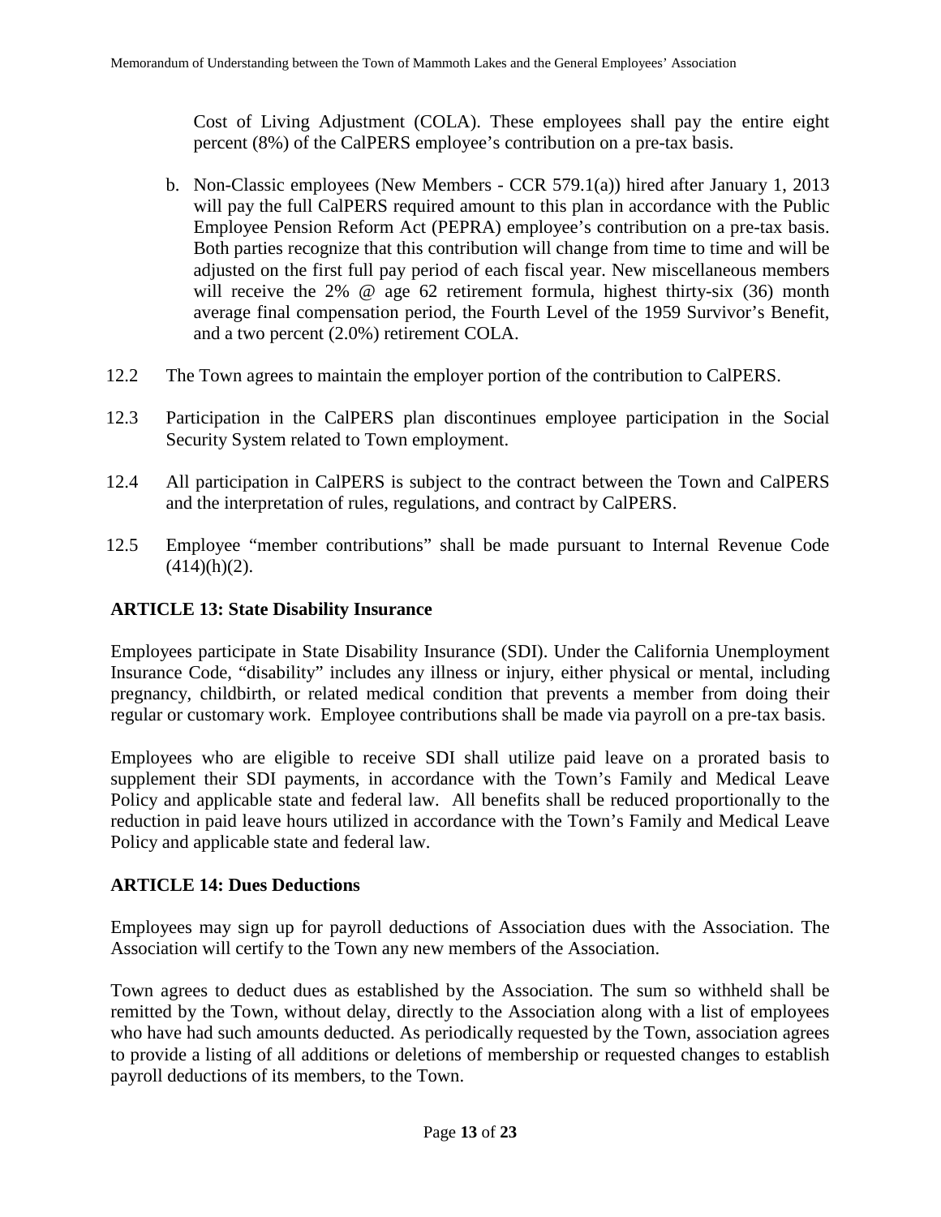Cost of Living Adjustment (COLA). These employees shall pay the entire eight percent (8%) of the CalPERS employee's contribution on a pre-tax basis.

b. Non-Classic employees (New Members - CCR 579.1(a)) hired after January 1, 2013 will pay the full CalPERS required amount to this plan in accordance with the Public Employee Pension Reform Act (PEPRA) employee's contribution on a pre-tax basis. Both parties recognize that this contribution will change from time to time and will be adjusted on the first full pay period of each fiscal year. New miscellaneous members will receive the 2% @ age 62 retirement formula, highest thirty-six (36) month average final compensation period, the Fourth Level of the 1959 Survivor's Benefit, and a two percent (2.0%) retirement COLA.

12.2 The Town agrees to maintain the employer portion of the contribution to CalPERS.

12.3 Participation in the CalPERS plan discontinues employee participation in the Social Security System related to Town employment.

12.4 All participation in CalPERS is subject to the contract between the Town and CalPERS and the interpretation of rules, regulations, and contract by CalPERS.

12.5 Employee "member contributions" shall be made pursuant to Internal Revenue Code (414)(h)(2).

## ARTICLE 13: State Disability Insurance

Employees participate in State Disability Insurance (SDI). Under the California Unemployment Insurance Code, "disability" includes any illness or injury, either physical or mental, including pregnancy, childbirth, or related medical condition that prevents a member from doing their regular or customary work. Employee contributions shall be made via payroll on a pre-tax basis.

Employees who are eligible to receive SDI shall utilize paid leave on a prorated basis to supplement their SDI payments, in accordance with the Town's Family and Medical Leave Policy and applicable state and federal law. All benefits shall be reduced proportionally to the reduction in paid leave hours utilized in accordance with the Town's Family and Medical Leave Policy and applicable state and federal law.

## ARTICLE 14: Dues Deductions

Employees may sign up for payroll deductions of Association dues with the Association. The Association will certify to the Town any new members of the Association.

Town agrees to deduct dues as established by the Association. The sum so withheld shall be remitted by the Town, without delay, directly to the Association along with a list of employees who have had such amounts deducted. As periodically requested by the Town, association agrees to provide a listing of all additions or deletions of membership or requested changes to establish payroll deductions of its members, to the Town.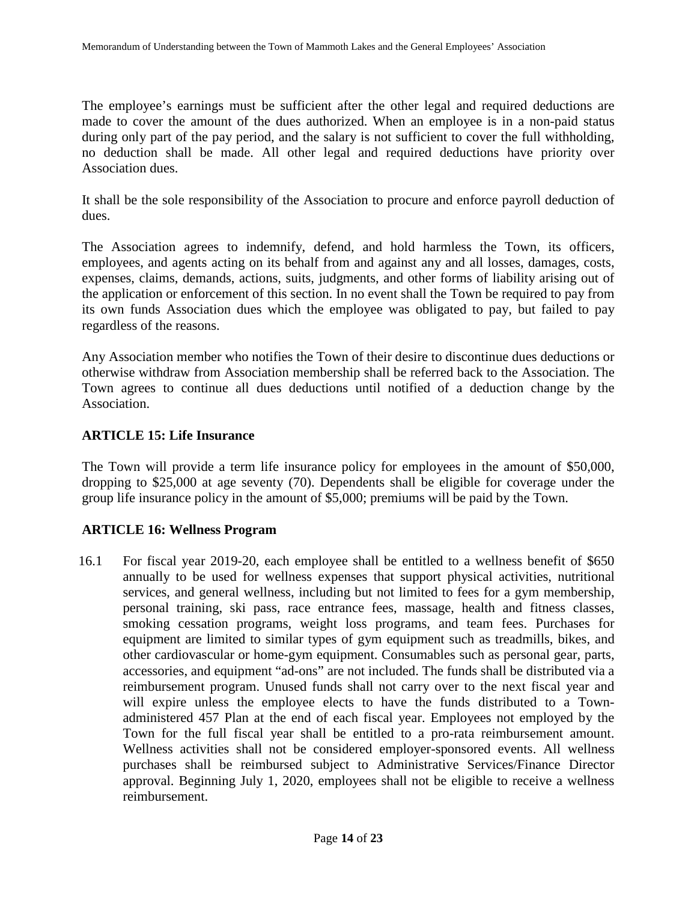The employee's earnings must be sufficient after the other legal and required deductions are made to cover the amount of the dues authorized. When an employee is in a non-paid status during only part of the pay period, and the salary is not sufficient to cover the full withholding, no deduction shall be made. All other legal and required deductions have priority over Association dues.

It shall be the sole responsibility of the Association to procure and enforce payroll deduction of dues.

The Association agrees to indemnify, defend, and hold harmless the Town, its officers, employees, and agents acting on its behalf from and against any and all losses, damages, costs, expenses, claims, demands, actions, suits, judgments, and other forms of liability arising out of the application or enforcement of this section. In no event shall the Town be required to pay from its own funds Association dues which the employee was obligated to pay, but failed to pay regardless of the reasons.

Any Association member who notifies the Town of their desire to discontinue dues deductions or otherwise withdraw from Association membership shall be referred back to the Association. The Town agrees to continue all dues deductions until notified of a deduction change by the Association.

## ARTICLE 15: Life Insurance

The Town will provide a term life insurance policy for employees in the amount of $50,000, dropping to $25,000 at age seventy (70). Dependents shall be eligible for coverage under the group life insurance policy in the amount of $5,000; premiums will be paid by the Town.

## ARTICLE 16: Wellness Program

16.1 For fiscal year 2019-20, each employee shall be entitled to a wellness benefit of $650 annually to be used for wellness expenses that support physical activities, nutritional services, and general wellness, including but not limited to fees for a gym membership, personal training, ski pass, race entrance fees, massage, health and fitness classes, smoking cessation programs, weight loss programs, and team fees. Purchases for equipment are limited to similar types of gym equipment such as treadmills, bikes, and other cardiovascular or home-gym equipment. Consumables such as personal gear, parts, accessories, and equipment "ad-ons" are not included. The funds shall be distributed via a reimbursement program. Unused funds shall not carry over to the next fiscal year and will expire unless the employee elects to have the funds distributed to a Town-administered 457 Plan at the end of each fiscal year. Employees not employed by the Town for the full fiscal year shall be entitled to a pro-rata reimbursement amount. Wellness activities shall not be considered employer-sponsored events. All wellness purchases shall be reimbursed subject to Administrative Services/Finance Director approval. Beginning July 1, 2020, employees shall not be eligible to receive a wellness reimbursement.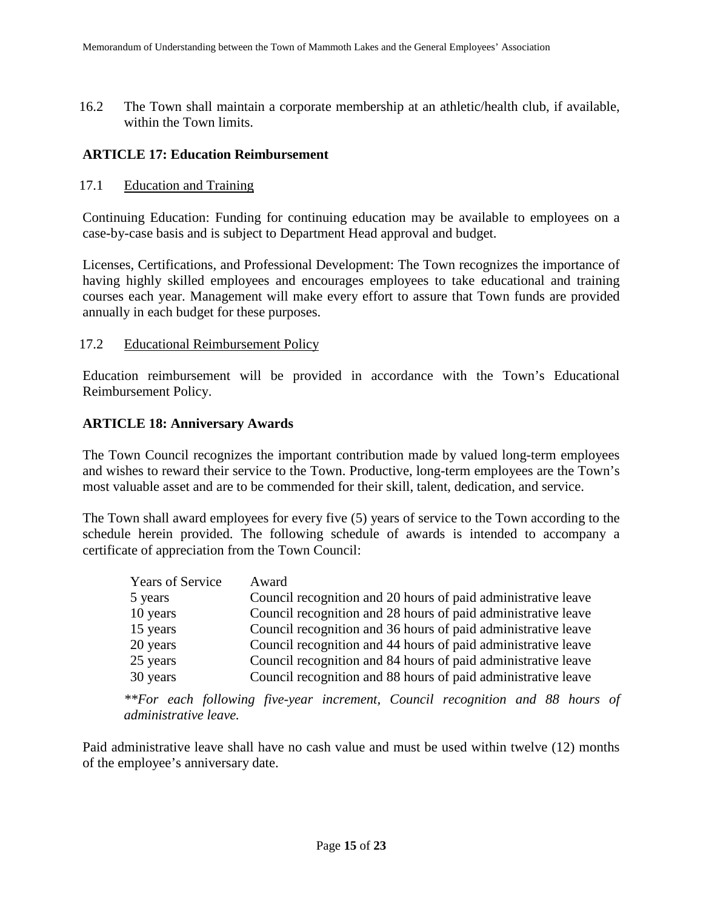16.2 The Town shall maintain a corporate membership at an athletic/health club, if available, within the Town limits.

## ARTICLE 17: Education Reimbursement

### 17.1 Education and Training

Continuing Education: Funding for continuing education may be available to employees on a case-by-case basis and is subject to Department Head approval and budget.

Licenses, Certifications, and Professional Development: The Town recognizes the importance of having highly skilled employees and encourages employees to take educational and training courses each year. Management will make every effort to assure that Town funds are provided annually in each budget for these purposes.

### 17.2 Educational Reimbursement Policy

Education reimbursement will be provided in accordance with the Town's Educational Reimbursement Policy.

## ARTICLE 18: Anniversary Awards

The Town Council recognizes the important contribution made by valued long-term employees and wishes to reward their service to the Town. Productive, long-term employees are the Town's most valuable asset and are to be commended for their skill, talent, dedication, and service.

The Town shall award employees for every five (5) years of service to the Town according to the schedule herein provided. The following schedule of awards is intended to accompany a certificate of appreciation from the Town Council:

| Years of Service | Award |
|---|---|
| 5 years | Council recognition and 20 hours of paid administrative leave |
| 10 years | Council recognition and 28 hours of paid administrative leave |
| 15 years | Council recognition and 36 hours of paid administrative leave |
| 20 years | Council recognition and 44 hours of paid administrative leave |
| 25 years | Council recognition and 84 hours of paid administrative leave |
| 30 years | Council recognition and 88 hours of paid administrative leave |

*\*\*For each following five-year increment, Council recognition and 88 hours of administrative leave.*

Paid administrative leave shall have no cash value and must be used within twelve (12) months of the employee's anniversary date.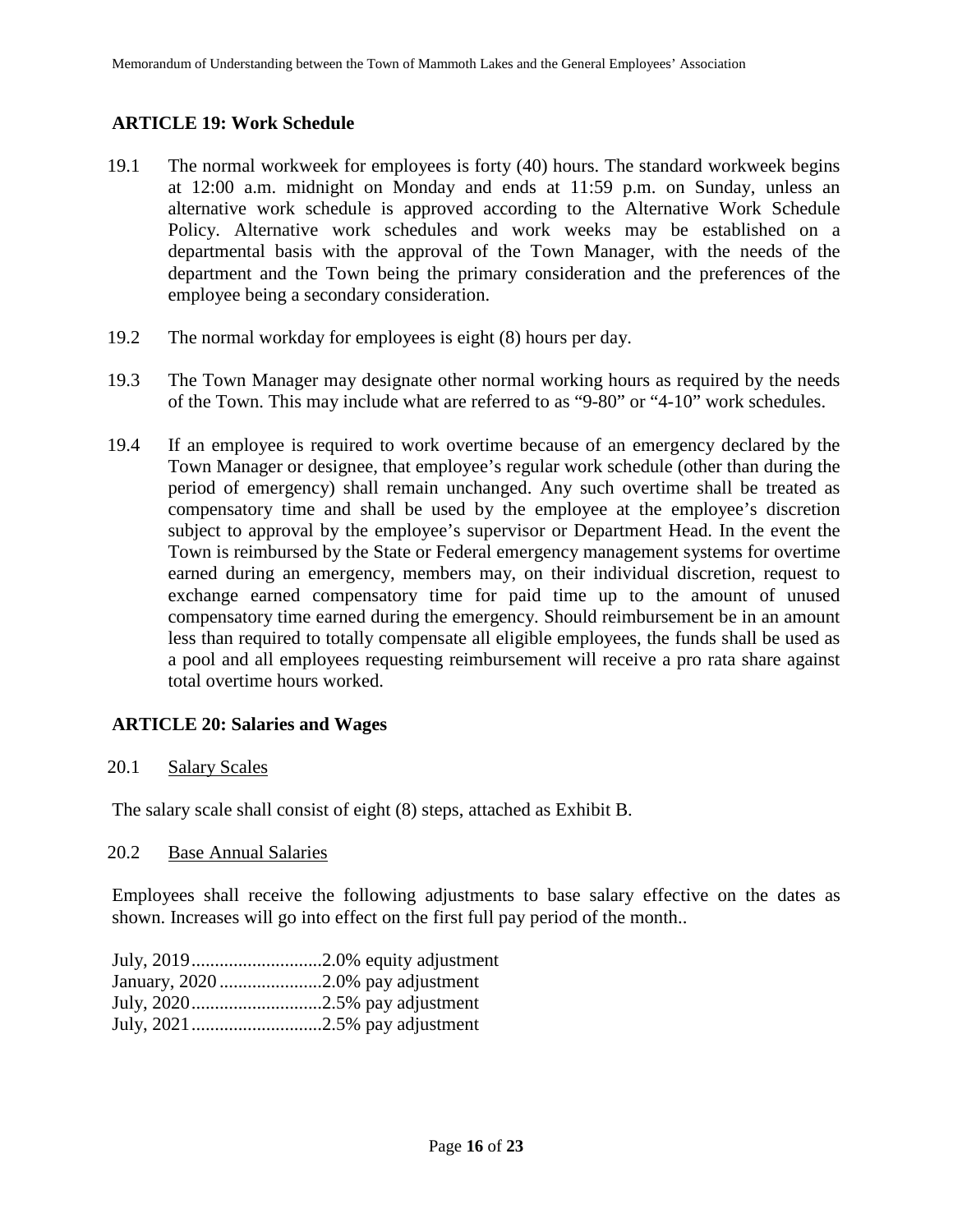## ARTICLE 19: Work Schedule

19.1 The normal workweek for employees is forty (40) hours. The standard workweek begins at 12:00 a.m. midnight on Monday and ends at 11:59 p.m. on Sunday, unless an alternative work schedule is approved according to the Alternative Work Schedule Policy. Alternative work schedules and work weeks may be established on a departmental basis with the approval of the Town Manager, with the needs of the department and the Town being the primary consideration and the preferences of the employee being a secondary consideration.

19.2 The normal workday for employees is eight (8) hours per day.

19.3 The Town Manager may designate other normal working hours as required by the needs of the Town. This may include what are referred to as "9-80" or "4-10" work schedules.

19.4 If an employee is required to work overtime because of an emergency declared by the Town Manager or designee, that employee's regular work schedule (other than during the period of emergency) shall remain unchanged. Any such overtime shall be treated as compensatory time and shall be used by the employee at the employee's discretion subject to approval by the employee's supervisor or Department Head. In the event the Town is reimbursed by the State or Federal emergency management systems for overtime earned during an emergency, members may, on their individual discretion, request to exchange earned compensatory time for paid time up to the amount of unused compensatory time earned during the emergency. Should reimbursement be in an amount less than required to totally compensate all eligible employees, the funds shall be used as a pool and all employees requesting reimbursement will receive a pro rata share against total overtime hours worked.

## ARTICLE 20: Salaries and Wages

20.1 <u>Salary Scales</u>

The salary scale shall consist of eight (8) steps, attached as Exhibit B.

20.2 <u>Base Annual Salaries</u>

Employees shall receive the following adjustments to base salary effective on the dates as shown. Increases will go into effect on the first full pay period of the month..

July, 2019............................2.0% equity adjustment
January, 2020......................2.0% pay adjustment
July, 2020............................2.5% pay adjustment
July, 2021............................2.5% pay adjustment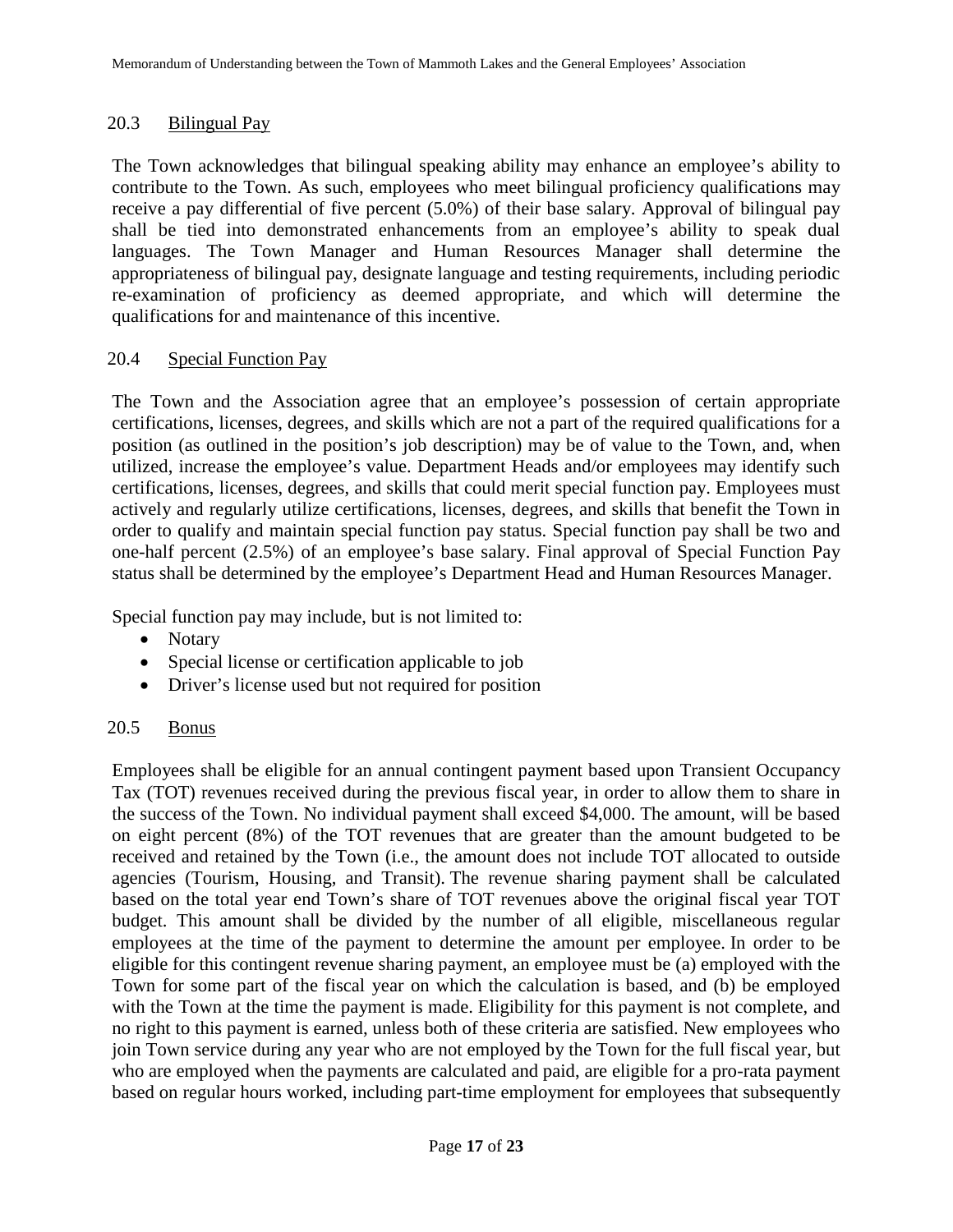### 20.3 Bilingual Pay

The Town acknowledges that bilingual speaking ability may enhance an employee's ability to contribute to the Town. As such, employees who meet bilingual proficiency qualifications may receive a pay differential of five percent (5.0%) of their base salary. Approval of bilingual pay shall be tied into demonstrated enhancements from an employee's ability to speak dual languages. The Town Manager and Human Resources Manager shall determine the appropriateness of bilingual pay, designate language and testing requirements, including periodic re-examination of proficiency as deemed appropriate, and which will determine the qualifications for and maintenance of this incentive.

### 20.4 Special Function Pay

The Town and the Association agree that an employee's possession of certain appropriate certifications, licenses, degrees, and skills which are not a part of the required qualifications for a position (as outlined in the position's job description) may be of value to the Town, and, when utilized, increase the employee's value. Department Heads and/or employees may identify such certifications, licenses, degrees, and skills that could merit special function pay. Employees must actively and regularly utilize certifications, licenses, degrees, and skills that benefit the Town in order to qualify and maintain special function pay status. Special function pay shall be two and one-half percent (2.5%) of an employee's base salary. Final approval of Special Function Pay status shall be determined by the employee's Department Head and Human Resources Manager.

Special function pay may include, but is not limited to:

- Notary
- Special license or certification applicable to job
- Driver's license used but not required for position

### 20.5 Bonus

Employees shall be eligible for an annual contingent payment based upon Transient Occupancy Tax (TOT) revenues received during the previous fiscal year, in order to allow them to share in the success of the Town. No individual payment shall exceed $4,000. The amount, will be based on eight percent (8%) of the TOT revenues that are greater than the amount budgeted to be received and retained by the Town (i.e., the amount does not include TOT allocated to outside agencies (Tourism, Housing, and Transit). The revenue sharing payment shall be calculated based on the total year end Town's share of TOT revenues above the original fiscal year TOT budget. This amount shall be divided by the number of all eligible, miscellaneous regular employees at the time of the payment to determine the amount per employee. In order to be eligible for this contingent revenue sharing payment, an employee must be (a) employed with the Town for some part of the fiscal year on which the calculation is based, and (b) be employed with the Town at the time the payment is made. Eligibility for this payment is not complete, and no right to this payment is earned, unless both of these criteria are satisfied. New employees who join Town service during any year who are not employed by the Town for the full fiscal year, but who are employed when the payments are calculated and paid, are eligible for a pro-rata payment based on regular hours worked, including part-time employment for employees that subsequently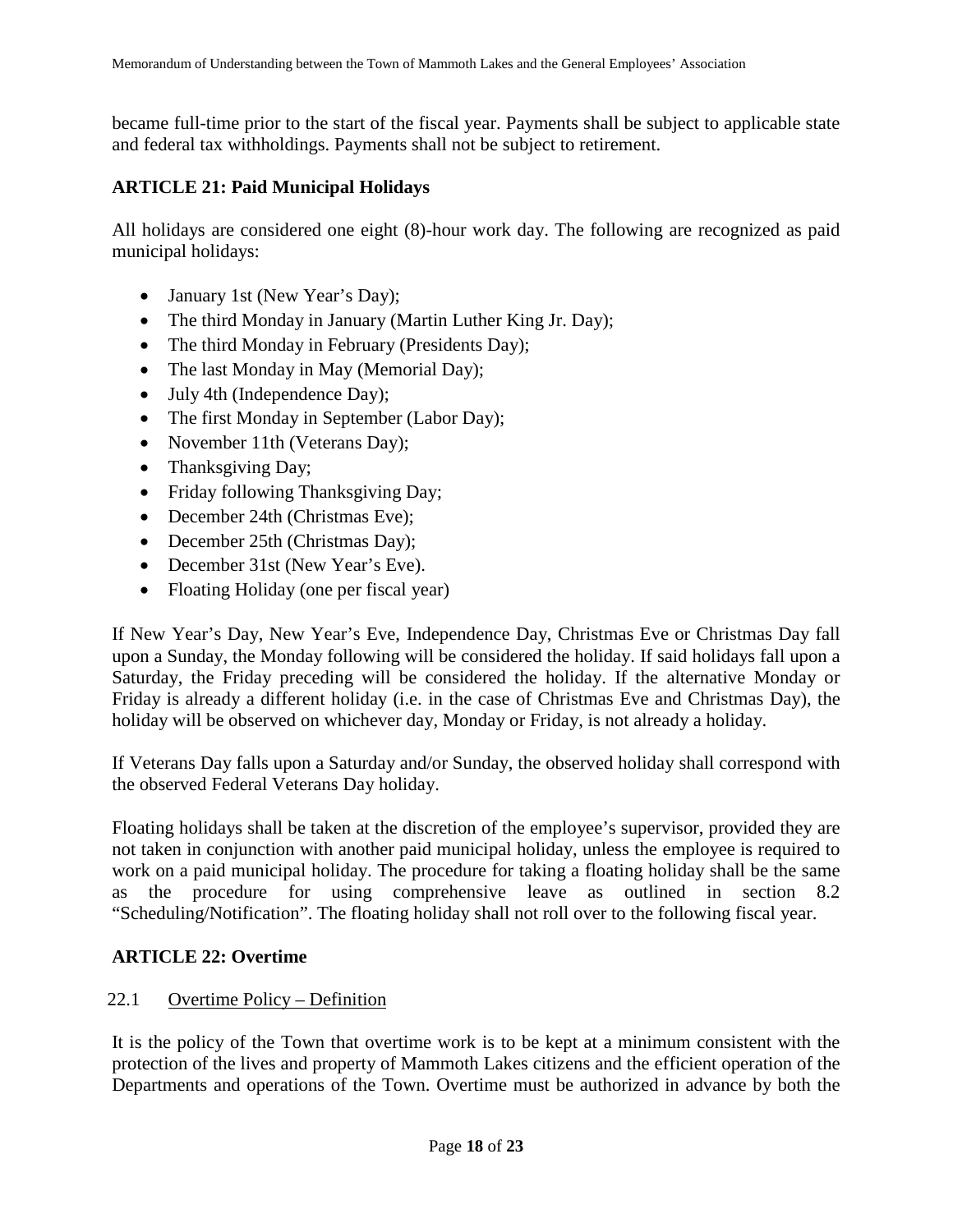became full-time prior to the start of the fiscal year. Payments shall be subject to applicable state and federal tax withholdings. Payments shall not be subject to retirement.

## ARTICLE 21: Paid Municipal Holidays

All holidays are considered one eight (8)-hour work day. The following are recognized as paid municipal holidays:

- January 1st (New Year's Day);
- The third Monday in January (Martin Luther King Jr. Day);
- The third Monday in February (Presidents Day);
- The last Monday in May (Memorial Day);
- July 4th (Independence Day);
- The first Monday in September (Labor Day);
- November 11th (Veterans Day);
- Thanksgiving Day;
- Friday following Thanksgiving Day;
- December 24th (Christmas Eve);
- December 25th (Christmas Day);
- December 31st (New Year's Eve).
- Floating Holiday (one per fiscal year)

If New Year's Day, New Year's Eve, Independence Day, Christmas Eve or Christmas Day fall upon a Sunday, the Monday following will be considered the holiday. If said holidays fall upon a Saturday, the Friday preceding will be considered the holiday. If the alternative Monday or Friday is already a different holiday (i.e. in the case of Christmas Eve and Christmas Day), the holiday will be observed on whichever day, Monday or Friday, is not already a holiday.

If Veterans Day falls upon a Saturday and/or Sunday, the observed holiday shall correspond with the observed Federal Veterans Day holiday.

Floating holidays shall be taken at the discretion of the employee's supervisor, provided they are not taken in conjunction with another paid municipal holiday, unless the employee is required to work on a paid municipal holiday. The procedure for taking a floating holiday shall be the same as the procedure for using comprehensive leave as outlined in section 8.2 "Scheduling/Notification". The floating holiday shall not roll over to the following fiscal year.

## ARTICLE 22: Overtime

### 22.1 Overtime Policy – Definition

It is the policy of the Town that overtime work is to be kept at a minimum consistent with the protection of the lives and property of Mammoth Lakes citizens and the efficient operation of the Departments and operations of the Town. Overtime must be authorized in advance by both the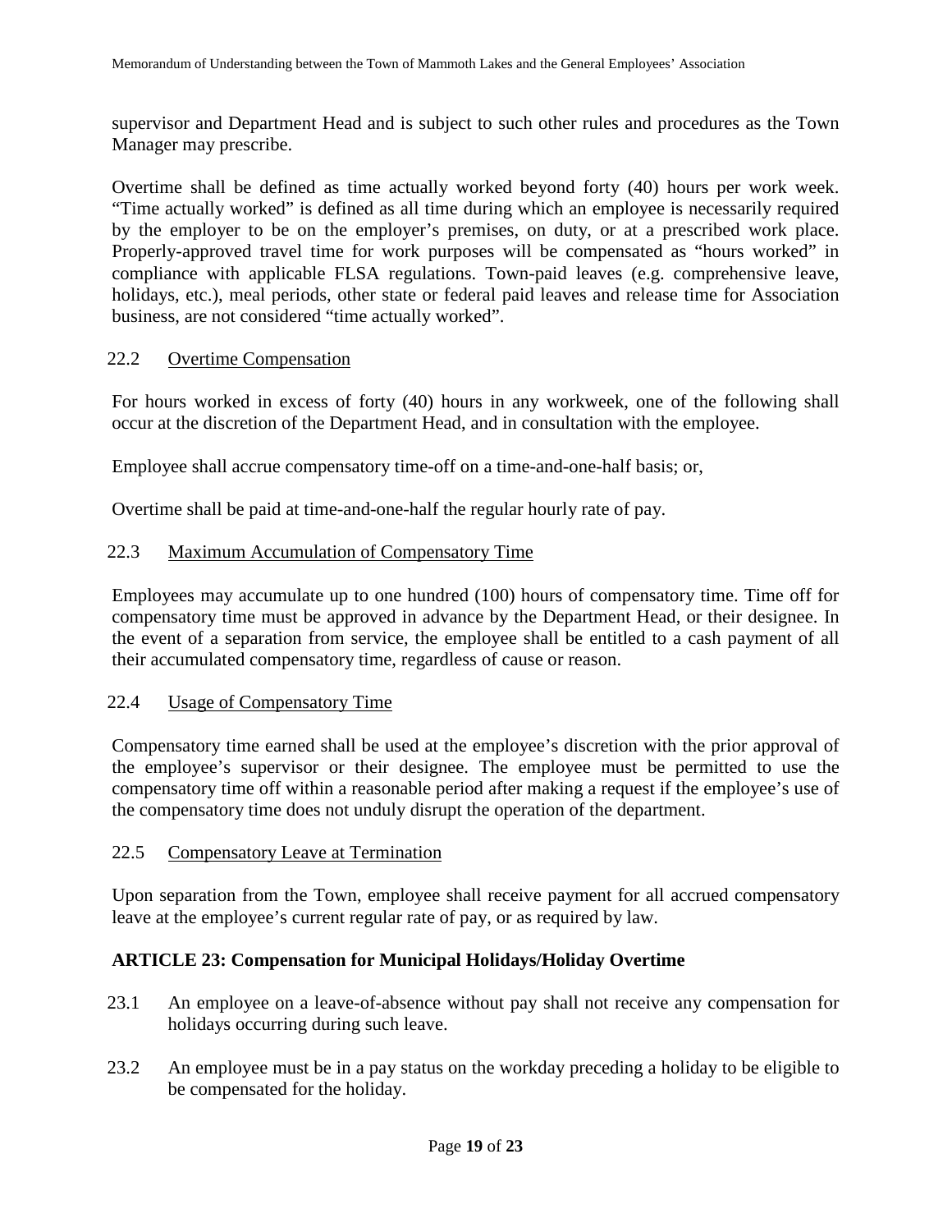supervisor and Department Head and is subject to such other rules and procedures as the Town Manager may prescribe.

Overtime shall be defined as time actually worked beyond forty (40) hours per work week. "Time actually worked" is defined as all time during which an employee is necessarily required by the employer to be on the employer's premises, on duty, or at a prescribed work place. Properly-approved travel time for work purposes will be compensated as "hours worked" in compliance with applicable FLSA regulations. Town-paid leaves (e.g. comprehensive leave, holidays, etc.), meal periods, other state or federal paid leaves and release time for Association business, are not considered "time actually worked".

### 22.2 Overtime Compensation

For hours worked in excess of forty (40) hours in any workweek, one of the following shall occur at the discretion of the Department Head, and in consultation with the employee.

Employee shall accrue compensatory time-off on a time-and-one-half basis; or,

Overtime shall be paid at time-and-one-half the regular hourly rate of pay.

### 22.3 Maximum Accumulation of Compensatory Time

Employees may accumulate up to one hundred (100) hours of compensatory time. Time off for compensatory time must be approved in advance by the Department Head, or their designee. In the event of a separation from service, the employee shall be entitled to a cash payment of all their accumulated compensatory time, regardless of cause or reason.

### 22.4 Usage of Compensatory Time

Compensatory time earned shall be used at the employee's discretion with the prior approval of the employee's supervisor or their designee. The employee must be permitted to use the compensatory time off within a reasonable period after making a request if the employee's use of the compensatory time does not unduly disrupt the operation of the department.

### 22.5 Compensatory Leave at Termination

Upon separation from the Town, employee shall receive payment for all accrued compensatory leave at the employee's current regular rate of pay, or as required by law.

## ARTICLE 23: Compensation for Municipal Holidays/Holiday Overtime

23.1 An employee on a leave-of-absence without pay shall not receive any compensation for holidays occurring during such leave.

23.2 An employee must be in a pay status on the workday preceding a holiday to be eligible to be compensated for the holiday.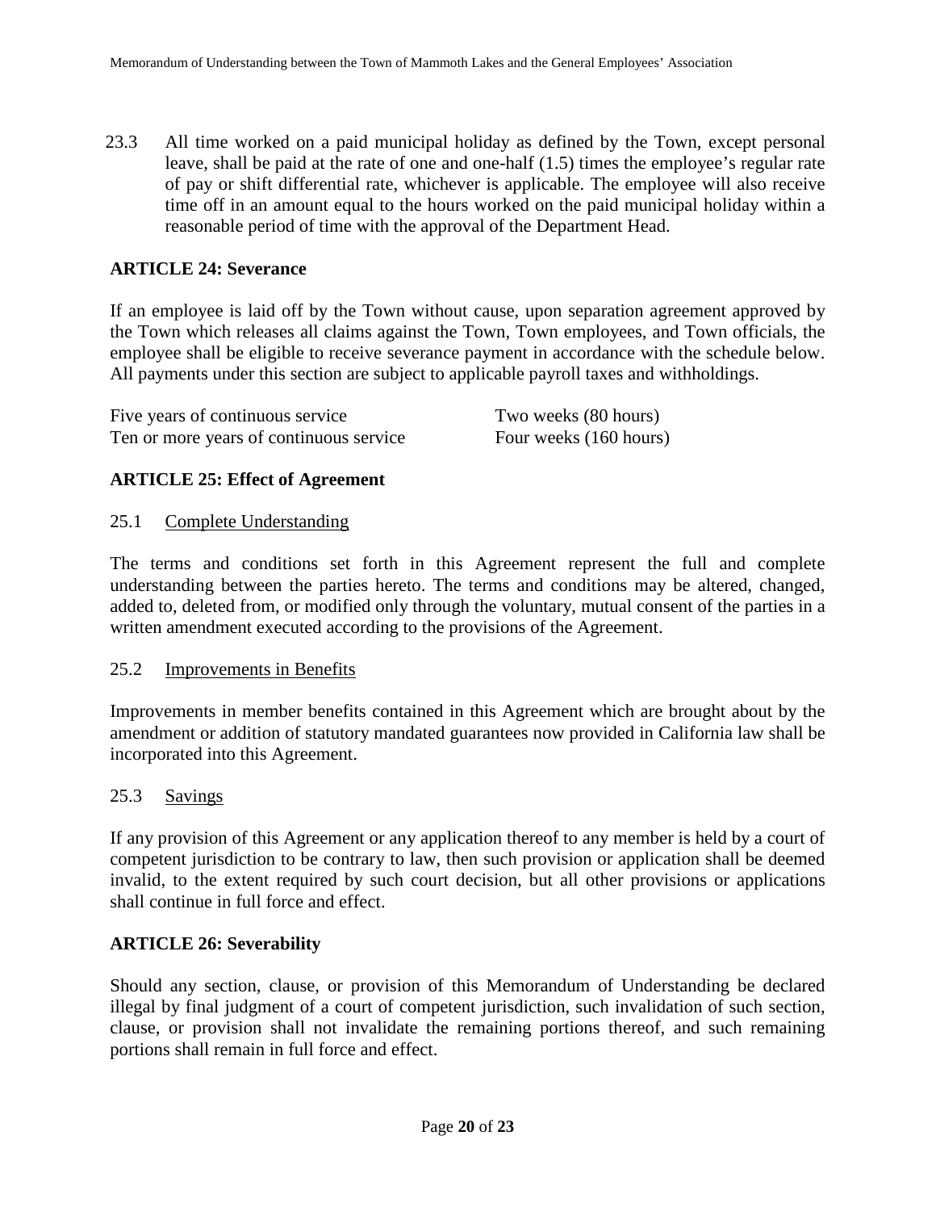23.3 All time worked on a paid municipal holiday as defined by the Town, except personal leave, shall be paid at the rate of one and one-half (1.5) times the employee's regular rate of pay or shift differential rate, whichever is applicable. The employee will also receive time off in an amount equal to the hours worked on the paid municipal holiday within a reasonable period of time with the approval of the Department Head.

## ARTICLE 24: Severance

If an employee is laid off by the Town without cause, upon separation agreement approved by the Town which releases all claims against the Town, Town employees, and Town officials, the employee shall be eligible to receive severance payment in accordance with the schedule below. All payments under this section are subject to applicable payroll taxes and withholdings.

| | |
|---|---|
| Five years of continuous service | Two weeks (80 hours) |
| Ten or more years of continuous service | Four weeks (160 hours) |

## ARTICLE 25: Effect of Agreement

25.1 Complete Understanding

The terms and conditions set forth in this Agreement represent the full and complete understanding between the parties hereto. The terms and conditions may be altered, changed, added to, deleted from, or modified only through the voluntary, mutual consent of the parties in a written amendment executed according to the provisions of the Agreement.

25.2 Improvements in Benefits

Improvements in member benefits contained in this Agreement which are brought about by the amendment or addition of statutory mandated guarantees now provided in California law shall be incorporated into this Agreement.

25.3 Savings

If any provision of this Agreement or any application thereof to any member is held by a court of competent jurisdiction to be contrary to law, then such provision or application shall be deemed invalid, to the extent required by such court decision, but all other provisions or applications shall continue in full force and effect.

## ARTICLE 26: Severability

Should any section, clause, or provision of this Memorandum of Understanding be declared illegal by final judgment of a court of competent jurisdiction, such invalidation of such section, clause, or provision shall not invalidate the remaining portions thereof, and such remaining portions shall remain in full force and effect.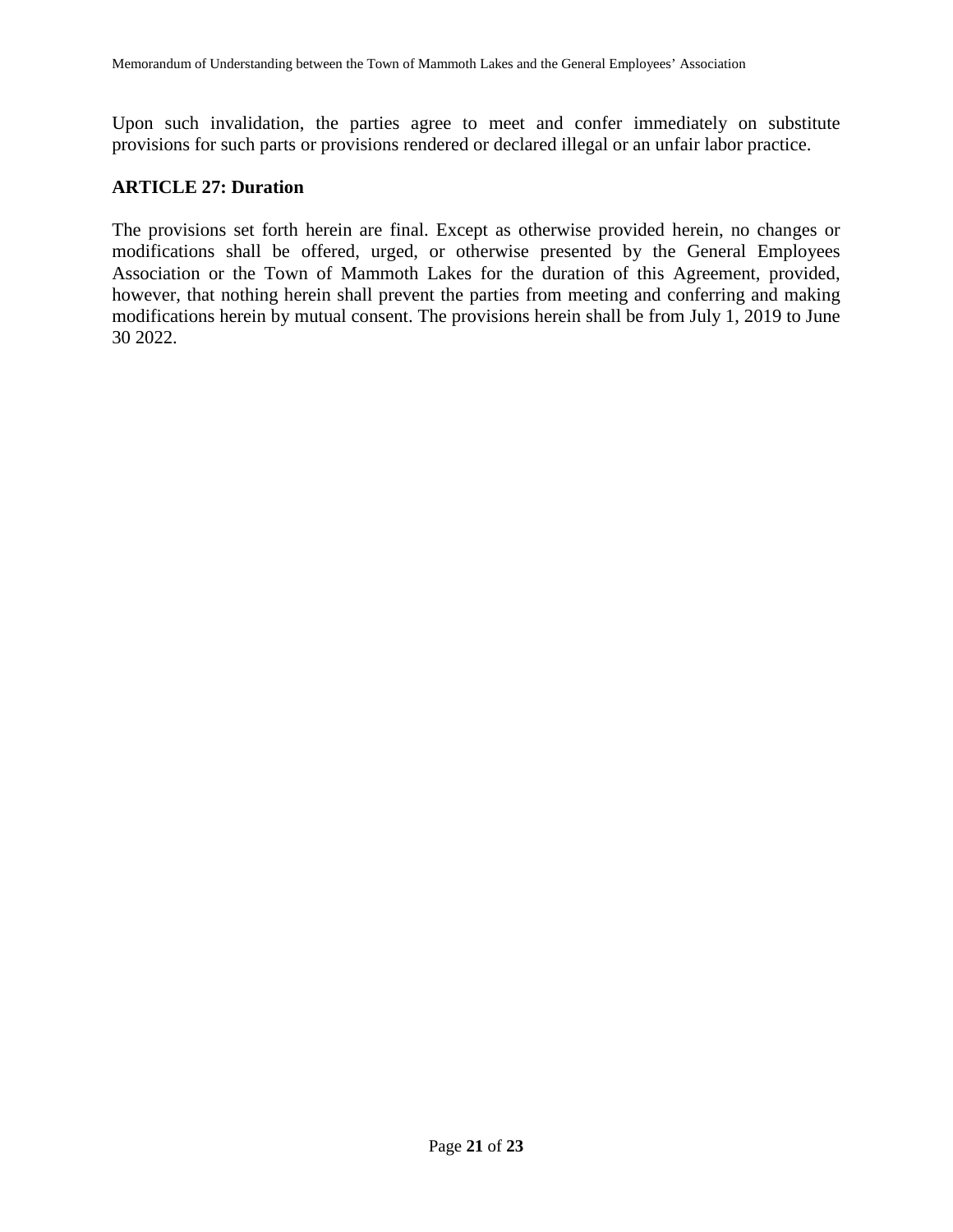Upon such invalidation, the parties agree to meet and confer immediately on substitute provisions for such parts or provisions rendered or declared illegal or an unfair labor practice.

## ARTICLE 27: Duration

The provisions set forth herein are final. Except as otherwise provided herein, no changes or modifications shall be offered, urged, or otherwise presented by the General Employees Association or the Town of Mammoth Lakes for the duration of this Agreement, provided, however, that nothing herein shall prevent the parties from meeting and conferring and making modifications herein by mutual consent. The provisions herein shall be from July 1, 2019 to June 30 2022.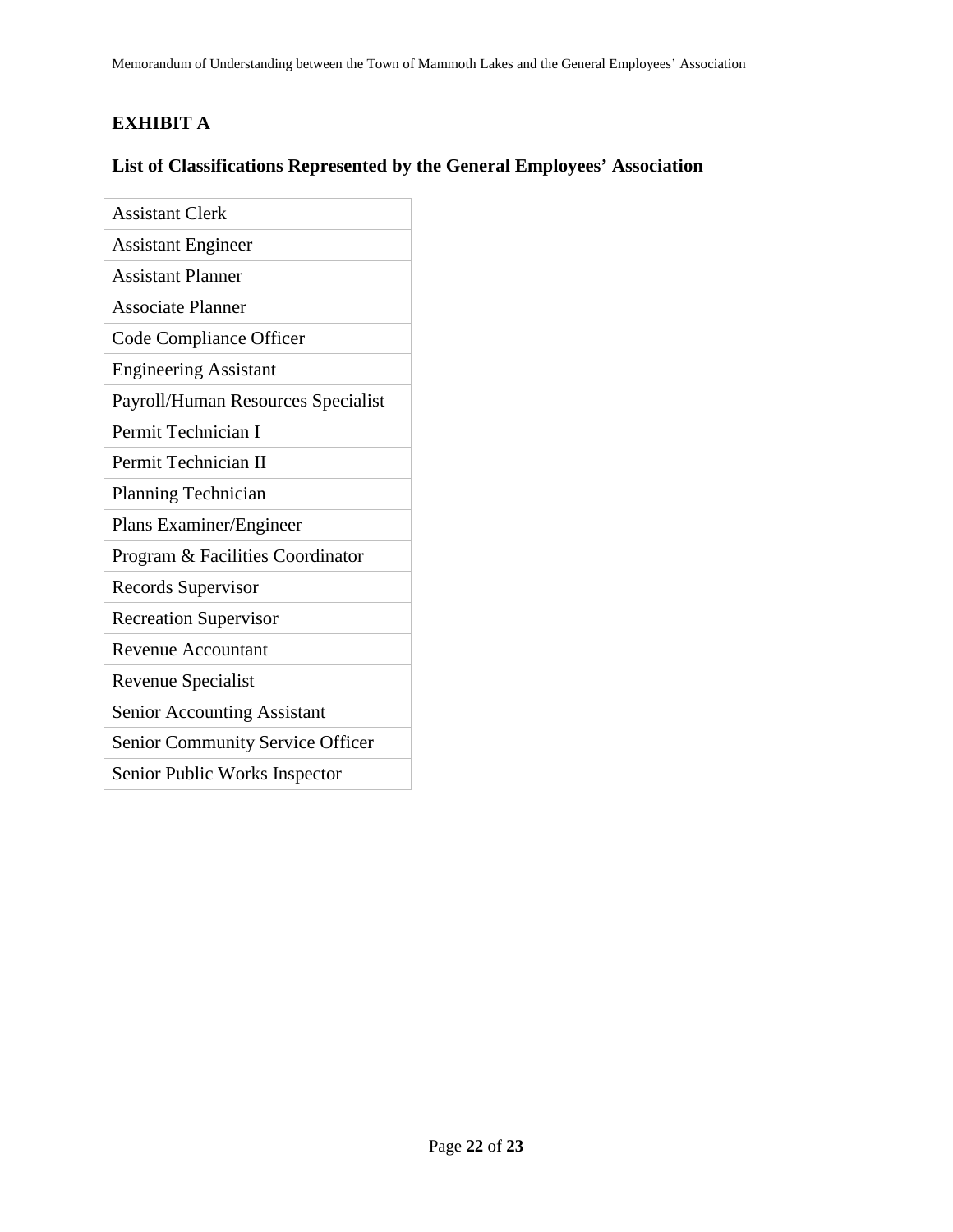## EXHIBIT A

### List of Classifications Represented by the General Employees' Association

| |
|---|
| Assistant Clerk |
| Assistant Engineer |
| Assistant Planner |
| Associate Planner |
| Code Compliance Officer |
| Engineering Assistant |
| Payroll/Human Resources Specialist |
| Permit Technician I |
| Permit Technician II |
| Planning Technician |
| Plans Examiner/Engineer |
| Program & Facilities Coordinator |
| Records Supervisor |
| Recreation Supervisor |
| Revenue Accountant |
| Revenue Specialist |
| Senior Accounting Assistant |
| Senior Community Service Officer |
| Senior Public Works Inspector |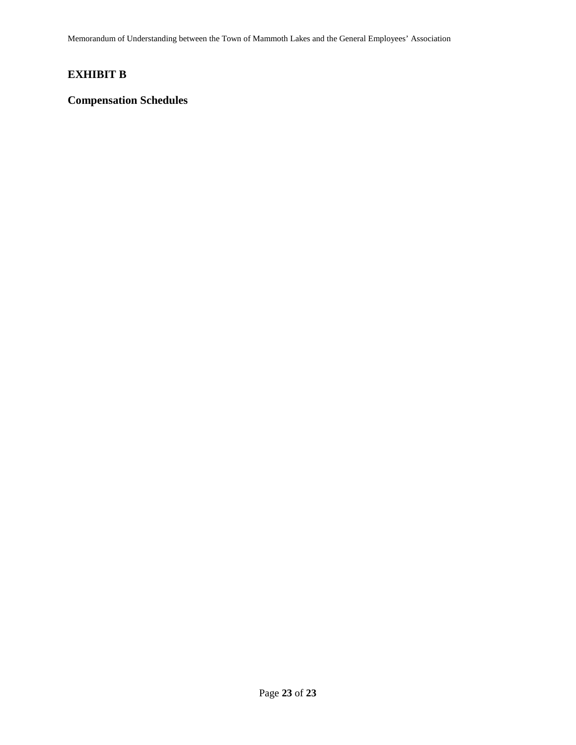# EXHIBIT B

## Compensation Schedules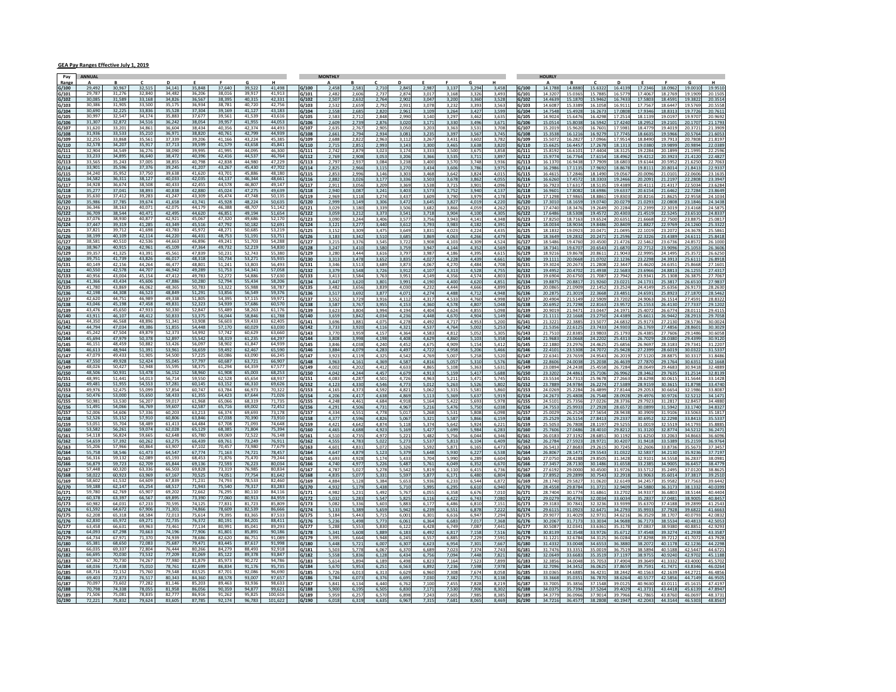## GEA Pay Ranges Effective July 1, 2019

| Pay | ANNUAL | | | | | | | | MONTHLY | | | | | | | | | HOURLY | | | | | | | |
|---|---|---|---|---|---|---|---|---|---|---|---|---|---|---|---|---|---|---|---|---|---|---|---|---|---|
| Range | A | B | C | D | E | F | G | H | | A | B | C | D | E | F | G | H | | A | B | C | D | E | F | G | H |
| G/100 | 29,492 | 30,967 | 32,515 | 34,141 | 35,848 | 37,640 | 39,522 | 41,498 | G/100 | 2,458 | 2,581 | 2,710 | 2,845 | 2,987 | 3,137 | 3,294 | 3,458 | G/100 | 14.1788 | 14.8880 | 15.6322 | 16.4139 | 17.2346 | 18.0962 | 19.0010 | 19.9510 |
| G/101 | 29,787 | 31,276 | 32,840 | 34,482 | 36,206 | 38,016 | 39,917 | 41,913 | G/101 | 2,482 | 2,606 | 2,737 | 2,874 | 3,017 | 3,168 | 3,326 | 3,493 | G/101 | 14.3207 | 15.0365 | 15.7885 | 16.5779 | 17.4067 | 18.2769 | 19.1909 | 20.1505 |
| G/102 | 30,085 | 31,589 | 33,168 | 34,826 | 36,567 | 38,395 | 40,315 | 42,331 | G/102 | 2,507 | 2,632 | 2,764 | 2,902 | 3,047 | 3,200 | 3,360 | 3,528 | G/102 | 14.4639 | 15.1870 | 15.9462 | 16.7433 | 17.5803 | 18.4591 | 19.3822 | 20.3514 |
| G/103 | 30,386 | 31,905 | 33,500 | 35,175 | 36,934 | 38,781 | 40,720 | 42,756 | G/103 | 2,532 | 2,659 | 2,792 | 2,931 | 3,078 | 3,232 | 3,393 | 3,563 | G/103 | 14.6087 | 15.3389 | 16.1058 | 16.9111 | 17.7567 | 18.6447 | 19.5769 | 20.5558 |
| G/104 | 30,690 | 32,225 | 33,836 | 35,528 | 37,304 | 39,169 | 41,127 | 43,183 | G/104 | 2,558 | 2,685 | 2,820 | 2,961 | 3,109 | 3,264 | 3,427 | 3,599 | G/104 | 14.7548 | 15.4928 | 16.2673 | 17.0808 | 17.9346 | 18.8313 | 19.7726 | 20.7611 |
| G/105 | 30,997 | 32,547 | 34,174 | 35,883 | 37,677 | 39,561 | 41,539 | 43,616 | G/105 | 2,583 | 2,712 | 2,848 | 2,990 | 3,140 | 3,297 | 3,462 | 3,635 | G/105 | 14.9024 | 15.6476 | 16.4298 | 17.2514 | 18.1139 | 19.0197 | 19.9707 | 20.9692 |
| G/106 | 31,307 | 32,872 | 34,516 | 36,242 | 38,054 | 39,957 | 41,955 | 44,053 | G/106 | 2,609 | 2,739 | 2,876 | 3,020 | 3,171 | 3,330 | 3,496 | 3,671 | G/106 | 15.0514 | 15.8038 | 16.5942 | 17.4240 | 18.2952 | 19.2101 | 20.1707 | 21.1793 |
| G/107 | 31,620 | 33,201 | 34,861 | 36,604 | 38,434 | 40,356 | 42,374 | 44,493 | G/107 | 2,635 | 2,767 | 2,905 | 3,050 | 3,203 | 3,363 | 3,531 | 3,708 | G/107 | 15.2019 | 15.9620 | 16.7601 | 17.5981 | 18.4779 | 19.4019 | 20.3721 | 21.3909 |
| G/108 | 31,936 | 33,533 | 35,210 | 36,971 | 38,820 | 40,761 | 42,799 | 44,939 | G/108 | 2,661 | 2,794 | 2,934 | 3,081 | 3,235 | 3,397 | 3,567 | 3,745 | G/108 | 15.3538 | 16.1216 | 16.9279 | 17.7745 | 18.6635 | 19.5966 | 20.5764 | 21.6053 |
| G/109 | 32,255 | 33,868 | 35,561 | 37,339 | 39,206 | 41,166 | 43,224 | 45,385 | G/109 | 2,688 | 2,822 | 2,963 | 3,112 | 3,267 | 3,431 | 3,602 | 3,782 | G/109 | 15.5072 | 16.2827 | 17.0966 | 17.9514 | 18.8490 | 19.7913 | 20.7808 | 21.8197 |
| G/110 | 32,578 | 34,207 | 35,917 | 37,713 | 39,599 | 41,579 | 43,658 | 45,841 | G/110 | 2,715 | 2,851 | 2,993 | 3,143 | 3,300 | 3,465 | 3,638 | 3,820 | G/110 | 15.6625 | 16.4457 | 17.2678 | 18.1313 | 19.0380 | 19.9899 | 20.9894 | 22.0389 |
| G/111 | 32,904 | 34,549 | 36,276 | 38,090 | 39,995 | 41,995 | 44,095 | 46,300 | G/111 | 2,742 | 2,879 | 3,023 | 3,174 | 3,333 | 3,500 | 3,675 | 3,858 | G/111 | 15.8192 | 16.6101 | 17.4404 | 18.3125 | 19.2284 | 20.1899 | 21.1995 | 22.2596 |
| G/112 | 33,233 | 34,895 | 36,640 | 38,472 | 40,396 | 42,416 | 44,537 | 46,764 | G/112 | 2,769 | 2,908 | 3,053 | 3,206 | 3,366 | 3,535 | 3,711 | 3,897 | G/112 | 15.9774 | 16.7764 | 17.6154 | 18.4962 | 19.4212 | 20.3923 | 21.4120 | 22.4827 |
| G/113 | 33,565 | 35,243 | 37,005 | 38,855 | 40,798 | 42,838 | 44,980 | 47,229 | G/113 | 2,797 | 2,937 | 3,084 | 3,238 | 3,400 | 3,570 | 3,748 | 3,936 | G/113 | 16.1370 | 16.9438 | 17.7909 | 18.6803 | 19.6144 | 20.5952 | 21.6250 | 22.7063 |
| G/114 | 33,901 | 35,596 | 37,376 | 39,245 | 41,207 | 43,267 | 45,430 | 47,702 | G/114 | 2,825 | 2,966 | 3,115 | 3,270 | 3,434 | 3,606 | 3,786 | 3,975 | G/114 | 16.2986 | 17.1135 | 17.9692 | 18.8678 | 19.8111 | 20.8014 | 21.8413 | 22.9337 |
| G/115 | 34,240 | 35,952 | 37,750 | 39,638 | 41,620 | 43,701 | 45,886 | 48,180 | G/115 | 2,853 | 2,996 | 3,146 | 3,303 | 3,468 | 3,642 | 3,824 | 4,015 | G/115 | 16.4615 | 17.2846 | 18.1490 | 19.0567 | 20.0096 | 21.0101 | 22.0606 | 23.1635 |
| G/116 | 34,582 | 36,311 | 38,127 | 40,033 | 42,035 | 44,137 | 46,344 | 48,661 | G/116 | 2,882 | 3,026 | 3,177 | 3,336 | 3,503 | 3,678 | 3,862 | 4,055 | G/116 | 16.6260 | 17.4572 | 18.3303 | 19.2466 | 20.2091 | 21.2197 | 22.2808 | 23.3947 |
| G/117 | 34,928 | 36,674 | 38,508 | 40,433 | 42,455 | 44,578 | 46,807 | 49,147 | G/117 | 2,911 | 3,056 | 3,209 | 3,369 | 3,538 | 3,715 | 3,901 | 4,096 | G/117 | 16.7923 | 17.6317 | 18.5135 | 19.4389 | 20.4111 | 21.4317 | 22.5034 | 23.6284 |
| G/118 | 35,277 | 37,041 | 38,893 | 40,838 | 42,880 | 45,024 | 47,275 | 49,639 | G/118 | 2,940 | 3,087 | 3,241 | 3,403 | 3,573 | 3,752 | 3,940 | 4,137 | G/118 | 16.9601 | 17.8082 | 18.6986 | 19.6337 | 20.6154 | 21.6462 | 22.7284 | 23.8649 |
| G/119 | 35,630 | 37,412 | 39,283 | 41,247 | 43,309 | 45,474 | 47,748 | 50,135 | G/119 | 2,969 | 3,118 | 3,274 | 3,437 | 3,609 | 3,790 | 3,979 | 4,178 | G/119 | 17.1298 | 17.9865 | 18.8861 | 19.8303 | 20.8216 | 21.8625 | 22.9558 | 24.1034 |
| G/120 | 35,986 | 37,785 | 39,674 | 41,658 | 43,741 | 45,928 | 48,224 | 50,635 | G/120 | 2,999 | 3,149 | 3,306 | 3,472 | 3,645 | 3,827 | 4,019 | 4,220 | G/120 | 17.3010 | 18.1659 | 19.0740 | 20.0279 | 21.0293 | 22.0808 | 23.1846 | 24.3438 |
| G/121 | 36,346 | 38,163 | 40,071 | 42,075 | 44,179 | 46,388 | 48,707 | 51,142 | G/121 | 3,029 | 3,180 | 3,339 | 3,506 | 3,682 | 3,866 | 4,059 | 4,262 | G/121 | 17.4740 | 18.3476 | 19.2649 | 20.2284 | 21.2399 | 22.3019 | 23.4168 | 24.5875 |
| G/122 | 36,709 | 38,544 | 40,471 | 42,495 | 44,620 | 46,851 | 49,194 | 51,654 | G/122 | 3,059 | 3,212 | 3,373 | 3,541 | 3,718 | 3,904 | 4,100 | 4,305 | G/122 | 17.6486 | 18.5308 | 19.4572 | 20.4303 | 21.4519 | 22.5245 | 23.6510 | 24.8337 |
| G/123 | 37,076 | 38,930 | 40,877 | 42,921 | 45,067 | 47,320 | 49,686 | 52,170 | G/123 | 3,090 | 3,244 | 3,406 | 3,577 | 3,756 | 3,943 | 4,141 | 4,348 | G/123 | 17.8250 | 18.7163 | 19.6524 | 20.6351 | 21.6668 | 22.7500 | 23.8875 | 25.0817 |
| G/124 | 37,447 | 39,319 | 41,285 | 43,349 | 45,516 | 47,792 | 50,182 | 52,691 | G/124 | 3,121 | 3,277 | 3,440 | 3,612 | 3,793 | 3,983 | 4,182 | 4,391 | G/124 | 18.0034 | 18.9034 | 19.8486 | 20.8409 | 21.8827 | 22.9769 | 24.1260 | 25.3322 |
| G/125 | 37,821 | 39,712 | 41,698 | 43,783 | 45,972 | 48,271 | 50,685 | 53,219 | G/125 | 3,152 | 3,309 | 3,475 | 3,649 | 3,831 | 4,023 | 4,224 | 4,435 | G/125 | 18.1832 | 19.0923 | 20.0471 | 21.0495 | 22.1019 | 23.2072 | 24.3678 | 25.5861 |
| G/126 | 38,199 | 40,109 | 42,114 | 44,220 | 46,431 | 48,753 | 51,191 | 53,751 | G/126 | 3,183 | 3,342 | 3,510 | 3,685 | 3,869 | 4,063 | 4,266 | 4,479 | G/126 | 18.3649 | 19.2832 | 20.2471 | 21.2596 | 22.3226 | 23.4389 | 24.6111 | 25.8418 |
| G/127 | 38,581 | 40,510 | 42,536 | 44,663 | 46,896 | 49,241 | 51,703 | 54,288 | G/127 | 3,215 | 3,376 | 3,545 | 3,722 | 3,908 | 4,103 | 4,309 | 4,524 | G/127 | 18.5486 | 19.4760 | 20.4500 | 21.4726 | 22.5462 | 23.6736 | 24.8572 | 26.1000 |
| G/128 | 38,967 | 40,915 | 42,961 | 45,109 | 47,364 | 49,732 | 52,219 | 54,830 | G/128 | 3,247 | 3,410 | 3,580 | 3,759 | 3,947 | 4,144 | 4,352 | 4,569 | G/128 | 18.7341 | 19.6707 | 20.6543 | 21.6870 | 22.7712 | 23.9096 | 25.1053 | 26.3606 |
| G/129 | 39,357 | 41,325 | 43,391 | 45,561 | 47,839 | 50,231 | 52,743 | 55,380 | G/129 | 3,280 | 3,444 | 3,616 | 3,797 | 3,987 | 4,186 | 4,395 | 4,615 | G/129 | 18.9216 | 19.8678 | 20.8611 | 21.9043 | 22.9995 | 24.1495 | 25.3572 | 26.6250 |
| G/130 | 39,751 | 41,739 | 43,826 | 46,017 | 48,318 | 50,734 | 53,271 | 55,935 | G/130 | 3,313 | 3,478 | 3,652 | 3,835 | 4,027 | 4,228 | 4,439 | 4,661 | G/130 | 19.1111 | 20.0668 | 21.0702 | 22.1236 | 23.2298 | 24.3913 | 25.6111 | 26.8918 |
| G/131 | 40,149 | 42,156 | 44,264 | 46,477 | 48,801 | 51,241 | 53,803 | 56,493 | G/131 | 3,346 | 3,513 | 3,689 | 3,873 | 4,067 | 4,270 | 4,484 | 4,708 | G/131 | 19.3024 | 20.2673 | 21.2808 | 22.3447 | 23.4620 | 24.6351 | 25.8668 | 27.1601 |
| G/132 | 40,550 | 42,578 | 44,707 | 46,942 | 49,289 | 51,753 | 54,341 | 57,058 | G/132 | 3,379 | 3,548 | 3,726 | 3,912 | 4,107 | 4,313 | 4,528 | 4,755 | G/132 | 19.4952 | 20.4702 | 21.4938 | 22.5683 | 23.6966 | 24.8813 | 26.1255 | 27.4317 |
| G/133 | 40,956 | 43,004 | 45,154 | 47,412 | 49,783 | 52,272 | 54,886 | 57,630 | G/133 | 3,413 | 3,584 | 3,763 | 3,951 | 4,149 | 4,356 | 4,574 | 4,803 | G/133 | 19.6904 | 20.6750 | 21.7087 | 22.7942 | 23.9341 | 25.1308 | 26.3875 | 27.7067 |
| G/134 | 41,366 | 43,434 | 45,606 | 47,886 | 50,280 | 52,794 | 55,434 | 58,206 | G/134 | 3,447 | 3,620 | 3,801 | 3,991 | 4,190 | 4,400 | 4,620 | 4,851 | G/134 | 19.8875 | 20.8817 | 21.9260 | 23.0221 | 24.1731 | 25.3817 | 26.6510 | 27.9837 |
| G/135 | 41,780 | 43,869 | 46,062 | 48,365 | 50,783 | 53,322 | 55,988 | 58,787 | G/135 | 3,482 | 3,656 | 3,839 | 4,030 | 4,232 | 4,444 | 4,666 | 4,899 | G/135 | 20.0865 | 21.0909 | 22.1452 | 23.2524 | 24.4149 | 25.6356 | 26.9173 | 28.2630 |
| G/136 | 42,198 | 44,308 | 46,523 | 48,849 | 51,291 | 53,856 | 56,549 | 59,376 | G/136 | 3,517 | 3,692 | 3,877 | 4,071 | 4,274 | 4,488 | 4,712 | 4,948 | G/136 | 20.2875 | 21.3019 | 22.3668 | 23.4851 | 24.6591 | 25.8923 | 27.1870 | 28.5462 |
| G/137 | 42,620 | 44,751 | 46,989 | 49,338 | 51,805 | 54,395 | 57,115 | 59,971 | G/137 | 3,552 | 3,729 | 3,916 | 4,112 | 4,317 | 4,533 | 4,760 | 4,998 | G/137 | 20.4904 | 21.5149 | 22.5909 | 23.7202 | 24.9063 | 26.1514 | 27.4591 | 28.8322 |
| G/138 | 43,046 | 45,198 | 47,458 | 49,831 | 52,323 | 54,939 | 57,686 | 60,570 | G/138 | 3,587 | 3,767 | 3,955 | 4,153 | 4,360 | 4,578 | 4,807 | 5,048 | G/138 | 20.6952 | 21.7298 | 22.8163 | 23.9572 | 25.1553 | 26.4130 | 27.7337 | 29.1202 |
| G/139 | 43,476 | 45,650 | 47,933 | 50,330 | 52,847 | 55,489 | 58,263 | 61,176 | G/139 | 3,623 | 3,804 | 3,994 | 4,194 | 4,404 | 4,624 | 4,855 | 5,098 | G/139 | 20.9019 | 21.9471 | 23.0447 | 24.1971 | 25.4072 | 26.6774 | 28.0111 | 29.4115 |
| G/140 | 43,911 | 46,107 | 48,412 | 50,833 | 53,375 | 56,044 | 58,846 | 61,788 | G/140 | 3,659 | 3,842 | 4,034 | 4,236 | 4,448 | 4,670 | 4,904 | 5,149 | G/140 | 21.1111 | 22.1668 | 23.2750 | 24.4389 | 25.6611 | 26.9442 | 28.2913 | 29.7058 |
| G/141 | 44,350 | 46,568 | 48,896 | 51,341 | 53,908 | 56,603 | 59,433 | 62,405 | G/141 | 3,696 | 3,881 | 4,075 | 4,278 | 4,492 | 4,717 | 4,953 | 5,200 | G/141 | 21.3221 | 22.3885 | 23.5077 | 24.6832 | 25.9173 | 27.2130 | 28.5736 | 30.0024 |
| G/142 | 44,794 | 47,034 | 49,386 | 51,855 | 54,448 | 57,170 | 60,029 | 63,030 | G/142 | 3,733 | 3,920 | 4,116 | 4,321 | 4,537 | 4,764 | 5,002 | 5,253 | G/142 | 21.5356 | 22.6125 | 23.7433 | 24.9303 | 26.1769 | 27.4856 | 28.8601 | 30.3029 |
| G/143 | 45,242 | 47,504 | 49,879 | 52,373 | 54,992 | 57,742 | 60,629 | 63,660 | G/143 | 3,770 | 3,959 | 4,157 | 4,364 | 4,583 | 4,812 | 5,052 | 5,305 | G/143 | 21.7510 | 22.8385 | 23.9803 | 25.1793 | 26.4385 | 27.7606 | 29.1486 | 30.6058 |
| G/144 | 45,694 | 47,979 | 50,378 | 52,897 | 55,542 | 58,319 | 61,235 | 64,297 | G/144 | 3,808 | 3,998 | 4,198 | 4,408 | 4,629 | 4,860 | 5,103 | 5,358 | G/144 | 21.9683 | 23.0668 | 24.2202 | 25.4313 | 26.7029 | 28.0380 | 29.4399 | 30.9120 |
| G/145 | 46,151 | 48,459 | 50,882 | 53,426 | 56,097 | 58,902 | 61,847 | 64,939 | G/145 | 3,846 | 4,038 | 4,240 | 4,452 | 4,675 | 4,909 | 5,154 | 5,412 | G/145 | 22.1880 | 23.2976 | 24.4625 | 25.6856 | 26.9697 | 28.3183 | 29.7341 | 31.2207 |
| G/146 | 46,613 | 48,944 | 51,391 | 53,961 | 56,659 | 59,492 | 62,467 | 65,590 | G/146 | 3,884 | 4,079 | 4,283 | 4,497 | 4,722 | 4,958 | 5,206 | 5,466 | G/146 | 22.4101 | 23.5308 | 24.7072 | 25.9428 | 27.2399 | 28.6019 | 30.0322 | 31.5337 |
| G/147 | 47,079 | 49,433 | 51,905 | 54,500 | 57,225 | 60,086 | 63,090 | 66,245 | G/147 | 3,923 | 4,119 | 4,325 | 4,542 | 4,769 | 5,007 | 5,258 | 5,520 | G/147 | 22.6341 | 23.7659 | 24.9543 | 26.2019 | 27.5120 | 28.8875 | 30.3317 | 31.8486 |
| G/148 | 47,550 | 49,928 | 52,424 | 55,045 | 57,797 | 60,687 | 63,721 | 66,907 | G/148 | 3,963 | 4,161 | 4,369 | 4,587 | 4,816 | 5,057 | 5,310 | 5,576 | G/148 | 22.8606 | 24.0038 | 25.2038 | 26.4639 | 27.7870 | 29.1764 | 30.6351 | 32.1668 |
| G/149 | 48,026 | 50,427 | 52,948 | 55,595 | 58,375 | 61,294 | 64,359 | 67,577 | G/149 | 4,002 | 4,202 | 4,412 | 4,633 | 4,865 | 5,108 | 5,363 | 5,631 | G/149 | 23.0894 | 24.2438 | 25.4558 | 26.7284 | 28.0649 | 29.4683 | 30.9418 | 32.4889 |
| G/150 | 48,506 | 50,931 | 53,478 | 56,152 | 58,960 | 61,908 | 65,003 | 68,253 | G/150 | 4,042 | 4,244 | 4,457 | 4,679 | 4,913 | 5,159 | 5,417 | 5,688 | G/150 | 23.3202 | 24.4861 | 25.7106 | 26.9962 | 28.3462 | 29.7635 | 31.2514 | 32.8139 |
| G/151 | 48,991 | 51,441 | 54,013 | 56,714 | 59,550 | 62,528 | 65,654 | 68,937 | G/151 | 4,083 | 4,287 | 4,501 | 4,726 | 4,963 | 5,211 | 5,471 | 5,745 | G/151 | 23.5534 | 24.7313 | 25.9678 | 27.2663 | 28.6298 | 30.0615 | 31.5644 | 33.1428 |
| G/152 | 49,481 | 51,955 | 54,553 | 57,281 | 60,145 | 63,152 | 66,310 | 69,626 | G/152 | 4,123 | 4,330 | 4,546 | 4,773 | 5,012 | 5,263 | 5,526 | 5,802 | G/152 | 23.7889 | 24.9784 | 26.2274 | 27.5389 | 28.9159 | 30.3615 | 31.8798 | 33.4740 |
| G/153 | 49,976 | 52,475 | 55,099 | 57,854 | 60,747 | 63,784 | 66,973 | 70,322 | G/153 | 4,165 | 4,373 | 4,592 | 4,821 | 5,062 | 5,315 | 5,581 | 5,860 | G/153 | 24.0269 | 25.2284 | 26.4899 | 27.8144 | 29.2053 | 30.6654 | 32.1986 | 33.8087 |
| G/154 | 50,476 | 53,000 | 55,650 | 58,433 | 61,355 | 64,423 | 67,644 | 71,026 | G/154 | 4,206 | 4,417 | 4,638 | 4,869 | 5,113 | 5,369 | 5,637 | 5,919 | G/154 | 24.2673 | 25.4808 | 26.7548 | 28.0928 | 29.4976 | 30.9726 | 32.5212 | 34.1471 |
| G/155 | 50,981 | 53,530 | 56,207 | 59,017 | 61,968 | 65,066 | 68,319 | 71,735 | G/155 | 4,248 | 4,461 | 4,684 | 4,918 | 5,164 | 5,422 | 5,693 | 5,978 | G/155 | 24.5101 | 25.7356 | 27.0226 | 28.3736 | 29.7923 | 31.2817 | 32.8457 | 34.4880 |
| G/156 | 51,491 | 54,066 | 56,769 | 59,607 | 62,587 | 65,716 | 69,002 | 72,452 | G/156 | 4,291 | 4,506 | 4,731 | 4,967 | 5,216 | 5,476 | 5,750 | 6,038 | G/156 | 24.7553 | 25.9933 | 27.2928 | 28.6572 | 30.0899 | 31.5942 | 33.1740 | 34.8327 |
| G/157 | 52,006 | 54,606 | 57,336 | 60,203 | 63,213 | 66,374 | 69,693 | 73,178 | G/157 | 4,334 | 4,551 | 4,778 | 5,017 | 5,268 | 5,531 | 5,808 | 6,098 | G/157 | 25.0029 | 26.2529 | 27.5654 | 28.9438 | 30.3909 | 31.9106 | 33.5063 | 35.1817 |
| G/158 | 52,526 | 55,152 | 57,910 | 60,806 | 63,846 | 67,038 | 70,390 | 73,910 | G/158 | 4,377 | 4,596 | 4,826 | 5,067 | 5,321 | 5,587 | 5,866 | 6,159 | G/158 | 25.2529 | 26.5154 | 27.8413 | 29.2337 | 30.6952 | 32.2298 | 33.8413 | 35.5337 |
| G/159 | 53,051 | 55,704 | 58,489 | 61,413 | 64,484 | 67,708 | 71,093 | 74,648 | G/159 | 4,421 | 4,642 | 4,874 | 5,118 | 5,374 | 5,642 | 5,924 | 6,221 | G/159 | 25.5053 | 26.7808 | 28.1197 | 29.5255 | 31.0019 | 32.5519 | 34.1793 | 35.8885 |
| G/160 | 53,582 | 56,261 | 59,074 | 62,028 | 65,129 | 68,385 | 71,804 | 75,394 | G/160 | 4,465 | 4,688 | 4,923 | 5,169 | 5,427 | 5,699 | 5,984 | 6,283 | G/160 | 25.7606 | 27.0486 | 28.4010 | 29.8212 | 31.3120 | 32.8774 | 34.5212 | 36.2471 |
| G/161 | 54,118 | 56,824 | 59,665 | 62,648 | 65,780 | 69,069 | 72,522 | 76,148 | G/161 | 4,510 | 4,735 | 4,972 | 5,221 | 5,482 | 5,756 | 6,044 | 6,346 | G/161 | 26.0183 | 27.3192 | 28.6851 | 30.1192 | 31.6250 | 33.2063 | 34.8663 | 36.6096 |
| G/162 | 54,659 | 57,392 | 60,262 | 63,275 | 66,439 | 69,761 | 73,249 | 76,911 | G/162 | 4,555 | 4,783 | 5,022 | 5,273 | 5,537 | 5,813 | 6,104 | 6,409 | G/162 | 26.2784 | 27.5923 | 28.9721 | 30.4207 | 31.9418 | 33.5389 | 35.2159 | 36.9764 |
| G/163 | 55,206 | 57,966 | 60,864 | 63,907 | 67,102 | 70,457 | 73,980 | 77,679 | G/163 | 4,601 | 4,831 | 5,072 | 5,326 | 5,592 | 5,871 | 6,165 | 6,473 | G/163 | 26.5413 | 27.8683 | 29.2615 | 30.7245 | 32.2606 | 33.8736 | 35.5673 | 37.3457 |
| G/164 | 55,758 | 58,546 | 61,473 | 64,547 | 67,774 | 71,163 | 74,721 | 78,457 | G/164 | 4,647 | 4,879 | 5,123 | 5,379 | 5,648 | 5,930 | 6,227 | 6,538 | G/164 | 26.8067 | 28.1471 | 29.5543 | 31.0322 | 32.5837 | 34.2130 | 35.9236 | 37.7197 |
| G/165 | 56,316 | 59,132 | 62,089 | 65,193 | 68,453 | 71,876 | 75,470 | 79,244 | G/165 | 4,693 | 4,928 | 5,174 | 5,433 | 5,704 | 5,990 | 6,289 | 6,604 | G/165 | 27.0750 | 28.4288 | 29.8505 | 31.3428 | 32.9101 | 34.5558 | 36.2837 | 38.0981 |
| G/166 | 56,879 | 59,723 | 62,709 | 65,844 | 69,136 | 72,593 | 76,223 | 80,034 | G/166 | 4,740 | 4,977 | 5,226 | 5,487 | 5,761 | 6,049 | 6,352 | 6,670 | G/166 | 27.3457 | 28.7130 | 30.1486 | 31.6558 | 33.2385 | 34.9005 | 36.6457 | 38.4779 |
| G/167 | 57,448 | 60,320 | 63,336 | 66,503 | 69,828 | 73,319 | 76,985 | 80,834 | G/167 | 4,787 | 5,027 | 5,278 | 5,542 | 5,819 | 6,110 | 6,415 | 6,736 | G/167 | 27.6192 | 29.0000 | 30.4500 | 31.9726 | 33.5712 | 35.2495 | 37.0120 | 38.8625 |
| G/168 | 58,022 | 60,923 | 63,969 | 67,167 | 70,525 | 74,051 | 77,754 | 81,642 | G/168 | 4,835 | 5,077 | 5,331 | 5,597 | 5,877 | 6,171 | 6,480 | 6,804 | G/168 | 27.8952 | 29.2899 | 30.7543 | 32.2918 | 33.9063 | 35.6014 | 37.3817 | 39.2510 |
| G/169 | 58,602 | 61,532 | 64,609 | 67,839 | 71,231 | 74,793 | 78,533 | 82,460 | G/169 | 4,884 | 5,128 | 5,384 | 5,653 | 5,936 | 6,233 | 6,544 | 6,872 | G/169 | 28.1740 | 29.5827 | 31.0620 | 32.6149 | 34.2457 | 35.9582 | 37.7563 | 39.6442 |
| G/170 | 59,188 | 62,147 | 65,254 | 68,517 | 71,943 | 75,540 | 79,317 | 83,283 | G/170 | 4,932 | 5,179 | 5,438 | 5,710 | 5,995 | 6,295 | 6,610 | 6,940 | G/170 | 28.4558 | 29.8784 | 31.3721 | 32.9409 | 34.5880 | 36.3173 | 38.1332 | 40.0399 |
| G/171 | 59,780 | 62,769 | 65,907 | 69,202 | 72,662 | 76,295 | 80,110 | 84,116 | G/171 | 4,982 | 5,231 | 5,492 | 5,767 | 6,055 | 6,358 | 6,676 | 7,010 | G/171 | 28.7404 | 30.1774 | 31.6861 | 33.2702 | 34.9337 | 36.6803 | 38.5144 | 40.4404 |
| G/172 | 60,378 | 63,397 | 66,567 | 69,895 | 73,390 | 77,060 | 80,913 | 84,959 | G/172 | 5,032 | 5,283 | 5,547 | 5,825 | 6,116 | 6,422 | 6,743 | 7,080 | G/172 | 29.0279 | 30.4793 | 32.0034 | 33.6034 | 35.2837 | 37.0481 | 38.9005 | 40.8457 |
| G/173 | 60,982 | 64,031 | 67,233 | 70,595 | 74,125 | 77,831 | 81,723 | 85,809 | G/173 | 5,082 | 5,336 | 5,603 | 5,883 | 6,177 | 6,486 | 6,810 | 7,151 | G/173 | 29.3183 | 30.7841 | 32.3236 | 33.9399 | 35.6370 | 37.4188 | 39.2899 | 41.2543 |
| G/174 | 61,592 | 64,672 | 67,906 | 71,301 | 74,866 | 78,609 | 82,539 | 86,666 | G/174 | 5,133 | 5,389 | 5,659 | 5,942 | 6,239 | 6,551 | 6,878 | 7,222 | G/174 | 29.6115 | 31.0923 | 32.6471 | 34.2793 | 35.9933 | 37.7928 | 39.6822 | 41.6663 |
| G/175 | 62,208 | 65,318 | 68,584 | 72,013 | 75,614 | 79,395 | 83,365 | 87,533 | G/175 | 5,184 | 5,443 | 5,715 | 6,001 | 6,301 | 6,616 | 6,947 | 7,294 | G/175 | 29.9077 | 31.4029 | 32.9731 | 34.6216 | 36.3529 | 38.1707 | 40.0793 | 42.0832 |
| G/176 | 62,830 | 65,972 | 69,271 | 72,735 | 76,372 | 80,191 | 84,201 | 88,411 | G/176 | 5,236 | 5,498 | 5,773 | 6,061 | 6,364 | 6,683 | 7,017 | 7,368 | G/176 | 30.2067 | 31.7173 | 33.3034 | 34.9688 | 36.7173 | 38.5534 | 40.4813 | 42.5053 |
| G/177 | 63,458 | 66,631 | 69,963 | 73,461 | 77,134 | 80,991 | 85,041 | 89,293 | G/177 | 5,288 | 5,553 | 5,830 | 6,122 | 6,428 | 6,749 | 7,087 | 7,441 | G/177 | 30.5087 | 32.0341 | 33.6361 | 35.3178 | 37.0837 | 38.9380 | 40.8851 | 42.9293 |
| G/178 | 64,093 | 67,298 | 70,663 | 74,196 | 77,906 | 81,801 | 85,891 | 90,186 | G/178 | 5,341 | 5,608 | 5,889 | 6,183 | 6,492 | 6,817 | 7,158 | 7,516 | G/178 | 30.8139 | 32.3548 | 33.9726 | 35.6712 | 37.4548 | 39.3274 | 41.2938 | 43.3587 |
| G/179 | 64,734 | 67,971 | 71,370 | 74,939 | 78,686 | 82,620 | 86,751 | 91,089 | G/179 | 5,395 | 5,664 | 5,948 | 6,245 | 6,557 | 6,885 | 7,229 | 7,591 | G/179 | 31.1221 | 32.6784 | 34.3125 | 36.0284 | 37.8298 | 39.7212 | 41.7072 | 43.7928 |
| G/180 | 65,381 | 68,650 | 72,083 | 75,687 | 79,471 | 83,445 | 87,617 | 91,998 | G/180 | 5,448 | 5,721 | 6,007 | 6,307 | 6,623 | 6,954 | 7,301 | 7,667 | G/180 | 31.4332 | 33.0048 | 34.6553 | 36.3880 | 38.2072 | 40.1178 | 42.1236 | 44.2298 |
| G/181 | 66,035 | 69,337 | 72,804 | 76,444 | 80,266 | 84,279 | 88,493 | 92,918 | G/181 | 5,503 | 5,778 | 6,067 | 6,370 | 6,689 | 7,023 | 7,374 | 7,743 | G/181 | 31.7476 | 33.3351 | 35.0019 | 36.7519 | 38.5894 | 40.5188 | 42.5447 | 44.6721 |
| G/182 | 66,695 | 70,030 | 73,532 | 77,209 | 81,069 | 85,122 | 89,378 | 93,847 | G/182 | 5,558 | 5,836 | 6,128 | 6,434 | 6,756 | 7,094 | 7,448 | 7,821 | G/182 | 32.0649 | 33.6683 | 35.3519 | 37.1197 | 38.9755 | 40.9240 | 42.9702 | 45.1188 |
| G/183 | 67,362 | 70,730 | 74,267 | 77,980 | 81,879 | 85,973 | 90,272 | 94,786 | G/183 | 5,614 | 5,894 | 6,189 | 6,498 | 6,823 | 7,164 | 7,523 | 7,899 | G/183 | 32.3856 | 34.0048 | 35.7053 | 37.4904 | 39.3649 | 41.3332 | 43.4000 | 45.5702 |
| G/184 | 68,036 | 71,438 | 75,010 | 78,761 | 82,699 | 86,834 | 91,176 | 95,735 | G/184 | 5,670 | 5,953 | 6,251 | 6,563 | 6,892 | 7,236 | 7,598 | 7,978 | G/184 | 32.7096 | 34.3452 | 36.0625 | 37.8659 | 39.7591 | 41.7471 | 43.8346 | 46.0264 |
| G/185 | 68,716 | 72,152 | 75,760 | 79,548 | 83,525 | 87,701 | 92,086 | 96,690 | G/185 | 5,726 | 6,013 | 6,313 | 6,629 | 6,960 | 7,308 | 7,674 | 8,058 | G/185 | 33.0365 | 34.6885 | 36.4231 | 38.2442 | 40.1563 | 42.1639 | 44.2721 | 46.4856 |
| G/186 | 69,403 | 72,873 | 76,517 | 80,343 | 84,360 | 88,578 | 93,007 | 97,657 | G/186 | 5,784 | 6,073 | 6,376 | 6,695 | 7,030 | 7,382 | 7,751 | 8,138 | G/186 | 33.3668 | 35.0351 | 36.7870 | 38.6264 | 40.5577 | 42.5856 | 44.7149 | 46.9505 |
| G/187 | 70,097 | 73,602 | 77,282 | 81,146 | 85,203 | 89,463 | 93,936 | 98,633 | G/187 | 5,841 | 6,134 | 6,440 | 6,762 | 7,100 | 7,455 | 7,828 | 8,219 | G/187 | 33.7005 | 35.3856 | 37.1548 | 39.0125 | 40.9630 | 43.0111 | 45.1615 | 47.4197 |
| G/188 | 70,798 | 74,338 | 78,055 | 81,958 | 86,056 | 90,359 | 94,877 | 99,621 | G/188 | 5,900 | 6,195 | 6,505 | 6,830 | 7,171 | 7,530 | 7,906 | 8,302 | G/188 | 34.0375 | 35.7394 | 37.5264 | 39.4029 | 41.3731 | 43.4418 | 45.6139 | 47.8947 |
| G/189 | 71,506 | 75,081 | 78,835 | 82,777 | 86,916 | 91,262 | 95,825 | 100,616 | G/189 | 5,959 | 6,257 | 6,570 | 6,898 | 7,243 | 7,605 | 7,985 | 8,385 | G/189 | 34.3779 | 36.0966 | 37.9014 | 39.7966 | 41.7865 | 43.8760 | 46.0697 | 48.3731 |
| G/190 | 72,221 | 75,832 | 79,624 | 83,605 | 87,785 | 92,174 | 96,783 | 101,622 | G/190 | 6,018 | 6,319 | 6,635 | 6,967 | 7,315 | 7,681 | 8,065 | 8,469 | G/190 | 34.7216 | 36.4577 | 38.2808 | 40.1947 | 42.2043 | 44.3144 | 46.5303 | 48.8567 |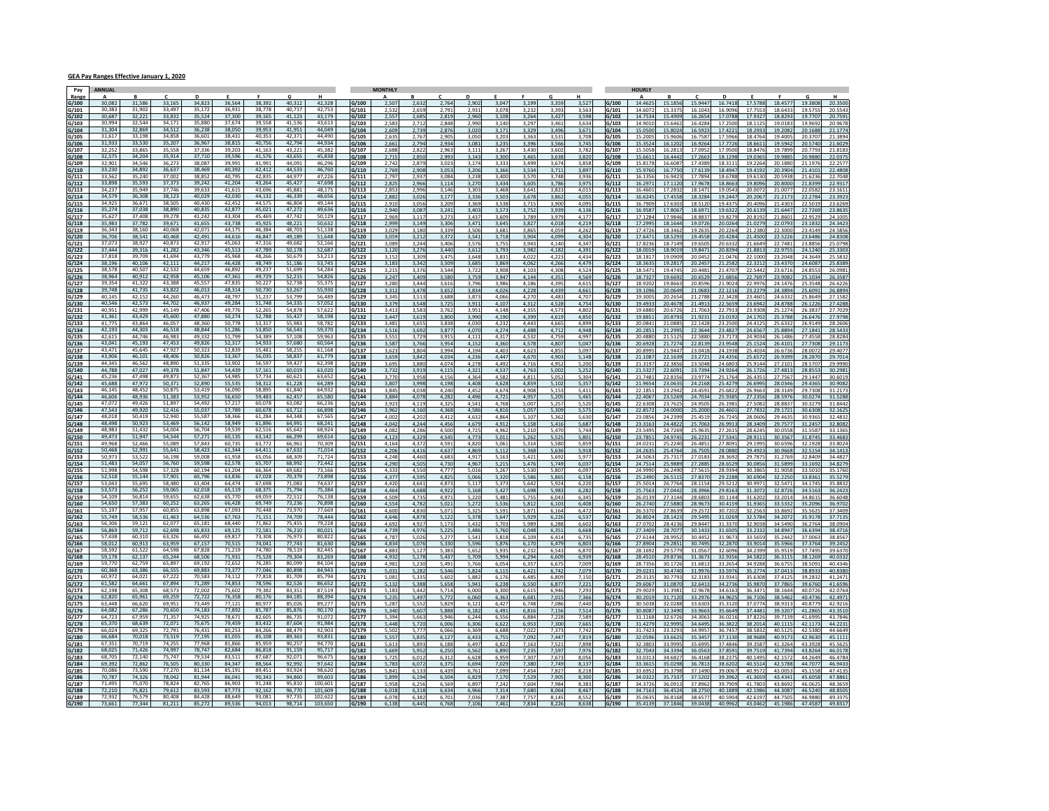## GEA Pay Ranges Effective January 1, 2020

| Pay Range | ANNUAL | | | | | | | | MONTHLY | | | | | | | | | HOURLY | | | | | | | | |
|---|---|---|---|---|---|---|---|---|---|---|---|---|---|---|---|---|---|---|---|---|---|---|---|---|---|---|
| | A | B | C | D | E | F | G | H | | A | B | C | D | E | F | G | H | | A | B | C | D | E | F | G | H |
| G/100 | 30,082 | 31,586 | 33,165 | 34,823 | 36,564 | 38,392 | 40,312 | 42,328 | G/100 | 2,507 | 2,632 | 2,764 | 2,902 | 3,047 | 3,199 | 3,359 | 3,527 | G/100 | 14.4625 | 15.1856 | 15.9447 | 16.7418 | 17.5788 | 18.4577 | 19.3808 | 20.3500 |
| G/101 | 30,383 | 31,902 | 33,497 | 35,172 | 36,931 | 38,778 | 40,717 | 42,753 | G/101 | 2,532 | 2,659 | 2,791 | 2,931 | 3,078 | 3,232 | 3,393 | 3,563 | G/101 | 14.6072 | 15.3375 | 16.1043 | 16.9096 | 17.7553 | 18.6433 | 19.5755 | 20.5543 |
| G/102 | 30,687 | 32,221 | 33,832 | 35,524 | 37,300 | 39,165 | 41,123 | 43,179 | G/102 | 2,557 | 2,685 | 2,819 | 2,960 | 3,108 | 3,264 | 3,427 | 3,598 | G/102 | 14.7534 | 15.4909 | 16.2654 | 17.0788 | 17.9327 | 18.8293 | 19.7707 | 20.7591 |
| G/103 | 30,994 | 32,544 | 34,171 | 35,880 | 37,674 | 39,558 | 41,536 | 43,613 | G/103 | 2,583 | 2,712 | 2,848 | 2,990 | 3,140 | 3,297 | 3,461 | 3,634 | G/103 | 14.9010 | 15.6462 | 16.4284 | 17.2500 | 18.1125 | 19.0183 | 19.9692 | 20.9678 |
| G/104 | 31,304 | 32,869 | 34,512 | 36,238 | 38,050 | 39,953 | 41,951 | 44,049 | G/104 | 2,609 | 2,739 | 2,876 | 3,020 | 3,171 | 3,329 | 3,496 | 3,671 | G/104 | 15.0500 | 15.8024 | 16.5923 | 17.4221 | 18.2933 | 19.2082 | 20.1688 | 21.1774 |
| G/105 | 31,617 | 33,198 | 34,858 | 36,601 | 38,431 | 40,353 | 42,371 | 44,490 | G/105 | 2,635 | 2,767 | 2,905 | 3,050 | 3,203 | 3,363 | 3,531 | 3,708 | G/105 | 15.2005 | 15.9606 | 16.7587 | 17.5966 | 18.4764 | 19.4005 | 20.3707 | 21.3894 |
| G/106 | 31,933 | 33,530 | 35,207 | 36,967 | 38,815 | 40,756 | 42,794 | 44,934 | G/106 | 2,661 | 2,794 | 2,934 | 3,081 | 3,235 | 3,396 | 3,566 | 3,745 | G/106 | 15.3524 | 16.1202 | 16.9264 | 17.7726 | 18.6611 | 19.5942 | 20.5740 | 21.6029 |
| G/107 | 32,252 | 33,865 | 35,558 | 37,336 | 39,203 | 41,163 | 43,221 | 45,382 | G/107 | 2,688 | 2,822 | 2,963 | 3,111 | 3,267 | 3,430 | 3,602 | 3,782 | G/107 | 15.5058 | 16.2813 | 17.0952 | 17.9500 | 18.8476 | 19.7899 | 20.7793 | 21.8183 |
| G/108 | 32,575 | 34,204 | 35,914 | 37,710 | 39,596 | 41,576 | 43,655 | 45,838 | G/108 | 2,715 | 2,850 | 2,993 | 3,143 | 3,300 | 3,465 | 3,638 | 3,820 | G/108 | 15.6611 | 16.4442 | 17.2663 | 18.1298 | 19.0365 | 19.9885 | 20.9880 | 22.0375 |
| G/109 | 32,901 | 34,546 | 36,273 | 38,087 | 39,991 | 41,991 | 44,091 | 46,296 | G/109 | 2,742 | 2,879 | 3,023 | 3,174 | 3,333 | 3,499 | 3,674 | 3,858 | G/109 | 15.8178 | 16.6087 | 17.4389 | 18.3111 | 19.2264 | 20.1880 | 21.1976 | 22.2577 |
| G/110 | 33,230 | 34,892 | 36,637 | 38,469 | 40,392 | 42,412 | 44,533 | 46,760 | G/110 | 2,769 | 2,908 | 3,053 | 3,206 | 3,366 | 3,534 | 3,711 | 3,897 | G/110 | 15.9760 | 16.7750 | 17.6139 | 18.4947 | 19.4192 | 20.3904 | 21.4101 | 22.4808 |
| G/111 | 33,562 | 35,240 | 37,002 | 38,852 | 40,795 | 42,835 | 44,977 | 47,226 | G/111 | 2,797 | 2,937 | 3,084 | 3,238 | 3,400 | 3,570 | 3,748 | 3,936 | G/111 | 16.1356 | 16.9423 | 17.7894 | 18.6788 | 19.6130 | 20.5938 | 21.6236 | 22.7048 |
| G/112 | 33,898 | 35,593 | 37,373 | 39,242 | 41,204 | 43,264 | 45,427 | 47,698 | G/112 | 2,825 | 2,966 | 3,114 | 3,270 | 3,434 | 3,605 | 3,786 | 3,975 | G/112 | 16.2971 | 17.1120 | 17.9678 | 18.8663 | 19.8096 | 20.8000 | 21.8399 | 22.9317 |
| G/113 | 34,237 | 35,949 | 37,746 | 39,633 | 41,615 | 43,696 | 45,881 | 48,175 | G/113 | 2,853 | 2,996 | 3,146 | 3,303 | 3,468 | 3,641 | 3,823 | 4,015 | G/113 | 16.4601 | 17.2832 | 18.1471 | 19.0543 | 20.0072 | 21.0077 | 22.0582 | 23.1611 |
| G/114 | 34,579 | 36,308 | 38,123 | 40,029 | 42,030 | 44,132 | 46,339 | 48,656 | G/114 | 2,882 | 3,026 | 3,177 | 3,336 | 3,503 | 3,678 | 3,862 | 4,055 | G/114 | 16.6245 | 17.4558 | 18.3284 | 19.2447 | 20.2067 | 21.2173 | 22.2784 | 23.3923 |
| G/115 | 34,925 | 36,671 | 38,505 | 40,430 | 42,452 | 44,575 | 46,804 | 49,144 | G/115 | 2,910 | 3,056 | 3,209 | 3,369 | 3,538 | 3,715 | 3,900 | 4,095 | G/115 | 16.7909 | 17.6303 | 18.5120 | 19.4375 | 20.4096 | 21.4303 | 22.5019 | 23.6269 |
| G/116 | 35,274 | 37,038 | 38,890 | 40,835 | 42,877 | 45,021 | 47,272 | 49,636 | G/116 | 2,940 | 3,087 | 3,241 | 3,403 | 3,573 | 3,752 | 3,939 | 4,136 | G/116 | 16.9587 | 17.8067 | 18.6971 | 19.6322 | 20.6139 | 21.6447 | 22.7269 | 23.8635 |
| G/117 | 35,627 | 37,408 | 39,278 | 41,242 | 43,304 | 45,469 | 47,742 | 50,129 | G/117 | 2,969 | 3,117 | 3,273 | 3,437 | 3,609 | 3,789 | 3,979 | 4,177 | G/117 | 17.1284 | 17.9846 | 18.8837 | 19.8279 | 20.8192 | 21.8601 | 22.9529 | 24.1005 |
| G/118 | 35,983 | 37,782 | 39,671 | 41,655 | 43,738 | 45,925 | 48,221 | 50,632 | G/118 | 2,999 | 3,149 | 3,306 | 3,471 | 3,645 | 3,827 | 4,018 | 4,219 | G/118 | 17.2995 | 18.1644 | 19.0726 | 20.0264 | 21.0279 | 22.0793 | 23.1832 | 24.3423 |
| G/119 | 36,343 | 38,160 | 40,068 | 42,071 | 44,175 | 46,384 | 48,703 | 51,138 | G/119 | 3,029 | 3,180 | 3,339 | 3,506 | 3,681 | 3,865 | 4,059 | 4,262 | G/119 | 17.4726 | 18.3462 | 19.2635 | 20.2264 | 21.2380 | 22.3000 | 23.4149 | 24.5856 |
| G/120 | 36,706 | 38,541 | 40,468 | 42,491 | 44,616 | 46,847 | 49,189 | 51,648 | G/120 | 3,059 | 3,212 | 3,372 | 3,541 | 3,718 | 3,904 | 4,099 | 4,304 | G/120 | 17.6471 | 18.5293 | 19.4558 | 20.4284 | 21.4500 | 22.5226 | 23.6486 | 24.8308 |
| G/121 | 37,073 | 38,927 | 40,873 | 42,917 | 45,063 | 47,316 | 49,682 | 52,166 | G/121 | 3,089 | 3,244 | 3,406 | 3,576 | 3,755 | 3,943 | 4,140 | 4,347 | G/121 | 17.8236 | 18.7149 | 19.6505 | 20.6332 | 21.6649 | 22.7481 | 23.8856 | 25.0798 |
| G/122 | 37,444 | 39,316 | 41,282 | 43,346 | 45,513 | 47,789 | 50,178 | 52,687 | G/122 | 3,120 | 3,276 | 3,440 | 3,612 | 3,793 | 3,982 | 4,182 | 4,391 | G/122 | 18.0019 | 18.9019 | 19.8471 | 20.8394 | 21.8813 | 22.9755 | 24.1240 | 25.3303 |
| G/123 | 37,818 | 39,709 | 41,694 | 43,779 | 45,968 | 48,266 | 50,679 | 53,213 | G/123 | 3,152 | 3,309 | 3,475 | 3,648 | 3,831 | 4,022 | 4,223 | 4,434 | G/123 | 18.1817 | 19.0909 | 20.0452 | 21.0476 | 22.1000 | 23.2048 | 24.3649 | 25.5832 |
| G/124 | 38,196 | 40,106 | 42,111 | 44,217 | 46,428 | 48,749 | 51,186 | 53,745 | G/124 | 3,183 | 3,342 | 3,509 | 3,685 | 3,869 | 4,062 | 4,266 | 4,479 | G/124 | 18.3635 | 19.2817 | 20.2457 | 21.2582 | 22.3212 | 23.4370 | 24.6087 | 25.8389 |
| G/125 | 38,578 | 40,507 | 42,532 | 44,659 | 46,892 | 49,237 | 51,699 | 54,284 | G/125 | 3,215 | 3,376 | 3,544 | 3,722 | 3,908 | 4,103 | 4,308 | 4,524 | G/125 | 18.5471 | 19.4745 | 20.4481 | 21.4707 | 22.5442 | 23.6716 | 24.8553 | 26.0981 |
| G/126 | 38,964 | 40,912 | 42,958 | 45,106 | 47,361 | 49,729 | 52,215 | 54,826 | G/126 | 3,247 | 3,409 | 3,580 | 3,759 | 3,947 | 4,144 | 4,351 | 4,569 | G/126 | 18.7327 | 19.6692 | 20.6529 | 21.6856 | 22.7697 | 23.9082 | 25.1034 | 26.3587 |
| G/127 | 39,354 | 41,322 | 43,388 | 45,557 | 47,835 | 50,227 | 52,738 | 55,375 | G/127 | 3,280 | 3,444 | 3,616 | 3,796 | 3,986 | 4,186 | 4,395 | 4,615 | G/127 | 18.9202 | 19.8663 | 20.8596 | 21.9024 | 22.9976 | 24.1476 | 25.3548 | 26.6226 |
| G/128 | 39,748 | 41,735 | 43,822 | 46,013 | 48,314 | 50,730 | 53,267 | 55,930 | G/128 | 3,312 | 3,478 | 3,652 | 3,834 | 4,026 | 4,228 | 4,439 | 4,661 | G/128 | 19.1096 | 20.0649 | 21.0683 | 22.1216 | 23.2279 | 24.3894 | 25.6091 | 26.8894 |
| G/129 | 40,145 | 42,152 | 44,260 | 46,473 | 48,797 | 51,237 | 53,799 | 56,489 | G/129 | 3,345 | 3,513 | 3,688 | 3,873 | 4,066 | 4,270 | 4,483 | 4,707 | G/129 | 19.3005 | 20.2654 | 21.2788 | 22.3428 | 23.4601 | 24.6332 | 25.8649 | 27.1582 |
| G/130 | 40,546 | 42,573 | 44,702 | 46,937 | 49,284 | 51,748 | 54,335 | 57,052 | G/130 | 3,379 | 3,548 | 3,725 | 3,911 | 4,107 | 4,312 | 4,528 | 4,754 | G/130 | 19.4933 | 20.4678 | 21.4913 | 22.5659 | 23.6942 | 24.8788 | 26.1226 | 27.4288 |
| G/131 | 40,951 | 42,999 | 45,149 | 47,406 | 49,776 | 52,265 | 54,878 | 57,622 | G/131 | 3,413 | 3,583 | 3,762 | 3,951 | 4,148 | 4,355 | 4,573 | 4,802 | G/131 | 19.6880 | 20.6726 | 21.7063 | 22.7913 | 23.9308 | 25.1274 | 26.3837 | 27.7029 |
| G/132 | 41,361 | 43,429 | 45,600 | 47,880 | 50,274 | 52,788 | 55,427 | 58,198 | G/132 | 3,447 | 3,619 | 3,800 | 3,990 | 4,190 | 4,399 | 4,619 | 4,850 | G/132 | 19.8851 | 20.8793 | 21.9231 | 23.0192 | 24.1702 | 25.3788 | 26.6476 | 27.9798 |
| G/133 | 41,775 | 43,864 | 46,057 | 48,360 | 50,778 | 53,317 | 55,983 | 58,782 | G/133 | 3,481 | 3,655 | 3,838 | 4,030 | 4,232 | 4,443 | 4,665 | 4,899 | G/133 | 20.0841 | 21.0885 | 22.1428 | 23.2500 | 24.4125 | 25.6332 | 26.9149 | 28.2606 |
| G/134 | 42,193 | 44,303 | 46,518 | 48,844 | 51,286 | 53,850 | 56,543 | 59,370 | G/134 | 3,516 | 3,692 | 3,877 | 4,070 | 4,274 | 4,488 | 4,712 | 4,948 | G/134 | 20.2851 | 21.2995 | 22.3644 | 23.4827 | 24.6567 | 25.8894 | 27.1841 | 28.5433 |
| G/135 | 42,615 | 44,746 | 46,983 | 49,332 | 51,799 | 54,389 | 57,108 | 59,963 | G/135 | 3,551 | 3,729 | 3,915 | 4,111 | 4,317 | 4,532 | 4,759 | 4,997 | G/135 | 20.4880 | 21.5125 | 22.5880 | 23.7173 | 24.9034 | 26.1486 | 27.4558 | 28.8284 |
| G/136 | 43,041 | 45,193 | 47,453 | 49,826 | 52,317 | 54,933 | 57,680 | 60,564 | G/136 | 3,587 | 3,766 | 3,954 | 4,152 | 4,360 | 4,578 | 4,807 | 5,047 | G/136 | 20.6928 | 21.7274 | 22.8139 | 23.9548 | 25.1524 | 26.4101 | 27.7308 | 29.1173 |
| G/137 | 43,471 | 45,645 | 47,927 | 50,323 | 52,839 | 55,481 | 58,255 | 61,168 | G/137 | 3,623 | 3,804 | 3,994 | 4,194 | 4,403 | 4,623 | 4,855 | 5,097 | G/137 | 20.8995 | 21.9447 | 23.0418 | 24.1938 | 25.4034 | 26.6736 | 28.0072 | 29.4077 |
| G/138 | 43,906 | 46,101 | 48,406 | 50,826 | 53,367 | 56,035 | 58,837 | 61,779 | G/138 | 3,659 | 3,842 | 4,034 | 4,236 | 4,447 | 4,670 | 4,903 | 5,148 | G/138 | 21.1087 | 22.1639 | 23.2721 | 24.4356 | 25.6572 | 26.9399 | 28.2870 | 29.7014 |
| G/139 | 44,345 | 46,562 | 48,890 | 51,335 | 53,902 | 56,597 | 59,427 | 62,398 | G/139 | 3,695 | 3,880 | 4,074 | 4,278 | 4,492 | 4,716 | 4,952 | 5,200 | G/139 | 21.3197 | 22.3856 | 23.5048 | 24.6803 | 25.9144 | 27.2101 | 28.5707 | 29.9990 |
| G/140 | 44,788 | 47,027 | 49,378 | 51,847 | 54,439 | 57,161 | 60,019 | 63,020 | G/140 | 3,732 | 3,919 | 4,115 | 4,321 | 4,537 | 4,763 | 5,002 | 5,252 | G/140 | 21.5327 | 22.6091 | 23.7394 | 24.9264 | 26.1726 | 27.4813 | 28.8553 | 30.2981 |
| G/141 | 45,236 | 47,498 | 49,873 | 52,367 | 54,985 | 57,734 | 60,621 | 63,652 | G/141 | 3,770 | 3,958 | 4,156 | 4,364 | 4,582 | 4,811 | 5,052 | 5,304 | G/141 | 21.7481 | 22.8356 | 23.9774 | 25.1764 | 26.4351 | 27.7567 | 29.1447 | 30.6019 |
| G/142 | 45,688 | 47,972 | 50,371 | 52,890 | 55,535 | 58,312 | 61,228 | 64,289 | G/142 | 3,807 | 3,998 | 4,198 | 4,408 | 4,628 | 4,859 | 5,102 | 5,357 | G/142 | 21.9654 | 23.0635 | 24.2168 | 25.4279 | 26.6995 | 28.0346 | 29.4365 | 30.9082 |
| G/143 | 46,145 | 48,452 | 50,875 | 53,419 | 56,090 | 58,895 | 61,840 | 64,932 | G/143 | 3,845 | 4,038 | 4,240 | 4,452 | 4,674 | 4,908 | 5,153 | 5,411 | G/143 | 22.1851 | 23.2942 | 24.4591 | 25.6822 | 26.9663 | 28.3149 | 29.7308 | 31.2173 |
| G/144 | 46,606 | 48,936 | 51,383 | 53,952 | 56,650 | 59,483 | 62,457 | 65,580 | G/144 | 3,884 | 4,078 | 4,282 | 4,496 | 4,721 | 4,957 | 5,205 | 5,465 | G/144 | 22.4067 | 23.5269 | 24.7034 | 25.9385 | 27.2356 | 28.5976 | 30.0274 | 31.5288 |
| G/145 | 47,072 | 49,426 | 51,897 | 54,492 | 57,217 | 60,078 | 63,082 | 66,236 | G/145 | 3,923 | 4,119 | 4,325 | 4,541 | 4,768 | 5,007 | 5,257 | 5,520 | G/145 | 22.6308 | 23.7625 | 24.9505 | 26.1981 | 27.5082 | 28.8837 | 30.3279 | 31.8442 |
| G/146 | 47,543 | 49,920 | 52,416 | 55,037 | 57,789 | 60,678 | 63,712 | 66,898 | G/146 | 3,962 | 4,160 | 4,368 | 4,586 | 4,816 | 5,057 | 5,309 | 5,575 | G/146 | 22.8572 | 24.0000 | 25.2000 | 26.4601 | 27.7832 | 29.1721 | 30.6308 | 32.1625 |
| G/147 | 48,018 | 50,419 | 52,940 | 55,587 | 58,366 | 61,284 | 64,348 | 67,565 | G/147 | 4,002 | 4,202 | 4,412 | 4,632 | 4,864 | 5,107 | 5,362 | 5,630 | G/147 | 23.0856 | 24.2399 | 25.4519 | 26.7245 | 28.0606 | 29.4635 | 30.9365 | 32.4832 |
| G/148 | 48,498 | 50,923 | 53,469 | 56,142 | 58,949 | 61,896 | 64,991 | 68,241 | G/148 | 4,042 | 4,244 | 4,456 | 4,679 | 4,912 | 5,158 | 5,416 | 5,687 | G/148 | 23.3163 | 24.4822 | 25.7063 | 26.9913 | 28.3409 | 29.7577 | 31.2457 | 32.8082 |
| G/149 | 48,983 | 51,432 | 54,004 | 56,704 | 59,539 | 62,516 | 65,642 | 68,924 | G/149 | 4,082 | 4,286 | 4,500 | 4,725 | 4,962 | 5,210 | 5,470 | 5,744 | G/149 | 23.5495 | 24.7269 | 25.9635 | 27.2615 | 28.6245 | 30.0558 | 31.5587 | 33.1365 |
| G/150 | 49,473 | 51,947 | 54,544 | 57,271 | 60,135 | 63,142 | 66,299 | 69,614 | G/150 | 4,123 | 4,329 | 4,545 | 4,773 | 5,011 | 5,262 | 5,525 | 5,801 | G/150 | 23.7851 | 24.9745 | 26.2231 | 27.5341 | 28.9111 | 30.3567 | 31.8745 | 33.4683 |
| G/151 | 49,968 | 52,466 | 55,089 | 57,843 | 60,735 | 63,772 | 66,961 | 70,309 | G/151 | 4,164 | 4,372 | 4,591 | 4,820 | 5,061 | 5,314 | 5,580 | 5,859 | G/151 | 24.0231 | 25.2240 | 26.4851 | 27.8091 | 29.1995 | 30.6596 | 32.1928 | 33.8024 |
| G/152 | 50,468 | 52,991 | 55,641 | 58,423 | 61,344 | 64,411 | 67,632 | 71,014 | G/152 | 4,206 | 4,416 | 4,637 | 4,869 | 5,112 | 5,368 | 5,636 | 5,918 | G/152 | 24.2635 | 25.4764 | 26.7505 | 28.0880 | 29.4923 | 30.9668 | 32.5154 | 34.1413 |
| G/153 | 50,973 | 53,522 | 56,198 | 59,008 | 61,958 | 65,056 | 68,309 | 71,724 | G/153 | 4,248 | 4,460 | 4,683 | 4,917 | 5,163 | 5,421 | 5,692 | 5,977 | G/153 | 24.5063 | 25.7317 | 27.0183 | 28.3692 | 29.7875 | 31.2769 | 32.8409 | 34.4827 |
| G/154 | 51,483 | 54,057 | 56,760 | 59,598 | 62,578 | 65,707 | 68,992 | 72,442 | G/154 | 4,290 | 4,505 | 4,730 | 4,967 | 5,215 | 5,476 | 5,749 | 6,037 | G/154 | 24.7514 | 25.9889 | 27.2885 | 28.6529 | 30.0856 | 31.5899 | 33.1692 | 34.8279 |
| G/155 | 51,998 | 54,598 | 57,328 | 60,194 | 63,204 | 66,364 | 69,682 | 73,166 | G/155 | 4,333 | 4,550 | 4,777 | 5,016 | 5,267 | 5,530 | 5,807 | 6,097 | G/155 | 24.9990 | 26.2490 | 27.5615 | 28.9394 | 30.3865 | 31.9058 | 33.5010 | 35.1760 |
| G/156 | 52,518 | 55,144 | 57,901 | 60,796 | 63,836 | 67,028 | 70,379 | 73,898 | G/156 | 4,377 | 4,595 | 4,825 | 5,066 | 5,320 | 5,586 | 5,865 | 6,158 | G/156 | 25.2490 | 26.5115 | 27.8370 | 29.2288 | 30.6904 | 32.2250 | 33.8361 | 35.5279 |
| G/157 | 53,043 | 55,695 | 58,480 | 61,404 | 64,474 | 67,698 | 71,083 | 74,637 | G/157 | 4,420 | 4,641 | 4,873 | 5,117 | 5,373 | 5,642 | 5,924 | 6,220 | G/157 | 25.5014 | 26.7764 | 28.1154 | 29.5212 | 30.9971 | 32.5471 | 34.1745 | 35.8832 |
| G/158 | 53,573 | 56,252 | 59,065 | 62,018 | 65,119 | 68,375 | 71,794 | 75,384 | G/158 | 4,464 | 4,688 | 4,922 | 5,168 | 5,427 | 5,698 | 5,983 | 6,282 | G/158 | 25.7563 | 27.0442 | 28.3966 | 29.8163 | 31.3072 | 32.8726 | 34.5163 | 36.2423 |
| G/159 | 54,109 | 56,814 | 59,655 | 62,638 | 65,770 | 69,059 | 72,512 | 76,138 | G/159 | 4,509 | 4,735 | 4,971 | 5,220 | 5,481 | 5,755 | 6,043 | 6,345 | G/159 | 26.0139 | 27.3144 | 28.6803 | 30.1144 | 31.6202 | 33.2014 | 34.8615 | 36.6048 |
| G/160 | 54,650 | 57,383 | 60,252 | 63,265 | 66,428 | 69,749 | 73,236 | 76,898 | G/160 | 4,554 | 4,782 | 5,021 | 5,272 | 5,536 | 5,812 | 6,103 | 6,408 | G/160 | 26.2740 | 27.5880 | 28.9673 | 30.4159 | 31.9365 | 33.5332 | 35.2096 | 36.9702 |
| G/161 | 55,197 | 57,957 | 60,855 | 63,898 | 67,093 | 70,448 | 73,970 | 77,669 | G/161 | 4,600 | 4,830 | 5,071 | 5,325 | 5,591 | 5,871 | 6,164 | 6,472 | G/161 | 26.5370 | 27.8639 | 29.2572 | 30.7202 | 32.2563 | 33.8692 | 35.5625 | 37.3409 |
| G/162 | 55,749 | 58,536 | 61,463 | 64,536 | 67,763 | 71,151 | 74,709 | 78,444 | G/162 | 4,646 | 4,878 | 5,122 | 5,378 | 5,647 | 5,929 | 6,226 | 6,537 | G/162 | 26.8024 | 28.1423 | 29.5495 | 31.0269 | 32.5784 | 34.2072 | 35.9178 | 37.7135 |
| G/163 | 56,306 | 59,121 | 62,077 | 65,181 | 68,440 | 71,862 | 75,455 | 79,228 | G/163 | 4,692 | 4,927 | 5,173 | 5,432 | 5,703 | 5,989 | 6,288 | 6,602 | G/163 | 27.0702 | 28.4236 | 29.8447 | 31.3370 | 32.9038 | 34.5490 | 36.2764 | 38.0904 |
| G/164 | 56,869 | 59,712 | 62,698 | 65,833 | 69,125 | 72,581 | 76,210 | 80,021 | G/164 | 4,739 | 4,976 | 5,225 | 5,486 | 5,760 | 6,048 | 6,351 | 6,668 | G/164 | 27.3409 | 28.7077 | 30.1433 | 31.6505 | 33.2332 | 34.8947 | 36.6394 | 38.4716 |
| G/165 | 57,438 | 60,310 | 63,326 | 66,492 | 69,817 | 73,308 | 76,973 | 80,822 | G/165 | 4,787 | 5,026 | 5,277 | 5,541 | 5,818 | 6,109 | 6,414 | 6,735 | G/165 | 27.6144 | 28.9952 | 30.4452 | 31.9673 | 33.5659 | 35.2442 | 37.0063 | 38.8567 |
| G/166 | 58,012 | 60,913 | 63,959 | 67,157 | 70,515 | 74,041 | 77,743 | 81,630 | G/166 | 4,834 | 5,076 | 5,330 | 5,596 | 5,876 | 6,170 | 6,479 | 6,803 | G/166 | 27.8904 | 29.2851 | 30.7495 | 32.2870 | 33.9014 | 35.5966 | 37.3764 | 39.2452 |
| G/167 | 58,592 | 61,522 | 64,598 | 67,828 | 71,219 | 74,780 | 78,519 | 82,445 | G/167 | 4,883 | 5,127 | 5,383 | 5,652 | 5,935 | 6,232 | 6,543 | 6,870 | G/167 | 28.1692 | 29.5779 | 31.0567 | 32.6096 | 34.2399 | 35.9519 | 37.7495 | 39.6370 |
| G/168 | 59,178 | 62,137 | 65,244 | 68,506 | 71,931 | 75,528 | 79,304 | 83,269 | G/168 | 4,932 | 5,178 | 5,437 | 5,709 | 5,994 | 6,294 | 6,609 | 6,939 | G/168 | 28.4510 | 29.8736 | 31.3673 | 32.9356 | 34.5822 | 36.3115 | 38.1269 | 40.0332 |
| G/169 | 59,770 | 62,759 | 65,897 | 69,192 | 72,652 | 76,285 | 80,099 | 84,104 | G/169 | 4,981 | 5,230 | 5,491 | 5,766 | 6,054 | 6,357 | 6,675 | 7,009 | G/169 | 28.7356 | 30.1726 | 31.6813 | 33.2654 | 34.9288 | 36.6755 | 38.5091 | 40.4346 |
| G/170 | 60,368 | 63,386 | 66,555 | 69,883 | 73,377 | 77,046 | 80,898 | 84,943 | G/170 | 5,031 | 5,282 | 5,546 | 5,824 | 6,115 | 6,421 | 6,742 | 7,079 | G/170 | 29.0231 | 30.4740 | 31.9976 | 33.5976 | 35.2774 | 37.0413 | 38.8933 | 40.8380 |
| G/171 | 60,972 | 64,021 | 67,222 | 70,583 | 74,112 | 77,818 | 81,709 | 85,794 | G/171 | 5,081 | 5,335 | 5,602 | 5,882 | 6,176 | 6,485 | 6,809 | 7,150 | G/171 | 29.3135 | 30.7793 | 32.3183 | 33.9341 | 35.6308 | 37.4125 | 39.2832 | 41.2471 |
| G/172 | 61,582 | 64,661 | 67,894 | 71,289 | 74,853 | 78,596 | 82,526 | 86,652 | G/172 | 5,132 | 5,388 | 5,658 | 5,941 | 6,238 | 6,550 | 6,877 | 7,221 | G/172 | 29.6067 | 31.0870 | 32.6413 | 34.2736 | 35.9870 | 37.7865 | 39.6760 | 41.6596 |
| G/173 | 62,198 | 65,308 | 68,573 | 72,002 | 75,602 | 79,382 | 83,351 | 87,519 | G/173 | 5,183 | 5,442 | 5,714 | 6,000 | 6,300 | 6,615 | 6,946 | 7,293 | G/173 | 29.9029 | 31.3981 | 32.9678 | 34.6163 | 36.3471 | 38.1644 | 40.0726 | 42.0764 |
| G/174 | 62,820 | 65,961 | 69,259 | 72,722 | 76,358 | 80,176 | 84,185 | 88,394 | G/174 | 5,235 | 5,497 | 5,772 | 6,060 | 6,363 | 6,681 | 7,015 | 7,366 | G/174 | 30.2019 | 31.7120 | 33.2976 | 34.9625 | 36.7106 | 38.5462 | 40.4736 | 42.4971 |
| G/175 | 63,448 | 66,620 | 69,951 | 73,449 | 77,121 | 80,977 | 85,026 | 89,277 | G/175 | 5,287 | 5,552 | 5,829 | 6,121 | 6,427 | 6,748 | 7,086 | 7,440 | G/175 | 30.5038 | 32.0288 | 33.6303 | 35.3120 | 37.0774 | 38.9313 | 40.8779 | 42.9216 |
| G/176 | 64,082 | 67,286 | 70,650 | 74,183 | 77,892 | 81,787 | 85,876 | 90,170 | G/176 | 5,340 | 5,607 | 5,888 | 6,182 | 6,491 | 6,816 | 7,156 | 7,514 | G/176 | 30.8087 | 32.3490 | 33.9663 | 35.6649 | 37.4481 | 39.3207 | 41.2865 | 43.3510 |
| G/177 | 64,723 | 67,959 | 71,357 | 74,925 | 78,671 | 82,605 | 86,735 | 91,072 | G/177 | 5,394 | 5,663 | 5,946 | 6,244 | 6,556 | 6,884 | 7,228 | 7,589 | G/177 | 31.1168 | 32.6726 | 34.3063 | 36.0216 | 37.8226 | 39.7139 | 41.6995 | 43.7846 |
| G/178 | 65,370 | 68,639 | 72,071 | 75,675 | 79,459 | 83,432 | 87,604 | 91,984 | G/178 | 5,448 | 5,720 | 6,006 | 6,306 | 6,622 | 6,953 | 7,300 | 7,665 | G/178 | 31.4279 | 32.9995 | 34.6495 | 36.3822 | 38.2014 | 40.1115 | 42.1173 | 44.2231 |
| G/179 | 66,024 | 69,325 | 72,791 | 76,431 | 80,253 | 84,266 | 88,479 | 92,903 | G/179 | 5,502 | 5,777 | 6,066 | 6,369 | 6,688 | 7,022 | 7,373 | 7,742 | G/179 | 31.7423 | 33.3293 | 34.9957 | 36.7457 | 38.5832 | 40.5125 | 42.5380 | 44.6649 |
| G/180 | 66,684 | 70,018 | 73,519 | 77,195 | 81,055 | 85,108 | 89,363 | 93,831 | G/180 | 5,557 | 5,835 | 6,127 | 6,433 | 6,755 | 7,092 | 7,447 | 7,819 | G/180 | 32.0596 | 33.6625 | 35.3457 | 37.1130 | 38.9688 | 40.9173 | 42.9630 | 45.1111 |
| G/181 | 67,351 | 70,719 | 74,255 | 77,968 | 81,866 | 85,959 | 90,257 | 94,770 | G/181 | 5,613 | 5,893 | 6,188 | 6,497 | 6,822 | 7,163 | 7,521 | 7,898 | G/181 | 32.3803 | 33.9995 | 35.6995 | 37.4846 | 39.3587 | 41.3264 | 43.3928 | 45.5625 |
| G/182 | 68,025 | 71,426 | 74,997 | 78,747 | 82,684 | 86,818 | 91,159 | 95,717 | G/182 | 5,669 | 5,952 | 6,250 | 6,562 | 6,890 | 7,235 | 7,597 | 7,976 | G/182 | 32.7043 | 34.3394 | 36.0563 | 37.8591 | 39.7519 | 41.7394 | 43.8264 | 46.0178 |
| G/183 | 68,705 | 72,140 | 75,747 | 79,534 | 83,511 | 87,687 | 92,071 | 96,675 | G/183 | 5,725 | 6,012 | 6,312 | 6,628 | 6,959 | 7,307 | 7,673 | 8,056 | G/183 | 33.0313 | 34.6827 | 36.4168 | 38.2375 | 40.1495 | 42.1572 | 44.2649 | 46.4784 |
| G/184 | 69,392 | 72,862 | 76,505 | 80,330 | 84,347 | 88,564 | 92,992 | 97,642 | G/184 | 5,783 | 6,072 | 6,375 | 6,694 | 7,029 | 7,380 | 7,749 | 8,137 | G/184 | 33.3615 | 35.0298 | 36.7813 | 38.6202 | 40.5514 | 42.5788 | 44.7077 | 46.9433 |
| G/185 | 70,086 | 73,590 | 77,270 | 81,134 | 85,191 | 89,451 | 93,924 | 98,620 | G/185 | 5,841 | 6,133 | 6,439 | 6,761 | 7,099 | 7,454 | 7,827 | 8,218 | G/185 | 33.6952 | 35.3798 | 37.1490 | 39.0067 | 40.9572 | 43.0053 | 45.1558 | 47.4135 |
| G/186 | 70,787 | 74,326 | 78,042 | 81,944 | 86,041 | 90,343 | 94,860 | 99,603 | G/186 | 5,899 | 6,194 | 6,504 | 6,829 | 7,170 | 7,529 | 7,905 | 8,300 | G/186 | 34.0322 | 35.7337 | 37.5202 | 39.3962 | 41.3659 | 43.4341 | 45.6058 | 47.8861 |
| G/187 | 71,495 | 75,070 | 78,824 | 82,765 | 86,903 | 91,248 | 95,810 | 100,601 | G/187 | 5,958 | 6,256 | 6,569 | 6,897 | 7,242 | 7,604 | 7,984 | 8,383 | G/187 | 34.3726 | 36.0913 | 37.8962 | 39.7909 | 41.7803 | 43.8692 | 46.0625 | 48.3659 |
| G/188 | 72,210 | 75,821 | 79,612 | 83,593 | 87,773 | 92,162 | 96,770 | 101,609 | G/188 | 6,018 | 6,318 | 6,634 | 6,966 | 7,314 | 7,680 | 8,064 | 8,467 | G/188 | 34.7163 | 36.4524 | 38.2750 | 40.1889 | 42.1986 | 44.3087 | 46.5240 | 48.8505 |
| G/189 | 72,932 | 76,579 | 80,408 | 84,428 | 88,649 | 93,081 | 97,735 | 102,622 | G/189 | 6,078 | 6,382 | 6,701 | 7,036 | 7,387 | 7,757 | 8,145 | 8,552 | G/189 | 35.0635 | 36.8168 | 38.6577 | 40.5904 | 42.6197 | 44.7505 | 46.9880 | 49.3375 |
| G/190 | 73,661 | 77,344 | 81,211 | 85,272 | 89,536 | 94,013 | 98,714 | 103,650 | G/190 | 6,138 | 6,445 | 6,768 | 7,106 | 7,461 | 7,834 | 8,226 | 8,638 | G/190 | 35.4139 | 37.1846 | 39.0438 | 40.9962 | 43.0462 | 45.1986 | 47.4587 | 49.8317 |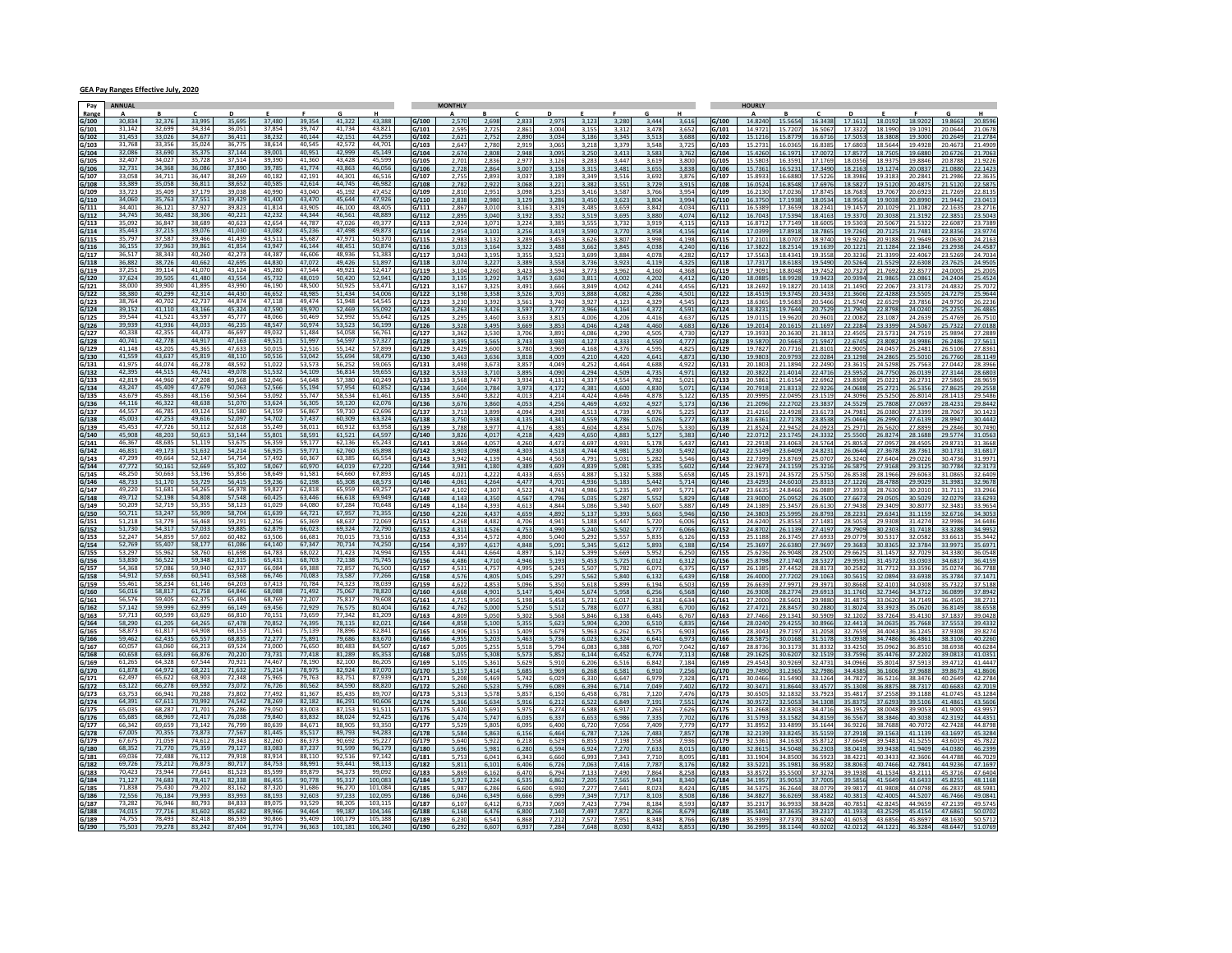## GEA Pay Ranges Effective July, 2020

### ANNUAL

| Pay Range | A | B | C | D | E | F | G | H |
|---|---|---|---|---|---|---|---|---|
| G/100 | 30,834 | 32,376 | 33,995 | 35,695 | 37,480 | 39,354 | 41,322 | 43,388 |
| G/101 | 31,142 | 32,699 | 34,334 | 36,051 | 37,854 | 39,747 | 41,734 | 43,821 |
| G/102 | 31,453 | 33,026 | 34,677 | 36,411 | 38,232 | 40,144 | 42,151 | 44,259 |
| G/103 | 31,768 | 33,356 | 35,024 | 36,775 | 38,614 | 40,545 | 42,572 | 44,701 |
| G/104 | 32,086 | 33,690 | 35,375 | 37,144 | 39,001 | 40,951 | 42,999 | 45,149 |
| G/105 | 32,407 | 34,027 | 35,728 | 37,514 | 39,390 | 41,360 | 43,428 | 45,599 |
| G/106 | 32,731 | 34,368 | 36,086 | 37,890 | 39,785 | 41,774 | 43,863 | 46,056 |
| G/107 | 33,058 | 34,711 | 36,447 | 38,269 | 40,182 | 42,191 | 44,301 | 46,516 |
| G/108 | 33,389 | 35,058 | 36,811 | 38,652 | 40,585 | 42,614 | 44,745 | 46,982 |
| G/109 | 33,723 | 35,409 | 37,179 | 39,038 | 40,990 | 43,040 | 45,192 | 47,452 |
| G/110 | 34,060 | 35,763 | 37,551 | 39,429 | 41,400 | 43,470 | 45,644 | 47,926 |
| G/111 | 34,401 | 36,121 | 37,927 | 39,823 | 41,814 | 43,905 | 46,100 | 48,405 |
| G/112 | 34,745 | 36,482 | 38,306 | 40,221 | 42,232 | 44,344 | 46,561 | 48,889 |
| G/113 | 35,092 | 36,847 | 38,689 | 40,623 | 42,654 | 44,787 | 47,026 | 49,377 |
| G/114 | 35,443 | 37,215 | 39,076 | 41,030 | 43,082 | 45,236 | 47,498 | 49,873 |
| G/115 | 35,797 | 37,587 | 39,466 | 41,439 | 43,511 | 45,687 | 47,971 | 50,370 |
| G/116 | 36,155 | 37,963 | 39,861 | 41,854 | 43,947 | 46,144 | 48,451 | 50,874 |
| G/117 | 36,517 | 38,343 | 40,260 | 42,273 | 44,387 | 46,606 | 48,936 | 51,383 |
| G/118 | 36,882 | 38,726 | 40,662 | 42,695 | 44,830 | 47,072 | 49,426 | 51,897 |
| G/119 | 37,251 | 39,114 | 41,070 | 43,124 | 45,280 | 47,544 | 49,921 | 52,417 |
| G/120 | 37,624 | 39,505 | 41,480 | 43,554 | 45,732 | 48,019 | 50,420 | 52,941 |
| G/121 | 38,000 | 39,900 | 41,895 | 43,990 | 46,190 | 48,500 | 50,925 | 53,471 |
| G/122 | 38,380 | 40,299 | 42,314 | 44,430 | 46,652 | 48,985 | 51,434 | 54,006 |
| G/123 | 38,764 | 40,702 | 42,737 | 44,874 | 47,118 | 49,474 | 51,948 | 54,545 |
| G/124 | 39,152 | 41,110 | 43,166 | 45,324 | 47,590 | 49,970 | 52,469 | 55,092 |
| G/125 | 39,544 | 41,521 | 43,597 | 45,777 | 48,066 | 50,469 | 52,992 | 55,642 |
| G/126 | 39,939 | 41,936 | 44,033 | 46,235 | 48,547 | 50,974 | 53,523 | 56,199 |
| G/127 | 40,338 | 42,355 | 44,473 | 46,697 | 49,032 | 51,484 | 54,058 | 56,761 |
| G/128 | 40,741 | 42,778 | 44,917 | 47,163 | 49,521 | 51,997 | 54,597 | 57,327 |
| G/129 | 41,148 | 43,205 | 45,365 | 47,633 | 50,015 | 52,516 | 55,142 | 57,899 |
| G/130 | 41,559 | 43,637 | 45,819 | 48,110 | 50,516 | 53,042 | 55,694 | 58,479 |
| G/131 | 41,975 | 44,074 | 46,278 | 48,592 | 51,022 | 53,573 | 56,252 | 59,065 |
| G/132 | 42,395 | 44,515 | 46,741 | 49,078 | 51,532 | 54,109 | 56,814 | 59,655 |
| G/133 | 42,819 | 44,960 | 47,208 | 49,568 | 52,046 | 54,648 | 57,380 | 60,249 |
| G/134 | 43,247 | 45,409 | 47,679 | 50,063 | 52,566 | 55,194 | 57,954 | 60,852 |
| G/135 | 43,679 | 45,863 | 48,156 | 50,564 | 53,092 | 55,747 | 58,534 | 61,461 |
| G/136 | 44,116 | 46,322 | 48,638 | 51,070 | 53,624 | 56,305 | 59,120 | 62,076 |
| G/137 | 44,557 | 46,785 | 49,124 | 51,580 | 54,159 | 56,867 | 59,710 | 62,696 |
| G/138 | 45,003 | 47,253 | 49,616 | 52,097 | 54,702 | 57,437 | 60,309 | 63,324 |
| G/139 | 45,453 | 47,726 | 50,112 | 52,618 | 55,249 | 58,011 | 60,912 | 63,958 |
| G/140 | 45,908 | 48,203 | 50,613 | 53,144 | 55,801 | 58,591 | 61,521 | 64,597 |
| G/141 | 46,367 | 48,685 | 51,119 | 53,675 | 56,359 | 59,177 | 62,136 | 65,243 |
| G/142 | 46,831 | 49,173 | 51,632 | 54,214 | 56,925 | 59,771 | 62,760 | 65,898 |
| G/143 | 47,299 | 49,664 | 52,147 | 54,754 | 57,492 | 60,367 | 63,385 | 66,554 |
| G/144 | 47,772 | 50,161 | 52,669 | 55,302 | 58,067 | 60,970 | 64,019 | 67,220 |
| G/145 | 48,250 | 50,663 | 53,196 | 55,856 | 58,649 | 61,581 | 64,660 | 67,893 |
| G/146 | 48,733 | 51,170 | 53,729 | 56,415 | 59,236 | 62,198 | 65,308 | 68,573 |
| G/147 | 49,220 | 51,681 | 54,265 | 56,978 | 59,827 | 62,818 | 65,959 | 69,257 |
| G/148 | 49,712 | 52,198 | 54,808 | 57,548 | 60,425 | 63,446 | 66,618 | 69,949 |
| G/149 | 50,209 | 52,719 | 55,355 | 58,123 | 61,029 | 64,080 | 67,284 | 70,648 |
| G/150 | 50,711 | 53,247 | 55,909 | 58,704 | 61,639 | 64,721 | 67,957 | 71,355 |
| G/151 | 51,218 | 53,779 | 56,468 | 59,291 | 62,256 | 65,369 | 68,637 | 72,069 |
| G/152 | 51,730 | 54,317 | 57,033 | 59,885 | 62,879 | 66,023 | 69,324 | 72,790 |
| G/153 | 52,247 | 54,859 | 57,602 | 60,482 | 63,506 | 66,681 | 70,015 | 73,516 |
| G/154 | 52,769 | 55,407 | 58,177 | 61,086 | 64,140 | 67,347 | 70,714 | 74,250 |
| G/155 | 53,297 | 55,962 | 58,760 | 61,698 | 64,783 | 68,022 | 71,423 | 74,994 |
| G/156 | 53,830 | 56,522 | 59,348 | 62,315 | 65,431 | 68,703 | 72,138 | 75,745 |
| G/157 | 54,368 | 57,086 | 59,940 | 62,937 | 66,084 | 69,388 | 72,857 | 76,500 |
| G/158 | 54,912 | 57,658 | 60,541 | 63,568 | 66,746 | 70,083 | 73,587 | 77,266 |
| G/159 | 55,461 | 58,234 | 61,146 | 64,203 | 67,413 | 70,784 | 74,323 | 78,039 |
| G/160 | 56,016 | 58,817 | 61,758 | 64,846 | 68,088 | 71,492 | 75,067 | 78,820 |
| G/161 | 56,576 | 59,405 | 62,375 | 65,494 | 68,769 | 72,207 | 75,817 | 79,608 |
| G/162 | 57,142 | 59,999 | 62,999 | 66,149 | 69,456 | 72,929 | 76,575 | 80,404 |
| G/163 | 57,713 | 60,599 | 63,629 | 66,810 | 70,151 | 73,659 | 77,342 | 81,209 |
| G/164 | 58,290 | 61,205 | 64,265 | 67,478 | 70,852 | 74,395 | 78,115 | 82,021 |
| G/165 | 58,873 | 61,817 | 64,908 | 68,153 | 71,561 | 75,139 | 78,896 | 82,841 |
| G/166 | 59,462 | 62,435 | 65,557 | 68,835 | 72,277 | 75,891 | 79,686 | 83,670 |
| G/167 | 60,057 | 63,060 | 66,213 | 69,524 | 73,000 | 76,650 | 80,483 | 84,507 |
| G/168 | 60,658 | 63,691 | 66,876 | 70,220 | 73,731 | 77,418 | 81,289 | 85,353 |
| G/169 | 61,265 | 64,328 | 67,544 | 70,921 | 74,467 | 78,190 | 82,100 | 86,205 |
| G/170 | 61,878 | 64,972 | 68,221 | 71,632 | 75,214 | 78,975 | 82,924 | 87,070 |
| G/171 | 62,497 | 65,622 | 68,903 | 72,348 | 75,965 | 79,763 | 83,751 | 87,939 |
| G/172 | 63,122 | 66,278 | 69,592 | 73,072 | 76,726 | 80,562 | 84,590 | 88,820 |
| G/173 | 63,753 | 66,941 | 70,288 | 73,802 | 77,492 | 81,367 | 85,435 | 89,707 |
| G/174 | 64,391 | 67,611 | 70,992 | 74,542 | 78,269 | 82,182 | 86,291 | 90,606 |
| G/175 | 65,035 | 68,287 | 71,701 | 75,286 | 79,050 | 83,003 | 87,153 | 91,511 |
| G/176 | 65,685 | 68,969 | 72,417 | 76,038 | 79,840 | 83,832 | 88,024 | 92,425 |
| G/177 | 66,342 | 69,659 | 73,142 | 76,799 | 80,639 | 84,671 | 88,905 | 93,350 |
| G/178 | 67,005 | 70,355 | 73,873 | 77,567 | 81,445 | 85,517 | 89,793 | 94,283 |
| G/179 | 67,675 | 71,059 | 74,612 | 78,343 | 82,260 | 86,373 | 90,692 | 95,227 |
| G/180 | 68,352 | 71,770 | 75,359 | 79,127 | 83,083 | 87,237 | 91,599 | 96,179 |
| G/181 | 69,036 | 72,488 | 76,112 | 79,918 | 83,914 | 88,110 | 92,516 | 97,142 |
| G/182 | 69,726 | 73,212 | 76,873 | 80,717 | 84,753 | 88,991 | 93,441 | 98,113 |
| G/183 | 70,423 | 73,944 | 77,641 | 81,523 | 85,599 | 89,879 | 94,373 | 99,092 |
| G/184 | 71,127 | 74,683 | 78,417 | 82,338 | 86,455 | 90,778 | 95,317 | 100,083 |
| G/185 | 71,838 | 75,430 | 79,202 | 83,162 | 87,320 | 91,686 | 96,270 | 101,084 |
| G/186 | 72,556 | 76,184 | 79,993 | 83,993 | 88,193 | 92,603 | 97,233 | 102,095 |
| G/187 | 73,282 | 76,946 | 80,793 | 84,833 | 89,075 | 93,529 | 98,205 | 103,115 |
| G/188 | 74,015 | 77,716 | 81,602 | 85,682 | 89,966 | 94,464 | 99,187 | 104,146 |
| G/189 | 74,755 | 78,493 | 82,418 | 86,539 | 90,866 | 95,409 | 100,179 | 105,188 |
| G/190 | 75,503 | 79,278 | 83,242 | 87,404 | 91,774 | 96,363 | 101,181 | 106,240 |

### MONTHLY

| Pay Range | A | B | C | D | E | F | G | H |
|---|---|---|---|---|---|---|---|---|
| G/100 | 2,570 | 2,698 | 2,833 | 2,975 | 3,123 | 3,280 | 3,444 | 3,616 |
| G/101 | 2,595 | 2,725 | 2,861 | 3,004 | 3,155 | 3,312 | 3,478 | 3,652 |
| G/102 | 2,621 | 2,752 | 2,890 | 3,034 | 3,186 | 3,345 | 3,513 | 3,688 |
| G/103 | 2,647 | 2,780 | 2,919 | 3,065 | 3,218 | 3,379 | 3,548 | 3,725 |
| G/104 | 2,674 | 2,808 | 2,948 | 3,095 | 3,250 | 3,413 | 3,583 | 3,762 |
| G/105 | 2,701 | 2,836 | 2,977 | 3,126 | 3,283 | 3,447 | 3,619 | 3,800 |
| G/106 | 2,728 | 2,864 | 3,007 | 3,158 | 3,315 | 3,481 | 3,655 | 3,838 |
| G/107 | 2,755 | 2,893 | 3,037 | 3,189 | 3,349 | 3,516 | 3,692 | 3,876 |
| G/108 | 2,782 | 2,922 | 3,068 | 3,221 | 3,382 | 3,551 | 3,729 | 3,915 |
| G/109 | 2,810 | 2,951 | 3,098 | 3,253 | 3,416 | 3,587 | 3,766 | 3,954 |
| G/110 | 2,838 | 2,980 | 3,129 | 3,286 | 3,450 | 3,623 | 3,804 | 3,994 |
| G/111 | 2,867 | 3,010 | 3,161 | 3,319 | 3,485 | 3,659 | 3,842 | 4,034 |
| G/112 | 2,895 | 3,040 | 3,192 | 3,352 | 3,519 | 3,695 | 3,880 | 4,074 |
| G/113 | 2,924 | 3,071 | 3,224 | 3,385 | 3,555 | 3,732 | 3,919 | 4,115 |
| G/114 | 2,954 | 3,101 | 3,256 | 3,419 | 3,590 | 3,770 | 3,958 | 4,156 |
| G/115 | 2,983 | 3,132 | 3,289 | 3,453 | 3,626 | 3,807 | 3,998 | 4,198 |
| G/116 | 3,013 | 3,164 | 3,322 | 3,488 | 3,662 | 3,845 | 4,038 | 4,240 |
| G/117 | 3,043 | 3,195 | 3,355 | 3,523 | 3,699 | 3,884 | 4,078 | 4,282 |
| G/118 | 3,074 | 3,227 | 3,389 | 3,558 | 3,736 | 3,923 | 4,119 | 4,325 |
| G/119 | 3,104 | 3,260 | 3,423 | 3,594 | 3,773 | 3,962 | 4,160 | 4,368 |
| G/120 | 3,135 | 3,292 | 3,457 | 3,630 | 3,811 | 4,002 | 4,202 | 4,412 |
| G/121 | 3,167 | 3,325 | 3,491 | 3,666 | 3,849 | 4,042 | 4,244 | 4,456 |
| G/122 | 3,198 | 3,358 | 3,526 | 3,703 | 3,888 | 4,082 | 4,286 | 4,501 |
| G/123 | 3,230 | 3,392 | 3,561 | 3,740 | 3,927 | 4,123 | 4,329 | 4,545 |
| G/124 | 3,263 | 3,426 | 3,597 | 3,777 | 3,966 | 4,164 | 4,372 | 4,591 |
| G/125 | 3,295 | 3,460 | 3,633 | 3,815 | 4,006 | 4,206 | 4,416 | 4,637 |
| G/126 | 3,328 | 3,495 | 3,669 | 3,853 | 4,046 | 4,248 | 4,460 | 4,683 |
| G/127 | 3,362 | 3,530 | 3,706 | 3,891 | 4,086 | 4,290 | 4,505 | 4,730 |
| G/128 | 3,395 | 3,565 | 3,743 | 3,930 | 4,127 | 4,333 | 4,550 | 4,777 |
| G/129 | 3,429 | 3,600 | 3,780 | 3,969 | 4,168 | 4,376 | 4,595 | 4,825 |
| G/130 | 3,463 | 3,636 | 3,818 | 4,009 | 4,210 | 4,420 | 4,641 | 4,873 |
| G/131 | 3,498 | 3,673 | 3,857 | 4,049 | 4,252 | 4,464 | 4,688 | 4,922 |
| G/132 | 3,533 | 3,710 | 3,895 | 4,090 | 4,294 | 4,509 | 4,735 | 4,971 |
| G/133 | 3,568 | 3,747 | 3,934 | 4,131 | 4,337 | 4,554 | 4,782 | 5,021 |
| G/134 | 3,604 | 3,784 | 3,973 | 4,172 | 4,381 | 4,600 | 4,830 | 5,071 |
| G/135 | 3,640 | 3,822 | 4,013 | 4,214 | 4,424 | 4,646 | 4,878 | 5,122 |
| G/136 | 3,676 | 3,860 | 4,053 | 4,256 | 4,469 | 4,692 | 4,927 | 5,173 |
| G/137 | 3,713 | 3,899 | 4,094 | 4,298 | 4,513 | 4,739 | 4,976 | 5,225 |
| G/138 | 3,750 | 3,938 | 4,135 | 4,341 | 4,559 | 4,786 | 5,026 | 5,277 |
| G/139 | 3,788 | 3,977 | 4,176 | 4,385 | 4,604 | 4,834 | 5,076 | 5,330 |
| G/140 | 3,826 | 4,017 | 4,218 | 4,429 | 4,650 | 4,883 | 5,127 | 5,383 |
| G/141 | 3,864 | 4,057 | 4,260 | 4,473 | 4,697 | 4,931 | 5,178 | 5,437 |
| G/142 | 3,903 | 4,098 | 4,303 | 4,518 | 4,744 | 4,981 | 5,230 | 5,492 |
| G/143 | 3,942 | 4,139 | 4,346 | 4,563 | 4,791 | 5,031 | 5,282 | 5,546 |
| G/144 | 3,981 | 4,180 | 4,389 | 4,609 | 4,839 | 5,081 | 5,335 | 5,602 |
| G/145 | 4,021 | 4,222 | 4,433 | 4,655 | 4,887 | 5,132 | 5,388 | 5,658 |
| G/146 | 4,061 | 4,264 | 4,477 | 4,701 | 4,936 | 5,183 | 5,442 | 5,714 |
| G/147 | 4,102 | 4,307 | 4,522 | 4,748 | 4,986 | 5,235 | 5,497 | 5,771 |
| G/148 | 4,143 | 4,350 | 4,567 | 4,796 | 5,035 | 5,287 | 5,552 | 5,829 |
| G/149 | 4,184 | 4,393 | 4,613 | 4,844 | 5,086 | 5,340 | 5,607 | 5,887 |
| G/150 | 4,226 | 4,437 | 4,659 | 4,892 | 5,137 | 5,393 | 5,663 | 5,946 |
| G/151 | 4,268 | 4,482 | 4,706 | 4,941 | 5,188 | 5,447 | 5,720 | 6,006 |
| G/152 | 4,311 | 4,526 | 4,753 | 4,990 | 5,240 | 5,502 | 5,777 | 6,066 |
| G/153 | 4,354 | 4,572 | 4,800 | 5,040 | 5,292 | 5,557 | 5,835 | 6,126 |
| G/154 | 4,397 | 4,617 | 4,848 | 5,091 | 5,345 | 5,612 | 5,893 | 6,188 |
| G/155 | 4,441 | 4,664 | 4,897 | 5,142 | 5,399 | 5,669 | 5,952 | 6,250 |
| G/156 | 4,486 | 4,710 | 4,946 | 5,193 | 5,453 | 5,725 | 6,012 | 6,312 |
| G/157 | 4,531 | 4,757 | 4,995 | 5,245 | 5,507 | 5,782 | 6,071 | 6,375 |
| G/158 | 4,576 | 4,805 | 5,045 | 5,297 | 5,562 | 5,840 | 6,132 | 6,439 |
| G/159 | 4,622 | 4,853 | 5,096 | 5,350 | 5,618 | 5,899 | 6,194 | 6,503 |
| G/160 | 4,668 | 4,901 | 5,147 | 5,404 | 5,674 | 5,958 | 6,256 | 6,568 |
| G/161 | 4,715 | 4,950 | 5,198 | 5,458 | 5,731 | 6,017 | 6,318 | 6,634 |
| G/162 | 4,762 | 5,000 | 5,250 | 5,512 | 5,788 | 6,077 | 6,381 | 6,700 |
| G/163 | 4,809 | 5,050 | 5,302 | 5,568 | 5,846 | 6,138 | 6,445 | 6,767 |
| G/164 | 4,858 | 5,100 | 5,355 | 5,623 | 5,904 | 6,200 | 6,510 | 6,835 |
| G/165 | 4,906 | 5,151 | 5,409 | 5,679 | 5,963 | 6,262 | 6,575 | 6,903 |
| G/166 | 4,955 | 5,203 | 5,463 | 5,736 | 6,023 | 6,324 | 6,641 | 6,973 |
| G/167 | 5,005 | 5,255 | 5,518 | 5,794 | 6,083 | 6,388 | 6,707 | 7,042 |
| G/168 | 5,055 | 5,308 | 5,573 | 5,852 | 6,144 | 6,452 | 6,774 | 7,113 |
| G/169 | 5,105 | 5,361 | 5,629 | 5,910 | 6,206 | 6,516 | 6,842 | 7,184 |
| G/170 | 5,157 | 5,414 | 5,685 | 5,969 | 6,268 | 6,581 | 6,910 | 7,256 |
| G/171 | 5,208 | 5,469 | 5,742 | 6,029 | 6,330 | 6,647 | 6,979 | 7,328 |
| G/172 | 5,260 | 5,523 | 5,799 | 6,089 | 6,394 | 6,714 | 7,049 | 7,402 |
| G/173 | 5,313 | 5,578 | 5,857 | 6,150 | 6,458 | 6,781 | 7,120 | 7,476 |
| G/174 | 5,366 | 5,634 | 5,916 | 6,212 | 6,522 | 6,849 | 7,191 | 7,551 |
| G/175 | 5,420 | 5,691 | 5,975 | 6,274 | 6,588 | 6,917 | 7,263 | 7,626 |
| G/176 | 5,474 | 5,747 | 6,035 | 6,337 | 6,653 | 6,986 | 7,335 | 7,702 |
| G/177 | 5,529 | 5,805 | 6,095 | 6,400 | 6,720 | 7,056 | 7,409 | 7,779 |
| G/178 | 5,584 | 5,863 | 6,156 | 6,464 | 6,787 | 7,126 | 7,483 | 7,857 |
| G/179 | 5,640 | 5,922 | 6,218 | 6,529 | 6,855 | 7,198 | 7,558 | 7,936 |
| G/180 | 5,696 | 5,981 | 6,280 | 6,594 | 6,924 | 7,270 | 7,633 | 8,015 |
| G/181 | 5,753 | 6,041 | 6,343 | 6,660 | 6,993 | 7,343 | 7,710 | 8,095 |
| G/182 | 5,811 | 6,101 | 6,406 | 6,726 | 7,063 | 7,416 | 7,787 | 8,176 |
| G/183 | 5,869 | 6,162 | 6,470 | 6,794 | 7,133 | 7,490 | 7,864 | 8,258 |
| G/184 | 5,927 | 6,224 | 6,535 | 6,862 | 7,205 | 7,565 | 7,943 | 8,340 |
| G/185 | 5,987 | 6,286 | 6,600 | 6,930 | 7,277 | 7,641 | 8,023 | 8,424 |
| G/186 | 6,046 | 6,349 | 6,666 | 6,999 | 7,349 | 7,717 | 8,103 | 8,508 |
| G/187 | 6,107 | 6,412 | 6,733 | 7,069 | 7,423 | 7,794 | 8,184 | 8,593 |
| G/188 | 6,168 | 6,476 | 6,800 | 7,140 | 7,497 | 7,872 | 8,266 | 8,679 |
| G/189 | 6,230 | 6,541 | 6,868 | 7,212 | 7,572 | 7,951 | 8,348 | 8,766 |
| G/190 | 6,292 | 6,607 | 6,937 | 7,284 | 7,648 | 8,030 | 8,432 | 8,853 |

### HOURLY

| Pay Range | A | B | C | D | E | F | G | H |
|---|---|---|---|---|---|---|---|---|
| G/100 | 14.8240 | 15.5654 | 16.3438 | 17.1611 | 18.0192 | 18.9202 | 19.8663 | 20.8596 |
| G/101 | 14.9721 | 15.7207 | 16.5067 | 17.3322 | 18.1990 | 19.1091 | 20.0644 | 21.0678 |
| G/102 | 15.1216 | 15.8779 | 16.6716 | 17.5053 | 18.3808 | 19.3000 | 20.2649 | 21.2784 |
| G/103 | 15.2731 | 16.0365 | 16.8385 | 17.6803 | 18.5644 | 19.4928 | 20.4673 | 21.4909 |
| G/104 | 15.4260 | 16.1971 | 17.0072 | 17.8577 | 18.7505 | 19.6880 | 20.6726 | 21.7063 |
| G/105 | 15.5803 | 16.3591 | 17.1769 | 18.0356 | 18.9375 | 19.8846 | 20.8788 | 21.9226 |
| G/106 | 15.7361 | 16.5231 | 17.3490 | 18.2163 | 19.1274 | 20.0837 | 21.0880 | 22.1423 |
| G/107 | 15.8933 | 16.6880 | 17.5226 | 18.3986 | 19.3183 | 20.2841 | 21.2986 | 22.3635 |
| G/108 | 16.0524 | 16.8548 | 17.6976 | 18.5827 | 19.5120 | 20.4875 | 21.5120 | 22.5875 |
| G/109 | 16.2130 | 17.0236 | 17.8745 | 18.7683 | 19.7067 | 20.6923 | 21.7269 | 22.8135 |
| G/110 | 16.3750 | 17.1938 | 18.0534 | 18.9563 | 19.9038 | 20.8990 | 21.9442 | 23.0413 |
| G/111 | 16.5389 | 17.3659 | 18.2341 | 19.1457 | 20.1029 | 21.1082 | 22.1635 | 23.2716 |
| G/112 | 16.7043 | 17.5394 | 18.4163 | 19.3370 | 20.3038 | 21.3192 | 22.3851 | 23.5043 |
| G/113 | 16.8712 | 17.7149 | 18.6005 | 19.5303 | 20.5067 | 21.5322 | 22.6087 | 23.7389 |
| G/114 | 17.0399 | 17.8918 | 18.7865 | 19.7260 | 20.7125 | 21.7481 | 22.8356 | 23.9774 |
| G/115 | 17.2101 | 18.0707 | 18.9740 | 19.9226 | 20.9188 | 21.9649 | 23.0630 | 24.2163 |
| G/116 | 17.3822 | 18.2514 | 19.1639 | 20.1221 | 21.1284 | 22.1846 | 23.2938 | 24.4587 |
| G/117 | 17.5563 | 18.4341 | 19.3558 | 20.3236 | 21.3399 | 22.4067 | 23.5269 | 24.7034 |
| G/118 | 17.7317 | 18.6183 | 19.5490 | 20.5264 | 21.5529 | 22.6308 | 23.7625 | 24.9505 |
| G/119 | 17.9091 | 18.8048 | 19.7452 | 20.7327 | 21.7692 | 22.8577 | 24.0005 | 25.2005 |
| G/120 | 18.0885 | 18.9928 | 19.9423 | 20.9394 | 21.9865 | 23.0861 | 24.2404 | 25.4524 |
| G/121 | 18.2692 | 19.1827 | 20.1418 | 21.1490 | 22.2067 | 23.3173 | 24.4832 | 25.7072 |
| G/122 | 18.4519 | 19.3745 | 20.3433 | 21.3606 | 22.4288 | 23.5505 | 24.7279 | 25.9644 |
| G/123 | 18.6365 | 19.5683 | 20.5466 | 21.5740 | 22.6529 | 23.7856 | 24.9750 | 26.2236 |
| G/124 | 18.8231 | 19.7644 | 20.7529 | 21.7904 | 22.8798 | 24.0240 | 25.2255 | 26.4865 |
| G/125 | 19.0115 | 19.9620 | 20.9601 | 22.0082 | 23.1087 | 24.2639 | 25.4769 | 26.7510 |
| G/126 | 19.2014 | 20.1615 | 21.1697 | 22.2284 | 23.3399 | 24.5067 | 25.7322 | 27.0188 |
| G/127 | 19.3933 | 20.3630 | 21.3813 | 22.4505 | 23.5731 | 24.7519 | 25.9894 | 27.2889 |
| G/128 | 19.5870 | 20.5663 | 21.5947 | 22.6745 | 23.8082 | 24.9986 | 26.2486 | 27.5611 |
| G/129 | 19.7827 | 20.7716 | 21.8101 | 22.9005 | 24.0457 | 25.2481 | 26.5106 | 27.8361 |
| G/130 | 19.9803 | 20.9793 | 22.0284 | 23.1298 | 24.2865 | 25.5010 | 26.7760 | 28.1149 |
| G/131 | 20.1803 | 21.1894 | 22.2490 | 23.3615 | 24.5298 | 25.7563 | 27.0442 | 28.3966 |
| G/132 | 20.3822 | 21.4014 | 22.4716 | 23.5952 | 24.7750 | 26.0139 | 27.3144 | 28.6803 |
| G/133 | 20.5861 | 21.6154 | 22.6962 | 23.8308 | 25.0221 | 26.2731 | 27.5865 | 28.9659 |
| G/134 | 20.7918 | 21.8313 | 22.9226 | 24.0688 | 25.2721 | 26.5356 | 27.8625 | 29.2558 |
| G/135 | 20.9995 | 22.0495 | 23.1519 | 24.3096 | 25.5250 | 26.8014 | 28.1413 | 29.5486 |
| G/136 | 21.2096 | 22.2702 | 23.3837 | 24.5529 | 25.7808 | 27.0697 | 28.4231 | 29.8442 |
| G/137 | 21.4216 | 22.4928 | 23.6173 | 24.7981 | 26.0380 | 27.3399 | 28.7067 | 30.1423 |
| G/138 | 21.6361 | 22.7178 | 23.8538 | 25.0466 | 26.2990 | 27.6139 | 28.9947 | 30.4442 |
| G/139 | 21.8524 | 22.9452 | 24.0923 | 25.2971 | 26.5620 | 27.8899 | 29.2846 | 30.7490 |
| G/140 | 22.0712 | 23.1745 | 24.3332 | 25.5500 | 26.8274 | 28.1688 | 29.5774 | 31.0563 |
| G/141 | 22.2918 | 23.4063 | 24.5764 | 25.8053 | 27.0957 | 28.4505 | 29.8731 | 31.3668 |
| G/142 | 22.5149 | 23.6409 | 24.8231 | 26.0644 | 27.3678 | 28.7361 | 30.1731 | 31.6817 |
| G/143 | 22.7399 | 23.8769 | 25.0707 | 26.3240 | 27.6404 | 29.0226 | 30.4736 | 31.9971 |
| G/144 | 22.9673 | 24.1159 | 25.3216 | 26.5875 | 27.9168 | 29.3125 | 30.7784 | 32.3173 |
| G/145 | 23.1971 | 24.3572 | 25.5750 | 26.8538 | 28.1966 | 29.6063 | 31.0865 | 32.6409 |
| G/146 | 23.4293 | 24.6010 | 25.8313 | 27.1226 | 28.4788 | 29.9029 | 31.3981 | 32.9678 |
| G/147 | 23.6635 | 24.8466 | 26.0889 | 27.3933 | 28.7630 | 30.2010 | 31.7111 | 33.2966 |
| G/148 | 23.9000 | 25.0952 | 26.3500 | 27.6673 | 29.0505 | 30.5029 | 32.0279 | 33.6293 |
| G/149 | 24.1389 | 25.3457 | 26.6130 | 27.9438 | 29.3409 | 30.8077 | 32.3481 | 33.9654 |
| G/150 | 24.3803 | 25.5995 | 26.8793 | 28.2231 | 29.6341 | 31.1159 | 32.6716 | 34.3053 |
| G/151 | 24.6240 | 25.8553 | 27.1481 | 28.5053 | 29.9308 | 31.4274 | 32.9986 | 34.6486 |
| G/152 | 24.8702 | 26.1139 | 27.4197 | 28.7909 | 30.2303 | 31.7418 | 33.3288 | 34.9952 |
| G/153 | 25.1188 | 26.3745 | 27.6933 | 29.0779 | 30.5317 | 32.0582 | 33.6611 | 35.3442 |
| G/154 | 25.3697 | 26.6380 | 27.9697 | 29.3683 | 30.8365 | 32.3784 | 33.9971 | 35.6971 |
| G/155 | 25.6236 | 26.9048 | 28.2500 | 29.6625 | 31.1457 | 32.7029 | 34.3380 | 36.0548 |
| G/156 | 25.8798 | 27.1740 | 28.5327 | 29.9591 | 31.4572 | 33.0303 | 34.6817 | 36.4159 |
| G/157 | 26.1385 | 27.4452 | 28.8173 | 30.2582 | 31.7712 | 33.3596 | 35.0274 | 36.7788 |
| G/158 | 26.4000 | 27.7202 | 29.1063 | 30.5615 | 32.0894 | 33.6938 | 35.3784 | 37.1471 |
| G/159 | 26.6639 | 27.9971 | 29.3971 | 30.8668 | 32.4101 | 34.0308 | 35.7322 | 37.5188 |
| G/160 | 26.9308 | 28.2774 | 29.6913 | 31.1760 | 32.7346 | 34.3712 | 36.0899 | 37.8942 |
| G/161 | 27.2000 | 28.5601 | 29.9880 | 31.4875 | 33.0620 | 34.7149 | 36.4505 | 38.2731 |
| G/162 | 27.4721 | 28.8457 | 30.2880 | 31.8024 | 33.3923 | 35.0620 | 36.8149 | 38.6558 |
| G/163 | 27.7466 | 29.1341 | 30.5909 | 32.1202 | 33.7264 | 35.4130 | 37.1837 | 39.0428 |
| G/164 | 28.0240 | 29.4255 | 30.8966 | 32.4413 | 34.0635 | 35.7668 | 37.5553 | 39.4332 |
| G/165 | 28.3043 | 29.7197 | 31.2058 | 32.7659 | 34.4043 | 36.1245 | 37.9308 | 39.8274 |
| G/166 | 28.5875 | 30.0168 | 31.5178 | 33.0938 | 34.7486 | 36.4861 | 38.3106 | 40.2260 |
| G/167 | 28.8736 | 30.3173 | 31.8332 | 33.4250 | 35.0962 | 36.8510 | 38.6938 | 40.6284 |
| G/168 | 29.1625 | 30.6207 | 32.1519 | 33.7596 | 35.4476 | 37.2202 | 39.0813 | 41.0351 |
| G/169 | 29.4543 | 30.9269 | 32.4731 | 34.0966 | 35.8014 | 37.5913 | 39.4712 | 41.4447 |
| G/170 | 29.7490 | 31.2365 | 32.7986 | 34.4385 | 36.1606 | 37.9688 | 39.8673 | 41.8606 |
| G/171 | 30.0466 | 31.5490 | 33.1264 | 34.7827 | 36.5216 | 38.3476 | 40.2649 | 42.2784 |
| G/172 | 30.3471 | 31.8644 | 33.4577 | 35.1308 | 36.8875 | 38.7317 | 40.6683 | 42.7019 |
| G/173 | 30.6505 | 32.1832 | 33.7923 | 35.4817 | 37.2558 | 39.1188 | 41.0745 | 43.1284 |
| G/174 | 30.9572 | 32.5053 | 34.1308 | 35.8375 | 37.6293 | 39.5106 | 41.4861 | 43.5606 |
| G/175 | 31.2668 | 32.8303 | 34.4716 | 36.1952 | 38.0048 | 39.9053 | 41.9005 | 43.9957 |
| G/176 | 31.5793 | 33.1582 | 34.8159 | 36.5567 | 38.3846 | 40.3038 | 42.3192 | 44.4351 |
| G/177 | 31.8952 | 33.4899 | 35.1644 | 36.9226 | 38.7688 | 40.7072 | 42.7428 | 44.8798 |
| G/178 | 32.2139 | 33.8245 | 35.5159 | 37.2918 | 39.1563 | 41.1139 | 43.1697 | 45.3284 |
| G/179 | 32.5361 | 34.1630 | 35.8712 | 37.6649 | 39.5481 | 41.5255 | 43.6019 | 45.7822 |
| G/180 | 32.8615 | 34.5048 | 36.2303 | 38.0418 | 39.9438 | 41.9409 | 44.0380 | 46.2399 |
| G/181 | 33.1904 | 34.8500 | 36.5923 | 38.4221 | 40.3433 | 42.3606 | 44.4788 | 46.7029 |
| G/182 | 33.5221 | 35.1981 | 36.9582 | 38.8063 | 40.7466 | 42.7841 | 44.9236 | 47.1697 |
| G/183 | 33.8572 | 35.5500 | 37.3274 | 39.1938 | 41.1534 | 43.2111 | 45.3716 | 47.6404 |
| G/184 | 34.1957 | 35.9053 | 37.7005 | 39.5856 | 41.5649 | 43.6433 | 45.8255 | 48.1168 |
| G/185 | 34.5375 | 36.2644 | 38.0779 | 39.9817 | 41.9808 | 44.0798 | 46.2837 | 48.5981 |
| G/186 | 34.8827 | 36.6269 | 38.4582 | 40.3813 | 42.4005 | 44.5207 | 46.7466 | 49.0841 |
| G/187 | 35.2317 | 36.9933 | 38.8428 | 40.7851 | 42.8245 | 44.9659 | 47.2139 | 49.5745 |
| G/188 | 35.5841 | 37.3635 | 39.2317 | 41.1933 | 43.2529 | 45.4154 | 47.6861 | 50.0702 |
| G/189 | 35.9399 | 37.7370 | 39.6240 | 41.6053 | 43.6856 | 45.8697 | 48.1630 | 50.5712 |
| G/190 | 36.2995 | 38.1144 | 40.0202 | 42.0212 | 44.1221 | 46.3284 | 48.6447 | 51.0769 |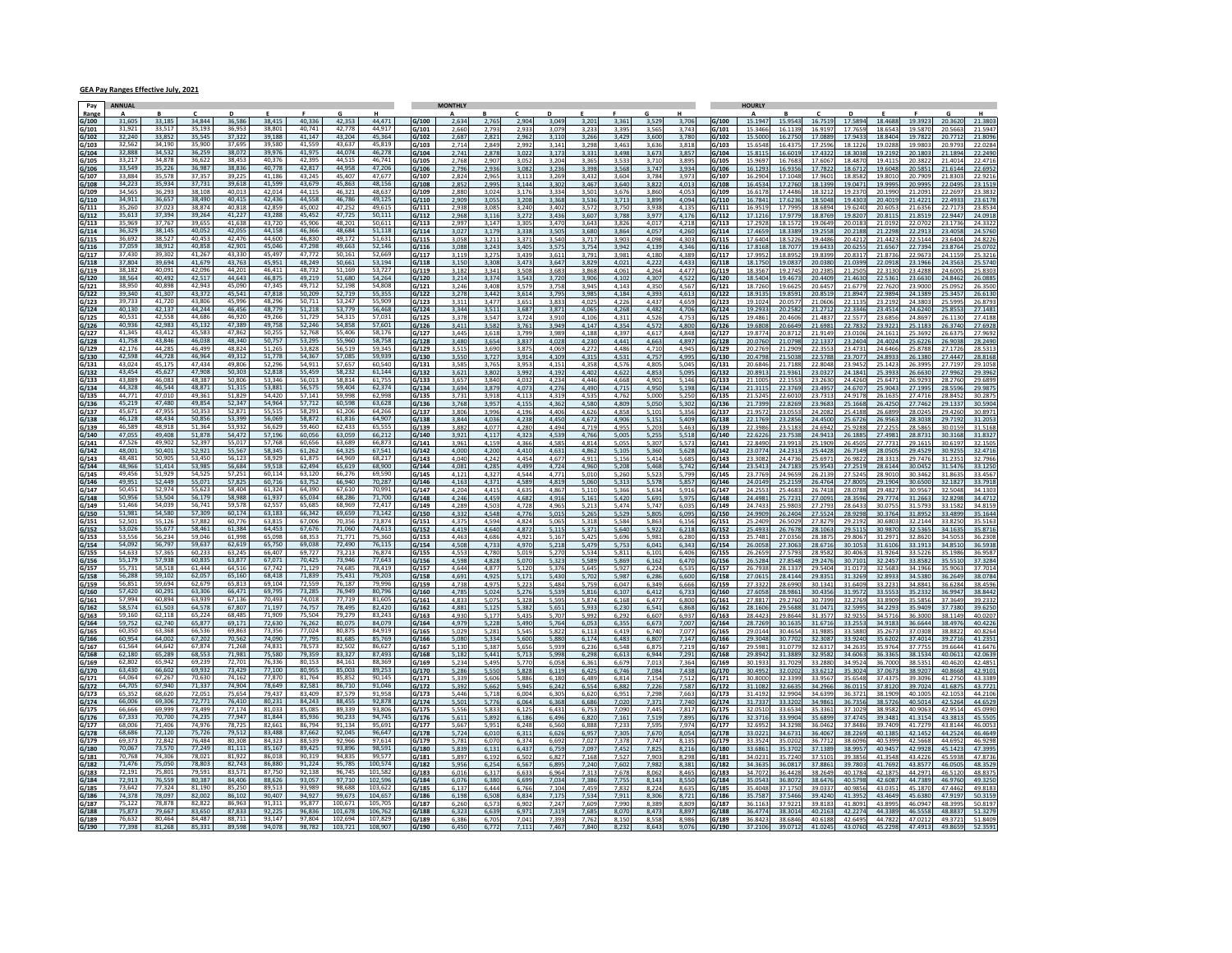## GEA Pay Ranges Effective July, 2021

**ANNUAL**

| Pay Range | A | B | C | D | E | F | G | H |
|---|---|---|---|---|---|---|---|---|
| G/100 | 31,605 | 33,185 | 34,844 | 36,586 | 38,415 | 40,336 | 42,353 | 44,471 |
| G/101 | 31,921 | 33,517 | 35,193 | 36,953 | 38,801 | 40,741 | 42,778 | 44,917 |
| G/102 | 32,240 | 33,852 | 35,545 | 37,322 | 39,188 | 41,147 | 43,204 | 45,364 |
| G/103 | 32,562 | 34,190 | 35,900 | 37,695 | 39,580 | 41,559 | 43,637 | 45,819 |
| G/104 | 32,888 | 34,532 | 36,259 | 38,072 | 39,976 | 41,975 | 44,074 | 46,278 |
| G/105 | 33,217 | 34,878 | 36,622 | 38,453 | 40,376 | 42,395 | 44,515 | 46,741 |
| G/106 | 33,549 | 35,226 | 36,987 | 38,836 | 40,778 | 42,817 | 44,958 | 47,206 |
| G/107 | 33,884 | 35,578 | 37,357 | 39,225 | 41,186 | 43,245 | 45,407 | 47,677 |
| G/108 | 34,223 | 35,934 | 37,731 | 39,618 | 41,599 | 43,679 | 45,863 | 48,156 |
| G/109 | 34,565 | 36,293 | 38,108 | 40,013 | 42,014 | 44,115 | 46,321 | 48,637 |
| G/110 | 34,911 | 36,657 | 38,490 | 40,415 | 42,436 | 44,558 | 46,786 | 49,125 |
| G/111 | 35,260 | 37,023 | 38,874 | 40,818 | 42,859 | 45,002 | 47,252 | 49,615 |
| G/112 | 35,613 | 37,394 | 39,264 | 41,227 | 43,288 | 45,452 | 47,725 | 50,111 |
| G/113 | 35,969 | 37,767 | 39,655 | 41,638 | 43,720 | 45,906 | 48,201 | 50,611 |
| G/114 | 36,329 | 38,145 | 40,052 | 42,055 | 44,158 | 46,366 | 48,684 | 51,118 |
| G/115 | 36,692 | 38,527 | 40,453 | 42,476 | 44,600 | 46,830 | 49,172 | 51,631 |
| G/116 | 37,059 | 38,912 | 40,858 | 42,901 | 45,046 | 47,298 | 49,663 | 52,146 |
| G/117 | 37,430 | 39,302 | 41,267 | 43,330 | 45,497 | 47,772 | 50,161 | 52,669 |
| G/118 | 37,804 | 39,694 | 41,679 | 43,763 | 45,951 | 48,249 | 50,661 | 53,194 |
| G/119 | 38,182 | 40,091 | 42,096 | 44,201 | 46,411 | 48,732 | 51,169 | 53,727 |
| G/120 | 38,564 | 40,492 | 42,517 | 44,643 | 46,875 | 49,219 | 51,680 | 54,264 |
| G/121 | 38,950 | 40,898 | 42,943 | 45,090 | 47,345 | 49,712 | 52,198 | 54,808 |
| G/122 | 39,340 | 41,307 | 43,372 | 45,541 | 47,818 | 50,209 | 52,719 | 55,355 |
| G/123 | 39,733 | 41,720 | 43,806 | 45,996 | 48,296 | 50,711 | 53,247 | 55,909 |
| G/124 | 40,130 | 42,137 | 44,244 | 46,456 | 48,779 | 51,218 | 53,779 | 56,468 |
| G/125 | 40,531 | 42,558 | 44,686 | 46,920 | 49,266 | 51,729 | 54,315 | 57,031 |
| G/126 | 40,936 | 42,983 | 45,132 | 47,389 | 49,758 | 52,246 | 54,858 | 57,601 |
| G/127 | 41,345 | 43,412 | 45,583 | 47,862 | 50,255 | 52,768 | 55,406 | 58,176 |
| G/128 | 41,758 | 43,846 | 46,038 | 48,340 | 50,757 | 53,295 | 55,960 | 58,758 |
| G/129 | 42,176 | 44,285 | 46,499 | 48,824 | 51,265 | 53,828 | 56,519 | 59,345 |
| G/130 | 42,598 | 44,728 | 46,964 | 49,312 | 51,778 | 54,367 | 57,085 | 59,939 |
| G/131 | 43,024 | 45,175 | 47,434 | 49,806 | 52,296 | 54,911 | 57,657 | 60,540 |
| G/132 | 43,454 | 45,627 | 47,908 | 50,303 | 52,818 | 55,459 | 58,232 | 61,144 |
| G/133 | 43,889 | 46,083 | 48,387 | 50,806 | 53,346 | 56,013 | 58,814 | 61,755 |
| G/134 | 44,328 | 46,544 | 48,871 | 51,315 | 53,881 | 56,575 | 59,404 | 62,374 |
| G/135 | 44,771 | 47,010 | 49,361 | 51,829 | 54,420 | 57,141 | 59,998 | 62,998 |
| G/136 | 45,219 | 47,480 | 49,854 | 52,347 | 54,964 | 57,712 | 60,598 | 63,628 |
| G/137 | 45,671 | 47,955 | 50,353 | 52,871 | 55,515 | 58,291 | 61,206 | 64,266 |
| G/138 | 46,128 | 48,434 | 50,856 | 53,399 | 56,069 | 58,872 | 61,816 | 64,907 |
| G/139 | 46,589 | 48,918 | 51,364 | 53,932 | 56,629 | 59,460 | 62,433 | 65,555 |
| G/140 | 47,055 | 49,408 | 51,878 | 54,472 | 57,196 | 60,056 | 63,059 | 66,212 |
| G/141 | 47,526 | 49,902 | 52,397 | 55,017 | 57,768 | 60,656 | 63,689 | 66,873 |
| G/142 | 48,001 | 50,401 | 52,921 | 55,567 | 58,345 | 61,262 | 64,325 | 67,541 |
| G/143 | 48,481 | 50,905 | 53,450 | 56,123 | 58,929 | 61,875 | 64,969 | 68,217 |
| G/144 | 48,966 | 51,414 | 53,985 | 56,684 | 59,518 | 62,494 | 65,619 | 68,900 |
| G/145 | 49,456 | 51,929 | 54,525 | 57,251 | 60,114 | 63,120 | 66,276 | 69,590 |
| G/146 | 49,951 | 52,449 | 55,071 | 57,825 | 60,716 | 63,752 | 66,940 | 70,287 |
| G/147 | 50,451 | 52,974 | 55,623 | 58,404 | 61,324 | 64,390 | 67,610 | 70,991 |
| G/148 | 50,956 | 53,504 | 56,179 | 58,988 | 61,937 | 65,034 | 68,286 | 71,700 |
| G/149 | 51,466 | 54,039 | 56,741 | 59,578 | 62,557 | 65,685 | 68,969 | 72,417 |
| G/150 | 51,981 | 54,580 | 57,309 | 60,174 | 63,183 | 66,342 | 69,659 | 73,142 |
| G/151 | 52,501 | 55,126 | 57,882 | 60,776 | 63,815 | 67,006 | 70,356 | 73,874 |
| G/152 | 53,026 | 55,677 | 58,461 | 61,384 | 64,453 | 67,676 | 71,060 | 74,613 |
| G/153 | 53,556 | 56,234 | 59,046 | 61,998 | 65,098 | 68,353 | 71,771 | 75,360 |
| G/154 | 54,092 | 56,797 | 59,637 | 62,619 | 65,750 | 69,038 | 72,490 | 76,115 |
| G/155 | 54,633 | 57,365 | 60,233 | 63,245 | 66,407 | 69,727 | 73,213 | 76,874 |
| G/156 | 55,179 | 57,938 | 60,835 | 63,877 | 67,071 | 70,425 | 73,946 | 77,643 |
| G/157 | 55,731 | 58,518 | 61,444 | 64,516 | 67,742 | 71,129 | 74,685 | 78,419 |
| G/158 | 56,288 | 59,102 | 62,057 | 65,160 | 68,418 | 71,839 | 75,431 | 79,203 |
| G/159 | 56,851 | 59,694 | 62,679 | 65,813 | 69,104 | 72,559 | 76,187 | 79,996 |
| G/160 | 57,420 | 60,291 | 63,306 | 66,471 | 69,795 | 73,285 | 76,949 | 80,796 |
| G/161 | 57,994 | 60,894 | 63,939 | 67,136 | 70,493 | 74,018 | 77,719 | 81,605 |
| G/162 | 58,574 | 61,503 | 64,578 | 67,807 | 71,197 | 74,757 | 78,495 | 82,420 |
| G/163 | 59,160 | 62,118 | 65,224 | 68,485 | 71,909 | 75,504 | 79,279 | 83,243 |
| G/164 | 59,752 | 62,740 | 65,877 | 69,171 | 72,630 | 76,262 | 80,075 | 84,079 |
| G/165 | 60,350 | 63,368 | 66,536 | 69,863 | 73,356 | 77,024 | 80,875 | 84,919 |
| G/166 | 60,954 | 64,002 | 67,202 | 70,562 | 74,090 | 77,795 | 81,685 | 85,769 |
| G/167 | 61,564 | 64,642 | 67,874 | 71,268 | 74,831 | 78,573 | 82,502 | 86,627 |
| G/168 | 62,180 | 65,289 | 68,553 | 71,981 | 75,580 | 79,359 | 83,327 | 87,493 |
| G/169 | 62,802 | 65,942 | 69,239 | 72,701 | 76,336 | 80,153 | 84,161 | 88,369 |
| G/170 | 63,430 | 66,602 | 69,932 | 73,429 | 77,100 | 80,955 | 85,003 | 89,253 |
| G/171 | 64,064 | 67,267 | 70,630 | 74,162 | 77,870 | 81,764 | 85,852 | 90,145 |
| G/172 | 64,705 | 67,940 | 71,337 | 74,904 | 78,649 | 82,581 | 86,710 | 91,046 |
| G/173 | 65,352 | 68,620 | 72,051 | 75,654 | 79,437 | 83,409 | 87,579 | 91,958 |
| G/174 | 66,006 | 69,306 | 72,771 | 76,410 | 80,231 | 84,243 | 88,455 | 92,878 |
| G/175 | 66,666 | 69,999 | 73,499 | 77,174 | 81,033 | 85,085 | 89,339 | 93,806 |
| G/176 | 67,333 | 70,700 | 74,235 | 77,947 | 81,844 | 85,936 | 90,233 | 94,745 |
| G/177 | 68,006 | 71,406 | 74,976 | 78,725 | 82,661 | 86,794 | 91,134 | 95,691 |
| G/178 | 68,686 | 72,120 | 75,726 | 79,512 | 83,488 | 87,662 | 92,045 | 96,647 |
| G/179 | 69,373 | 72,842 | 76,484 | 80,308 | 84,323 | 88,539 | 92,966 | 97,614 |
| G/180 | 70,067 | 73,570 | 77,249 | 81,111 | 85,167 | 89,425 | 93,896 | 98,591 |
| G/181 | 70,768 | 74,306 | 78,021 | 81,922 | 86,018 | 90,319 | 94,835 | 99,577 |
| G/182 | 71,476 | 75,050 | 78,803 | 82,743 | 86,880 | 91,224 | 95,785 | 100,574 |
| G/183 | 72,191 | 75,801 | 79,591 | 83,571 | 87,750 | 92,138 | 96,745 | 101,582 |
| G/184 | 72,913 | 76,559 | 80,387 | 84,406 | 88,626 | 93,057 | 97,710 | 102,596 |
| G/185 | 73,642 | 77,324 | 81,190 | 85,250 | 89,513 | 93,989 | 98,688 | 103,622 |
| G/186 | 74,378 | 78,097 | 82,002 | 86,102 | 90,407 | 94,927 | 99,673 | 104,657 |
| G/187 | 75,122 | 78,878 | 82,822 | 86,963 | 91,311 | 95,877 | 100,671 | 105,705 |
| G/188 | 75,873 | 79,667 | 83,650 | 87,833 | 92,225 | 96,836 | 101,678 | 106,762 |
| G/189 | 76,632 | 80,464 | 84,487 | 88,711 | 93,147 | 97,804 | 102,694 | 107,829 |
| G/190 | 77,398 | 81,268 | 85,331 | 89,598 | 94,078 | 98,782 | 103,721 | 108,907 |

**MONTHLY**

| Pay Range | A | B | C | D | E | F | G | H |
|---|---|---|---|---|---|---|---|---|
| G/100 | 2,634 | 2,765 | 2,904 | 3,049 | 3,201 | 3,361 | 3,529 | 3,706 |
| G/101 | 2,660 | 2,793 | 2,933 | 3,079 | 3,233 | 3,395 | 3,565 | 3,743 |
| G/102 | 2,687 | 2,821 | 2,962 | 3,110 | 3,266 | 3,429 | 3,600 | 3,780 |
| G/103 | 2,714 | 2,849 | 2,992 | 3,141 | 3,298 | 3,463 | 3,636 | 3,818 |
| G/104 | 2,741 | 2,878 | 3,022 | 3,173 | 3,331 | 3,498 | 3,673 | 3,857 |
| G/105 | 2,768 | 2,907 | 3,052 | 3,204 | 3,365 | 3,533 | 3,710 | 3,895 |
| G/106 | 2,796 | 2,936 | 3,082 | 3,236 | 3,398 | 3,568 | 3,747 | 3,934 |
| G/107 | 2,824 | 2,965 | 3,113 | 3,269 | 3,432 | 3,604 | 3,784 | 3,973 |
| G/108 | 2,852 | 2,995 | 3,144 | 3,302 | 3,467 | 3,640 | 3,822 | 4,013 |
| G/109 | 2,880 | 3,024 | 3,176 | 3,334 | 3,501 | 3,676 | 3,860 | 4,053 |
| G/110 | 2,909 | 3,055 | 3,208 | 3,368 | 3,536 | 3,713 | 3,899 | 4,094 |
| G/111 | 2,938 | 3,085 | 3,240 | 3,402 | 3,572 | 3,750 | 3,938 | 4,135 |
| G/112 | 2,968 | 3,116 | 3,272 | 3,436 | 3,607 | 3,788 | 3,977 | 4,176 |
| G/113 | 2,997 | 3,147 | 3,305 | 3,470 | 3,643 | 3,826 | 4,017 | 4,218 |
| G/114 | 3,027 | 3,179 | 3,338 | 3,505 | 3,680 | 3,864 | 4,057 | 4,260 |
| G/115 | 3,058 | 3,211 | 3,371 | 3,540 | 3,717 | 3,903 | 4,098 | 4,303 |
| G/116 | 3,088 | 3,243 | 3,405 | 3,575 | 3,754 | 3,942 | 4,139 | 4,346 |
| G/117 | 3,119 | 3,275 | 3,439 | 3,611 | 3,791 | 3,981 | 4,180 | 4,389 |
| G/118 | 3,150 | 3,308 | 3,473 | 3,647 | 3,829 | 4,021 | 4,222 | 4,433 |
| G/119 | 3,182 | 3,341 | 3,508 | 3,683 | 3,868 | 4,061 | 4,264 | 4,477 |
| G/120 | 3,214 | 3,374 | 3,543 | 3,720 | 3,906 | 4,102 | 4,307 | 4,522 |
| G/121 | 3,246 | 3,408 | 3,579 | 3,758 | 3,945 | 4,143 | 4,350 | 4,567 |
| G/122 | 3,278 | 3,442 | 3,614 | 3,795 | 3,985 | 4,184 | 4,393 | 4,613 |
| G/123 | 3,311 | 3,477 | 3,651 | 3,833 | 4,025 | 4,226 | 4,437 | 4,659 |
| G/124 | 3,344 | 3,511 | 3,687 | 3,871 | 4,065 | 4,268 | 4,482 | 4,706 |
| G/125 | 3,378 | 3,547 | 3,724 | 3,910 | 4,106 | 4,311 | 4,526 | 4,753 |
| G/126 | 3,411 | 3,582 | 3,761 | 3,949 | 4,147 | 4,354 | 4,572 | 4,800 |
| G/127 | 3,445 | 3,618 | 3,799 | 3,989 | 4,188 | 4,397 | 4,617 | 4,848 |
| G/128 | 3,480 | 3,654 | 3,837 | 4,028 | 4,230 | 4,441 | 4,663 | 4,897 |
| G/129 | 3,515 | 3,690 | 3,875 | 4,069 | 4,272 | 4,486 | 4,710 | 4,945 |
| G/130 | 3,550 | 3,727 | 3,914 | 4,109 | 4,315 | 4,531 | 4,757 | 4,995 |
| G/131 | 3,585 | 3,765 | 3,953 | 4,151 | 4,358 | 4,576 | 4,805 | 5,045 |
| G/132 | 3,621 | 3,802 | 3,992 | 4,192 | 4,402 | 4,622 | 4,853 | 5,095 |
| G/133 | 3,657 | 3,840 | 4,032 | 4,234 | 4,446 | 4,668 | 4,901 | 5,146 |
| G/134 | 3,694 | 3,879 | 4,073 | 4,276 | 4,490 | 4,715 | 4,950 | 5,198 |
| G/135 | 3,731 | 3,918 | 4,113 | 4,319 | 4,535 | 4,762 | 5,000 | 5,250 |
| G/136 | 3,768 | 3,957 | 4,155 | 4,362 | 4,580 | 4,809 | 5,050 | 5,302 |
| G/137 | 3,806 | 3,996 | 4,196 | 4,406 | 4,626 | 4,858 | 5,101 | 5,356 |
| G/138 | 3,844 | 4,036 | 4,238 | 4,450 | 4,672 | 4,906 | 5,151 | 5,409 |
| G/139 | 3,882 | 4,077 | 4,280 | 4,494 | 4,719 | 4,955 | 5,203 | 5,463 |
| G/140 | 3,921 | 4,117 | 4,323 | 4,539 | 4,766 | 5,005 | 5,255 | 5,518 |
| G/141 | 3,961 | 4,159 | 4,366 | 4,585 | 4,814 | 5,055 | 5,307 | 5,573 |
| G/142 | 4,000 | 4,200 | 4,410 | 4,631 | 4,862 | 5,105 | 5,360 | 5,628 |
| G/143 | 4,040 | 4,242 | 4,454 | 4,677 | 4,911 | 5,156 | 5,414 | 5,685 |
| G/144 | 4,081 | 4,285 | 4,499 | 4,724 | 4,960 | 5,208 | 5,468 | 5,742 |
| G/145 | 4,121 | 4,327 | 4,544 | 4,771 | 5,010 | 5,260 | 5,523 | 5,799 |
| G/146 | 4,163 | 4,371 | 4,589 | 4,819 | 5,060 | 5,313 | 5,578 | 5,857 |
| G/147 | 4,204 | 4,415 | 4,635 | 4,867 | 5,110 | 5,366 | 5,634 | 5,916 |
| G/148 | 4,246 | 4,459 | 4,682 | 4,916 | 5,161 | 5,420 | 5,691 | 5,975 |
| G/149 | 4,289 | 4,503 | 4,728 | 4,965 | 5,213 | 5,474 | 5,747 | 6,035 |
| G/150 | 4,332 | 4,548 | 4,776 | 5,015 | 5,265 | 5,529 | 5,805 | 6,095 |
| G/151 | 4,375 | 4,594 | 4,824 | 5,065 | 5,318 | 5,584 | 5,863 | 6,156 |
| G/152 | 4,419 | 4,640 | 4,872 | 5,115 | 5,371 | 5,640 | 5,922 | 6,218 |
| G/153 | 4,463 | 4,686 | 4,921 | 5,167 | 5,425 | 5,696 | 5,981 | 6,280 |
| G/154 | 4,508 | 4,733 | 4,970 | 5,218 | 5,479 | 5,753 | 6,041 | 6,343 |
| G/155 | 4,553 | 4,780 | 5,019 | 5,270 | 5,534 | 5,811 | 6,101 | 6,406 |
| G/156 | 4,598 | 4,828 | 5,070 | 5,323 | 5,589 | 5,869 | 6,162 | 6,470 |
| G/157 | 4,644 | 4,877 | 5,120 | 5,376 | 5,645 | 5,927 | 6,224 | 6,535 |
| G/158 | 4,691 | 4,925 | 5,171 | 5,430 | 5,702 | 5,987 | 6,286 | 6,600 |
| G/159 | 4,738 | 4,975 | 5,223 | 5,484 | 5,759 | 6,047 | 6,349 | 6,666 |
| G/160 | 4,785 | 5,024 | 5,276 | 5,539 | 5,816 | 6,107 | 6,412 | 6,733 |
| G/161 | 4,833 | 5,075 | 5,328 | 5,595 | 5,874 | 6,168 | 6,477 | 6,800 |
| G/162 | 4,881 | 5,125 | 5,382 | 5,651 | 5,933 | 6,230 | 6,541 | 6,868 |
| G/163 | 4,930 | 5,177 | 5,435 | 5,707 | 5,992 | 6,292 | 6,607 | 6,937 |
| G/164 | 4,979 | 5,228 | 5,490 | 5,764 | 6,053 | 6,355 | 6,673 | 7,007 |
| G/165 | 5,029 | 5,281 | 5,545 | 5,822 | 6,113 | 6,419 | 6,740 | 7,077 |
| G/166 | 5,080 | 5,334 | 5,600 | 5,880 | 6,174 | 6,483 | 6,807 | 7,147 |
| G/167 | 5,130 | 5,387 | 5,656 | 5,939 | 6,236 | 6,548 | 6,875 | 7,219 |
| G/168 | 5,182 | 5,441 | 5,713 | 5,998 | 6,298 | 6,613 | 6,944 | 7,291 |
| G/169 | 5,234 | 5,495 | 5,770 | 6,058 | 6,361 | 6,679 | 7,013 | 7,364 |
| G/170 | 5,286 | 5,550 | 5,828 | 6,119 | 6,425 | 6,746 | 7,084 | 7,438 |
| G/171 | 5,339 | 5,606 | 5,886 | 6,180 | 6,489 | 6,814 | 7,154 | 7,512 |
| G/172 | 5,392 | 5,662 | 5,945 | 6,242 | 6,554 | 6,882 | 7,226 | 7,587 |
| G/173 | 5,446 | 5,718 | 6,004 | 6,305 | 6,620 | 6,951 | 7,298 | 7,663 |
| G/174 | 5,501 | 5,776 | 6,064 | 6,368 | 6,686 | 7,020 | 7,371 | 7,740 |
| G/175 | 5,556 | 5,833 | 6,125 | 6,431 | 6,753 | 7,090 | 7,445 | 7,817 |
| G/176 | 5,611 | 5,892 | 6,186 | 6,496 | 6,820 | 7,161 | 7,519 | 7,895 |
| G/177 | 5,667 | 5,951 | 6,248 | 6,560 | 6,888 | 7,233 | 7,595 | 7,974 |
| G/178 | 5,724 | 6,010 | 6,311 | 6,626 | 6,957 | 7,305 | 7,670 | 8,054 |
| G/179 | 5,781 | 6,070 | 6,374 | 6,692 | 7,027 | 7,378 | 7,747 | 8,135 |
| G/180 | 5,839 | 6,131 | 6,437 | 6,759 | 7,097 | 7,452 | 7,825 | 8,216 |
| G/181 | 5,897 | 6,192 | 6,502 | 6,827 | 7,168 | 7,527 | 7,903 | 8,298 |
| G/182 | 5,956 | 6,254 | 6,567 | 6,895 | 7,240 | 7,602 | 7,982 | 8,381 |
| G/183 | 6,016 | 6,317 | 6,633 | 6,964 | 7,313 | 7,678 | 8,062 | 8,465 |
| G/184 | 6,076 | 6,380 | 6,699 | 7,034 | 7,386 | 7,755 | 8,143 | 8,550 |
| G/185 | 6,137 | 6,444 | 6,766 | 7,104 | 7,459 | 7,832 | 8,224 | 8,635 |
| G/186 | 6,198 | 6,508 | 6,834 | 7,175 | 7,534 | 7,911 | 8,306 | 8,721 |
| G/187 | 6,260 | 6,573 | 6,902 | 7,247 | 7,609 | 7,990 | 8,389 | 8,809 |
| G/188 | 6,323 | 6,639 | 6,971 | 7,319 | 7,685 | 8,070 | 8,473 | 8,897 |
| G/189 | 6,386 | 6,705 | 7,041 | 7,393 | 7,762 | 8,150 | 8,558 | 8,986 |
| G/190 | 6,450 | 6,772 | 7,111 | 7,467 | 7,840 | 8,232 | 8,643 | 9,076 |

**HOURLY**

| Pay Range | A | B | C | D | E | F | G | H |
|---|---|---|---|---|---|---|---|---|
| G/100 | 15.1947 | 15.9543 | 16.7519 | 17.5894 | 18.4688 | 19.3923 | 20.3620 | 21.3803 |
| G/101 | 15.3466 | 16.1139 | 16.9197 | 17.7659 | 18.6543 | 19.5870 | 20.5663 | 21.5947 |
| G/102 | 15.5000 | 16.2750 | 17.0889 | 17.9433 | 18.8404 | 19.7822 | 20.7712 | 21.8096 |
| G/103 | 15.6548 | 16.4375 | 17.2596 | 18.1226 | 19.0288 | 19.9803 | 20.9793 | 22.0284 |
| G/104 | 15.8115 | 16.6019 | 17.4322 | 18.3038 | 19.2192 | 20.1803 | 21.1894 | 22.2490 |
| G/105 | 15.9697 | 16.7683 | 17.6067 | 18.4870 | 19.4115 | 20.3822 | 21.4014 | 22.4716 |
| G/106 | 16.1293 | 16.9356 | 17.7822 | 18.6712 | 19.6048 | 20.5851 | 21.6144 | 22.6952 |
| G/107 | 16.2904 | 17.1048 | 17.9601 | 18.8582 | 19.8010 | 20.7909 | 21.8303 | 22.9216 |
| G/108 | 16.4534 | 17.2760 | 18.1399 | 19.0471 | 19.9995 | 20.9995 | 22.0495 | 23.1519 |
| G/109 | 16.6178 | 17.4486 | 18.3212 | 19.2370 | 20.1990 | 21.2091 | 22.2697 | 23.3832 |
| G/110 | 16.7841 | 17.6236 | 18.5048 | 19.4303 | 20.4019 | 21.4221 | 22.4933 | 23.6178 |
| G/111 | 16.9519 | 17.7995 | 18.6894 | 19.6240 | 20.6053 | 21.6356 | 22.7173 | 23.8534 |
| G/112 | 17.1216 | 17.9779 | 18.8769 | 19.8207 | 20.8115 | 21.8519 | 22.9447 | 24.0918 |
| G/113 | 17.2928 | 18.1572 | 19.0649 | 20.0183 | 21.0192 | 22.0702 | 23.1736 | 24.3322 |
| G/114 | 17.4659 | 18.3389 | 19.2558 | 20.2188 | 21.2298 | 22.2913 | 23.4058 | 24.5760 |
| G/115 | 17.6404 | 18.5226 | 19.4486 | 20.4212 | 21.4423 | 22.5144 | 23.6404 | 24.8226 |
| G/116 | 17.8168 | 18.7077 | 19.6433 | 20.6255 | 21.6567 | 22.7394 | 23.8764 | 25.0702 |
| G/117 | 17.9952 | 18.8952 | 19.8399 | 20.8317 | 21.8736 | 22.9673 | 24.1159 | 25.3216 |
| G/118 | 18.1750 | 19.0837 | 20.0380 | 21.0399 | 22.0918 | 23.1966 | 24.3563 | 25.5740 |
| G/119 | 18.3567 | 19.2745 | 20.2385 | 21.2505 | 22.3130 | 23.4288 | 24.6005 | 25.8303 |
| G/120 | 18.5404 | 19.4673 | 20.4409 | 21.4630 | 22.5361 | 23.6630 | 24.8462 | 26.0885 |
| G/121 | 18.7260 | 19.6625 | 20.6457 | 21.6779 | 22.7620 | 23.9000 | 25.0952 | 26.3500 |
| G/122 | 18.9135 | 19.8591 | 20.8519 | 21.8947 | 22.9894 | 24.1389 | 25.3457 | 26.6130 |
| G/123 | 19.1024 | 20.0577 | 21.0606 | 22.1135 | 23.2192 | 24.3803 | 25.5995 | 26.8793 |
| G/124 | 19.2933 | 20.2582 | 21.2712 | 22.3346 | 23.4514 | 24.6240 | 25.8553 | 27.1481 |
| G/125 | 19.4861 | 20.4606 | 21.4837 | 22.5577 | 23.6856 | 24.8697 | 26.1130 | 27.4188 |
| G/126 | 19.6808 | 20.6649 | 21.6981 | 22.7832 | 23.9221 | 25.1183 | 26.3740 | 27.6928 |
| G/127 | 19.8774 | 20.8712 | 21.9149 | 23.0106 | 24.1611 | 25.3692 | 26.6375 | 27.9692 |
| G/128 | 20.0760 | 21.0798 | 22.1337 | 23.2404 | 24.4024 | 25.6226 | 26.9038 | 28.2490 |
| G/129 | 20.2769 | 21.2909 | 22.3553 | 23.4731 | 24.6466 | 25.8788 | 27.1726 | 28.5313 |
| G/130 | 20.4798 | 21.5038 | 22.5788 | 23.7077 | 24.8933 | 26.1380 | 27.4447 | 28.8168 |
| G/131 | 20.6846 | 21.7188 | 22.8048 | 23.9452 | 25.1423 | 26.3995 | 27.7197 | 29.1058 |
| G/132 | 20.8913 | 21.9361 | 23.0327 | 24.1841 | 25.3933 | 26.6630 | 27.9962 | 29.3962 |
| G/133 | 21.1005 | 22.1553 | 23.2630 | 24.4260 | 25.6471 | 26.9293 | 28.2760 | 29.6899 |
| G/134 | 21.3115 | 22.3769 | 23.4957 | 24.6707 | 25.9043 | 27.1995 | 28.5596 | 29.9875 |
| G/135 | 21.5245 | 22.6010 | 23.7313 | 24.9178 | 26.1635 | 27.4716 | 28.8452 | 30.2875 |
| G/136 | 21.7399 | 22.8269 | 23.9683 | 25.1668 | 26.4250 | 27.7462 | 29.1337 | 30.5904 |
| G/137 | 21.9572 | 23.0553 | 24.2082 | 25.4188 | 26.6899 | 28.0245 | 29.4260 | 30.8971 |
| G/138 | 22.1769 | 23.2856 | 24.4500 | 25.6726 | 26.9563 | 28.3038 | 29.7192 | 31.2053 |
| G/139 | 22.3986 | 23.5183 | 24.6942 | 25.9288 | 27.2255 | 28.5865 | 30.0159 | 31.5168 |
| G/140 | 22.6226 | 23.7538 | 24.9413 | 26.1885 | 27.4981 | 28.8731 | 30.3168 | 31.8327 |
| G/141 | 22.8490 | 23.9913 | 25.1909 | 26.4505 | 27.7731 | 29.1615 | 30.6197 | 32.1505 |
| G/142 | 23.0774 | 24.2313 | 25.4428 | 26.7149 | 28.0505 | 29.4529 | 30.9255 | 32.4716 |
| G/143 | 23.3082 | 24.4736 | 25.6971 | 26.9822 | 28.3313 | 29.7476 | 31.2351 | 32.7966 |
| G/144 | 23.5413 | 24.7183 | 25.9543 | 27.2519 | 28.6144 | 30.0452 | 31.5476 | 33.1250 |
| G/145 | 23.7769 | 24.9659 | 26.2139 | 27.5245 | 28.9010 | 30.3462 | 31.8635 | 33.4567 |
| G/146 | 24.0149 | 25.2159 | 26.4764 | 27.8005 | 29.1904 | 30.6500 | 32.1827 | 33.7918 |
| G/147 | 24.2553 | 25.4683 | 26.7418 | 28.0788 | 29.4827 | 30.9567 | 32.5048 | 34.1303 |
| G/148 | 24.4981 | 25.7231 | 27.0091 | 28.3596 | 29.7774 | 31.2663 | 32.8298 | 34.4712 |
| G/149 | 24.7433 | 25.9803 | 27.2793 | 28.6433 | 30.0755 | 31.5793 | 33.1582 | 34.8159 |
| G/150 | 24.9909 | 26.2404 | 27.5524 | 28.9298 | 30.3764 | 31.8952 | 33.4899 | 35.1644 |
| G/151 | 25.2409 | 26.5029 | 27.8279 | 29.2192 | 30.6803 | 32.2144 | 33.8250 | 35.5163 |
| G/152 | 25.4933 | 26.7678 | 28.1063 | 29.5115 | 30.9870 | 32.5365 | 34.1635 | 35.8716 |
| G/153 | 25.7481 | 27.0356 | 28.3875 | 29.8067 | 31.2971 | 32.8620 | 34.5053 | 36.2308 |
| G/154 | 26.0058 | 27.3063 | 28.6716 | 30.1053 | 31.6106 | 33.1913 | 34.8510 | 36.5938 |
| G/155 | 26.2659 | 27.5793 | 28.9582 | 30.4063 | 31.9260 | 33.5226 | 35.1986 | 36.9587 |
| G/156 | 26.5284 | 27.8548 | 29.2476 | 30.7101 | 32.2457 | 33.8582 | 35.5510 | 37.3284 |
| G/157 | 26.7938 | 28.1337 | 29.5404 | 31.0173 | 32.5683 | 34.1966 | 35.9063 | 37.7014 |
| G/158 | 27.0615 | 28.4144 | 29.8351 | 31.3269 | 32.8933 | 34.5380 | 36.2649 | 38.0784 |
| G/159 | 27.3322 | 28.6990 | 30.1341 | 31.6409 | 33.2231 | 34.8841 | 36.6284 | 38.4596 |
| G/160 | 27.6058 | 28.9861 | 30.4356 | 31.9572 | 33.5553 | 35.2332 | 36.9947 | 38.8442 |
| G/161 | 27.8817 | 29.2760 | 30.7399 | 32.2769 | 33.8909 | 35.5856 | 37.3649 | 39.2332 |
| G/162 | 28.1606 | 29.5688 | 31.0471 | 32.5995 | 34.2293 | 35.9409 | 37.7380 | 39.6250 |
| G/163 | 28.4423 | 29.8644 | 31.3577 | 32.9255 | 34.5716 | 36.3000 | 38.1149 | 40.0207 |
| G/164 | 28.7269 | 30.1635 | 31.6716 | 33.2553 | 34.9183 | 36.6644 | 38.4976 | 40.4226 |
| G/165 | 29.0144 | 30.4654 | 31.9885 | 33.5880 | 35.2673 | 37.0308 | 38.8822 | 40.8264 |
| G/166 | 29.3048 | 30.7702 | 32.3087 | 33.9240 | 35.6202 | 37.4014 | 39.2716 | 41.2351 |
| G/167 | 29.5981 | 31.0779 | 32.6317 | 34.2635 | 35.9764 | 37.7755 | 39.6644 | 41.6476 |
| G/168 | 29.8942 | 31.3889 | 32.9582 | 34.6063 | 36.3365 | 38.1534 | 40.0611 | 42.0639 |
| G/169 | 30.1933 | 31.7029 | 33.2880 | 34.9524 | 36.7000 | 38.5351 | 40.4620 | 42.4851 |
| G/170 | 30.4952 | 32.0202 | 33.6212 | 35.3024 | 37.0673 | 38.9207 | 40.8668 | 42.9101 |
| G/171 | 30.8000 | 32.3399 | 33.9567 | 35.6548 | 37.4375 | 39.3096 | 41.2750 | 43.3389 |
| G/172 | 31.1082 | 32.6635 | 34.2966 | 36.0115 | 37.8120 | 39.7024 | 41.6875 | 43.7721 |
| G/173 | 31.4192 | 32.9904 | 34.6399 | 36.3721 | 38.1909 | 40.1005 | 42.1053 | 44.2106 |
| G/174 | 31.7337 | 33.3202 | 34.9861 | 36.7356 | 38.5726 | 40.5014 | 42.5264 | 44.6529 |
| G/175 | 32.0510 | 33.6534 | 35.3361 | 37.1029 | 38.9582 | 40.9063 | 42.9514 | 45.0990 |
| G/176 | 32.3716 | 33.9904 | 35.6899 | 37.4745 | 39.3481 | 41.3154 | 43.3813 | 45.5505 |
| G/177 | 32.6952 | 34.3298 | 36.0462 | 37.8486 | 39.7409 | 41.7279 | 43.8144 | 46.0053 |
| G/178 | 33.0221 | 34.6731 | 36.4067 | 38.2269 | 40.1385 | 42.1452 | 44.2524 | 46.4649 |
| G/179 | 33.3524 | 35.0202 | 36.7712 | 38.6096 | 40.5399 | 42.5668 | 44.6952 | 46.9298 |
| G/180 | 33.6861 | 35.3702 | 37.1389 | 38.9957 | 40.9457 | 42.9928 | 45.1423 | 47.3995 |
| G/181 | 34.0231 | 35.7240 | 37.5101 | 39.3856 | 41.3548 | 43.4226 | 45.5938 | 47.8736 |
| G/182 | 34.3635 | 36.0817 | 37.8861 | 39.7803 | 41.7692 | 43.8577 | 46.0505 | 48.3529 |
| G/183 | 34.7072 | 36.4428 | 38.2649 | 40.1784 | 42.1875 | 44.2971 | 46.5120 | 48.8375 |
| G/184 | 35.0543 | 36.8072 | 38.6476 | 40.5798 | 42.6087 | 44.7389 | 46.9760 | 49.3250 |
| G/185 | 35.4048 | 37.1750 | 39.0337 | 40.9856 | 43.0351 | 45.1870 | 47.4462 | 49.8183 |
| G/186 | 35.7587 | 37.5466 | 39.4240 | 41.3952 | 43.4649 | 45.6380 | 47.9197 | 50.3159 |
| G/187 | 36.1163 | 37.9221 | 39.8183 | 41.8091 | 43.8995 | 46.0947 | 48.3995 | 50.8197 |
| G/188 | 36.4774 | 38.3014 | 40.2163 | 42.2274 | 44.3389 | 46.5558 | 48.8837 | 51.3279 |
| G/189 | 36.8423 | 38.6846 | 40.6188 | 42.6495 | 44.7822 | 47.0212 | 49.3721 | 51.8409 |
| G/190 | 37.2106 | 39.0712 | 41.0245 | 43.0760 | 45.2298 | 47.4913 | 49.8659 | 52.3591 |